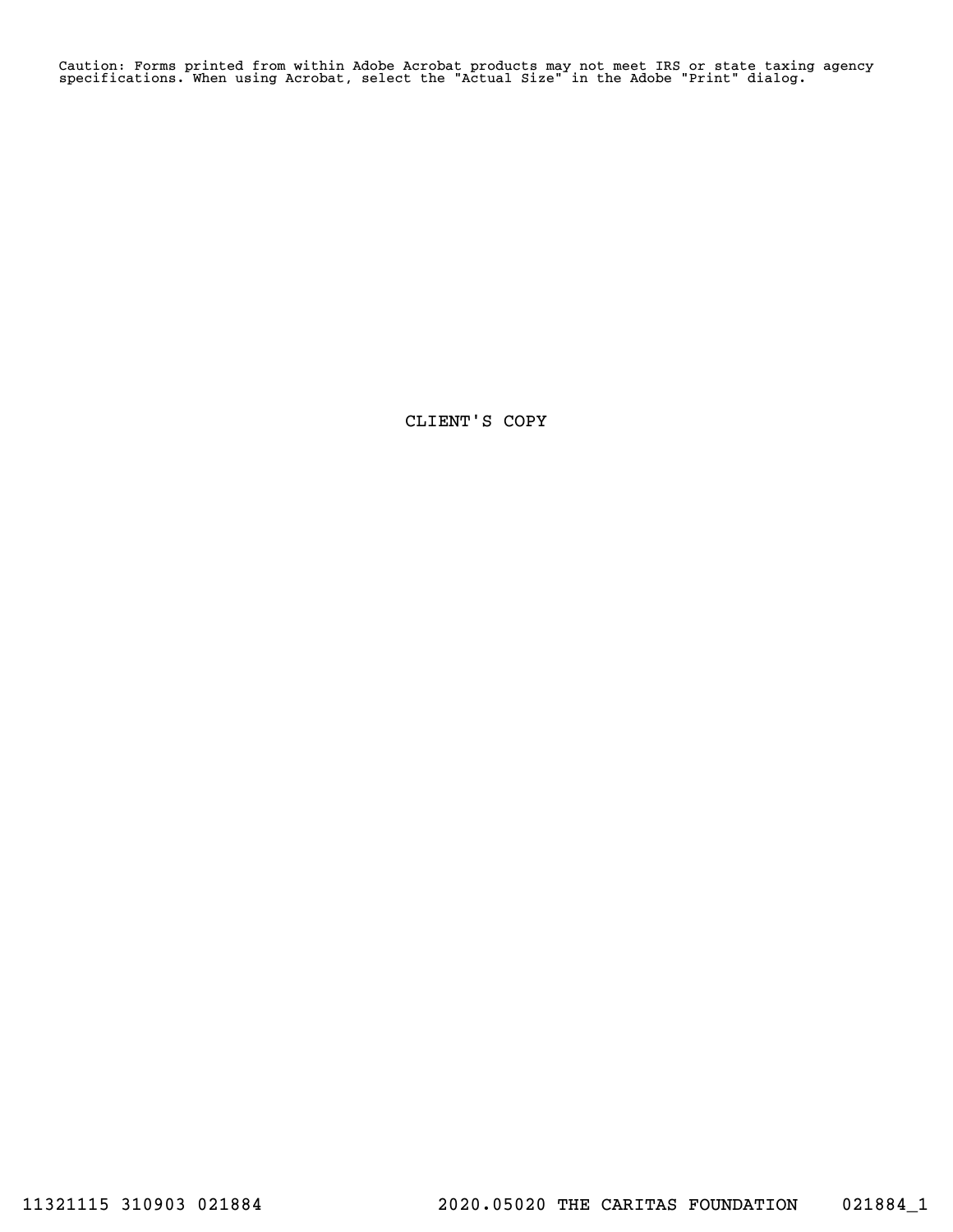Caution: Forms printed from within Adobe Acrobat products may not meet IRS or state taxing agency specifications. When using Acrobat, select the "Actual Size" in the Adobe "Print" dialog.

CLIENT'S COPY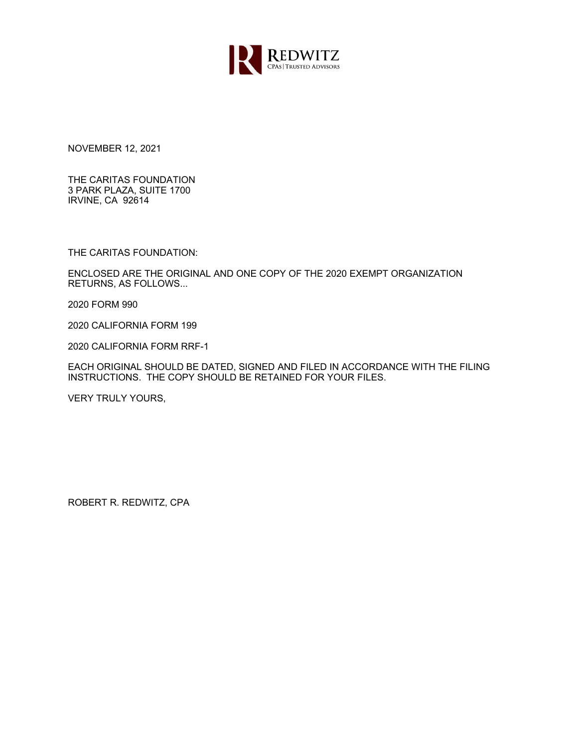REDWITZ
CPAs | TRUSTED ADVISORS

NOVEMBER 12, 2021

THE CARITAS FOUNDATION
3 PARK PLAZA, SUITE 1700
IRVINE, CA 92614

THE CARITAS FOUNDATION:

ENCLOSED ARE THE ORIGINAL AND ONE COPY OF THE 2020 EXEMPT ORGANIZATION RETURNS, AS FOLLOWS...

2020 FORM 990

2020 CALIFORNIA FORM 199

2020 CALIFORNIA FORM RRF-1

EACH ORIGINAL SHOULD BE DATED, SIGNED AND FILED IN ACCORDANCE WITH THE FILING INSTRUCTIONS. THE COPY SHOULD BE RETAINED FOR YOUR FILES.

VERY TRULY YOURS,

ROBERT R. REDWITZ, CPA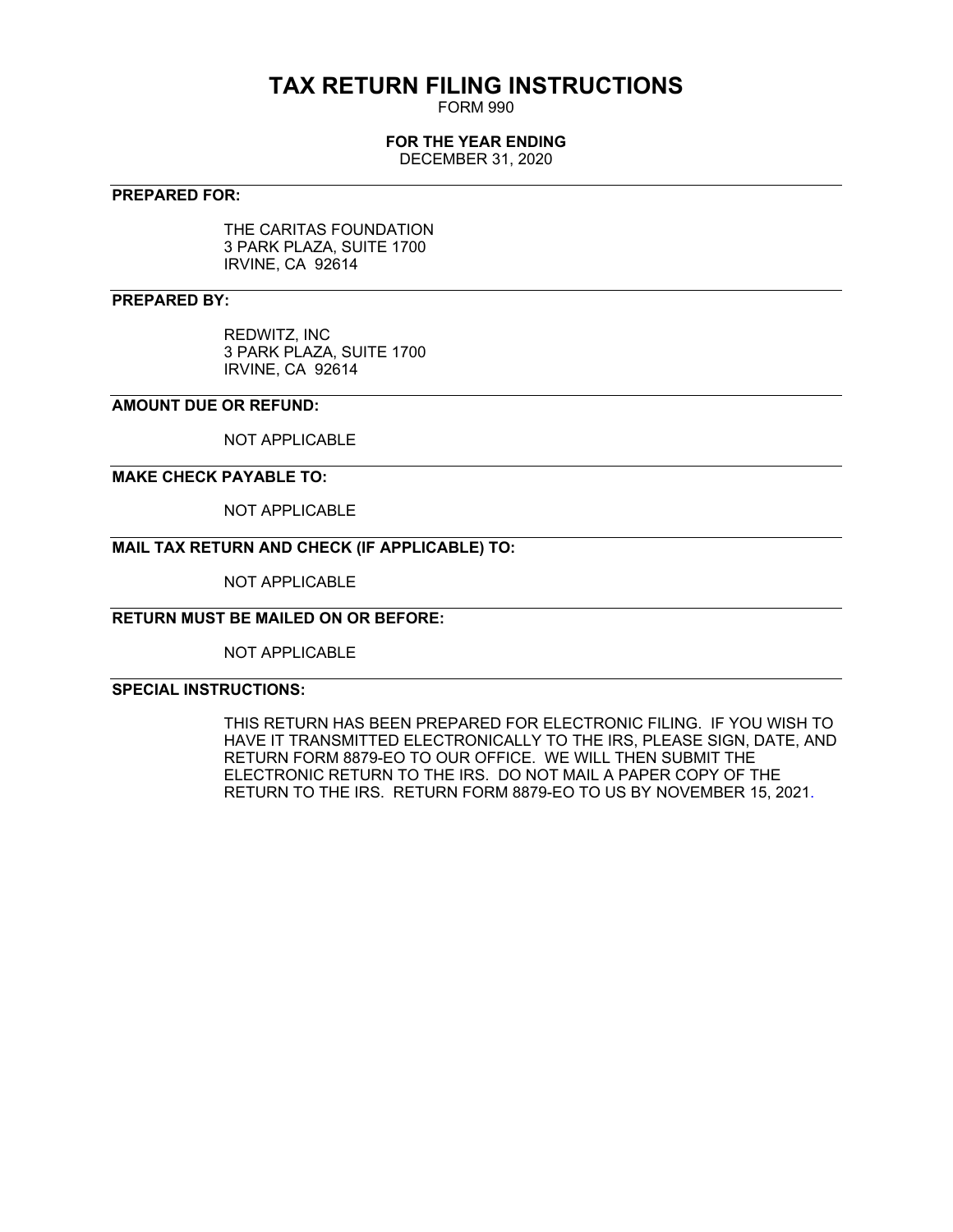# TAX RETURN FILING INSTRUCTIONS

FORM 990

**FOR THE YEAR ENDING**

DECEMBER 31, 2020

**PREPARED FOR:**

THE CARITAS FOUNDATION
3 PARK PLAZA, SUITE 1700
IRVINE, CA 92614

**PREPARED BY:**

REDWITZ, INC
3 PARK PLAZA, SUITE 1700
IRVINE, CA 92614

**AMOUNT DUE OR REFUND:**

NOT APPLICABLE

**MAKE CHECK PAYABLE TO:**

NOT APPLICABLE

**MAIL TAX RETURN AND CHECK (IF APPLICABLE) TO:**

NOT APPLICABLE

**RETURN MUST BE MAILED ON OR BEFORE:**

NOT APPLICABLE

**SPECIAL INSTRUCTIONS:**

THIS RETURN HAS BEEN PREPARED FOR ELECTRONIC FILING. IF YOU WISH TO HAVE IT TRANSMITTED ELECTRONICALLY TO THE IRS, PLEASE SIGN, DATE, AND RETURN FORM 8879-EO TO OUR OFFICE. WE WILL THEN SUBMIT THE ELECTRONIC RETURN TO THE IRS. DO NOT MAIL A PAPER COPY OF THE RETURN TO THE IRS. RETURN FORM 8879-EO TO US BY NOVEMBER 15, 2021.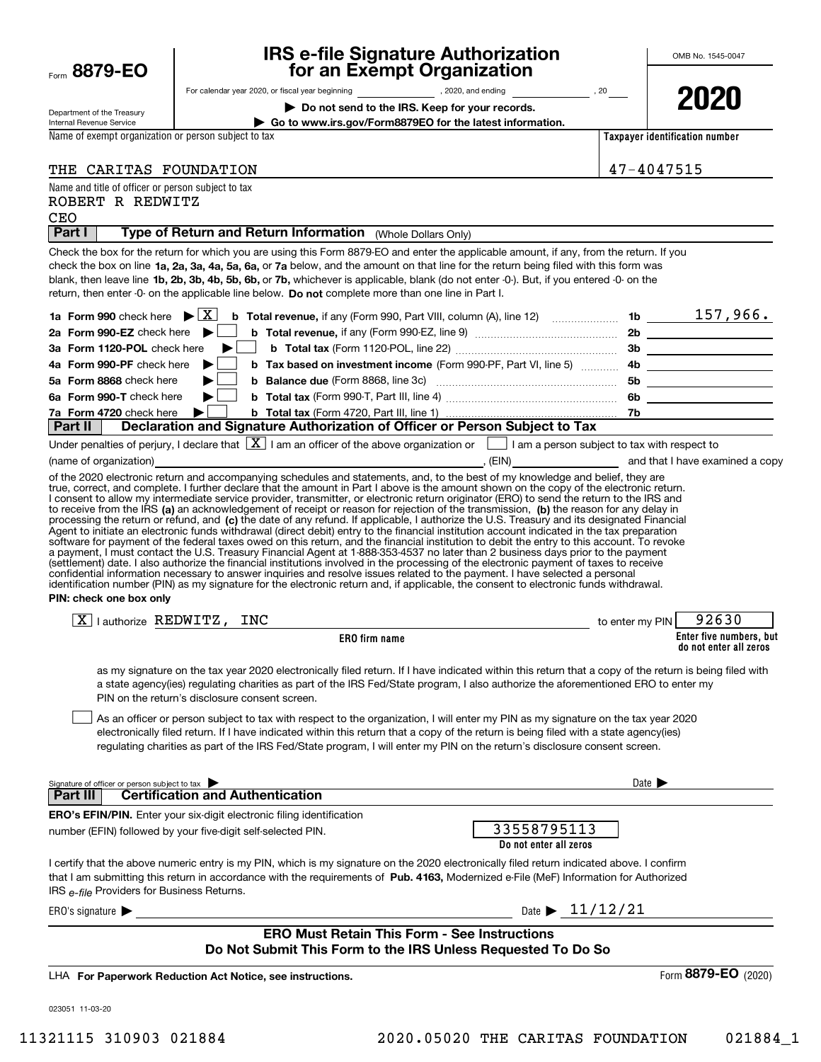Form **8879-EO**

Department of the Treasury
Internal Revenue Service

# IRS e-file Signature Authorization for an Exempt Organization

For calendar year 2020, or fiscal year beginning ______________ , 2020, and ending ______________ , 20____

▶ **Do not send to the IRS. Keep for your records.**

▶ **Go to www.irs.gov/Form8879EO for the latest information.**

OMB No. 1545-0047

**2020**

Name of exempt organization or person subject to tax: THE CARITAS FOUNDATION

**Taxpayer identification number:** 47-4047515

Name and title of officer or person subject to tax:
ROBERT R REDWITZ
CEO

## Part I — Type of Return and Return Information (Whole Dollars Only)

Check the box for the return for which you are using this Form 8879-EO and enter the applicable amount, if any, from the return. If you check the box on line **1a, 2a, 3a, 4a, 5a, 6a,** or **7a** below, and the amount on that line for the return being filed with this form was blank, then leave line **1b, 2b, 3b, 4b, 5b, 6b,** or **7b,** whichever is applicable, blank (do not enter -0-). But, if you entered -0- on the return, then enter -0- on the applicable line below. **Do not** complete more than one line in Part I.

| | | | |
|---|---|---|---|
| **1a Form 990** check here ▶ [X] | **b Total revenue,** if any (Form 990, Part VIII, column (A), line 12) | 1b | 157,966. |
| **2a Form 990-EZ** check here ▶ [ ] | **b Total revenue,** if any (Form 990-EZ, line 9) | 2b | |
| **3a Form 1120-POL** check here ▶ [ ] | **b Total tax** (Form 1120-POL, line 22) | 3b | |
| **4a Form 990-PF** check here ▶ [ ] | **b Tax based on investment income** (Form 990-PF, Part VI, line 5) | 4b | |
| **5a Form 8868** check here ▶ [ ] | **b Balance due** (Form 8868, line 3c) | 5b | |
| **6a Form 990-T** check here ▶ [ ] | **b Total tax** (Form 990-T, Part III, line 4) | 6b | |
| **7a Form 4720** check here ▶ [ ] | **b Total tax** (Form 4720, Part III, line 1) | 7b | |

## Part II — Declaration and Signature Authorization of Officer or Person Subject to Tax

Under penalties of perjury, I declare that [X] I am an officer of the above organization or [ ] I am a person subject to tax with respect to (name of organization) ______________________, (EIN) ______________ and that I have examined a copy of the 2020 electronic return and accompanying schedules and statements, and, to the best of my knowledge and belief, they are true, correct, and complete. I further declare that the amount in Part I above is the amount shown on the copy of the electronic return. I consent to allow my intermediate service provider, transmitter, or electronic return originator (ERO) to send the return to the IRS and to receive from the IRS **(a)** an acknowledgement of receipt or reason for rejection of the transmission, **(b)** the reason for any delay in processing the return or refund, and **(c)** the date of any refund. If applicable, I authorize the U.S. Treasury and its designated Financial Agent to initiate an electronic funds withdrawal (direct debit) entry to the financial institution account indicated in the tax preparation software for payment of the federal taxes owed on this return, and the financial institution to debit the entry to this account. To revoke a payment, I must contact the U.S. Treasury Financial Agent at 1-888-353-4537 no later than 2 business days prior to the payment (settlement) date. I also authorize the financial institutions involved in the processing of the electronic payment of taxes to receive confidential information necessary to answer inquiries and resolve issues related to the payment. I have selected a personal identification number (PIN) as my signature for the electronic return and, if applicable, the consent to electronic funds withdrawal.

**PIN: check one box only**

[X] I authorize REDWITZ, INC (**ERO firm name**) to enter my PIN 92630 (**Enter five numbers, but do not enter all zeros**) as my signature on the tax year 2020 electronically filed return. If I have indicated within this return that a copy of the return is being filed with a state agency(ies) regulating charities as part of the IRS Fed/State program, I also authorize the aforementioned ERO to enter my PIN on the return's disclosure consent screen.

[ ] As an officer or person subject to tax with respect to the organization, I will enter my PIN as my signature on the tax year 2020 electronically filed return. If I have indicated within this return that a copy of the return is being filed with a state agency(ies) regulating charities as part of the IRS Fed/State program, I will enter my PIN on the return's disclosure consent screen.

Signature of officer or person subject to tax ▶ ______________________ Date ▶ ____________

## Part III — Certification and Authentication

**ERO's EFIN/PIN.** Enter your six-digit electronic filing identification number (EFIN) followed by your five-digit self-selected PIN. 33558795113 (**Do not enter all zeros**)

I certify that the above numeric entry is my PIN, which is my signature on the 2020 electronically filed return indicated above. I confirm that I am submitting this return in accordance with the requirements of **Pub. 4163,** Modernized e-File (MeF) Information for Authorized IRS *e-file* Providers for Business Returns.

ERO's signature ▶ ______________________ Date ▶ 11/12/21

**ERO Must Retain This Form - See Instructions**
**Do Not Submit This Form to the IRS Unless Requested To Do So**

LHA **For Paperwork Reduction Act Notice, see instructions.** Form **8879-EO** (2020)

023051 11-03-20

11321115 310903 021884 2020.05020 THE CARITAS FOUNDATION 021884_1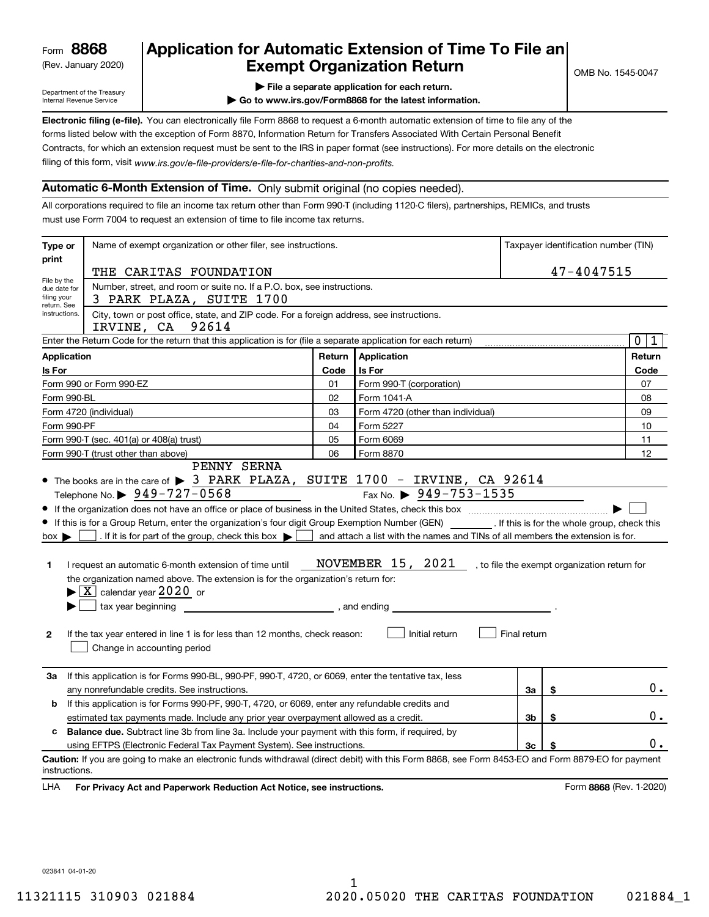Form **8868**
(Rev. January 2020)

Department of the Treasury
Internal Revenue Service

# Application for Automatic Extension of Time To File an Exempt Organization Return

▶ File a separate application for each return.
▶ Go to www.irs.gov/Form8868 for the latest information.

OMB No. 1545-0047

**Electronic filing (e-file).** You can electronically file Form 8868 to request a 6-month automatic extension of time to file any of the forms listed below with the exception of Form 8870, Information Return for Transfers Associated With Certain Personal Benefit Contracts, for which an extension request must be sent to the IRS in paper format (see instructions). For more details on the electronic filing of this form, visit *www.irs.gov/e-file-providers/e-file-for-charities-and-non-profits.*

## Automatic 6-Month Extension of Time. Only submit original (no copies needed).

All corporations required to file an income tax return other than Form 990-T (including 1120-C filers), partnerships, REMICs, and trusts must use Form 7004 to request an extension of time to file income tax returns.

**Type or print**

File by the due date for filing your return. See instructions.

Name of exempt organization or other filer, see instructions.
THE CARITAS FOUNDATION

Taxpayer identification number (TIN)
47-4047515

Number, street, and room or suite no. If a P.O. box, see instructions.
3 PARK PLAZA, SUITE 1700

City, town or post office, state, and ZIP code. For a foreign address, see instructions.
IRVINE, CA 92614

Enter the Return Code for the return that this application is for (file a separate application for each return) 0 1

| Application Is For | Return Code | Application Is For | Return Code |
|---|---|---|---|
| Form 990 or Form 990-EZ | 01 | Form 990-T (corporation) | 07 |
| Form 990-BL | 02 | Form 1041-A | 08 |
| Form 4720 (individual) | 03 | Form 4720 (other than individual) | 09 |
| Form 990-PF | 04 | Form 5227 | 10 |
| Form 990-T (sec. 401(a) or 408(a) trust) | 05 | Form 6069 | 11 |
| Form 990-T (trust other than above) | 06 | Form 8870 | 12 |

- The books are in the care of ▶ PENNY SERNA 3 PARK PLAZA, SUITE 1700 - IRVINE, CA 92614
  Telephone No. ▶ 949-727-0568 Fax No. ▶ 949-753-1535
- If the organization does not have an office or place of business in the United States, check this box ▶ ☐
- If this is for a Group Return, enter the organization's four digit Group Exemption Number (GEN) ________ . If this is for the whole group, check this box ▶ ☐ . If it is for part of the group, check this box ▶ ☐ and attach a list with the names and TINs of all members the extension is for.

**1** I request an automatic 6-month extension of time until NOVEMBER 15, 2021 , to file the exempt organization return for the organization named above. The extension is for the organization's return for:
▶ ☒ calendar year 2020 or
▶ ☐ tax year beginning ______________ , and ending ______________ .

**2** If the tax year entered in line 1 is for less than 12 months, check reason: ☐ Initial return ☐ Final return ☐ Change in accounting period

| | | | |
|---|---|---|---|
| **3a** | If this application is for Forms 990-BL, 990-PF, 990-T, 4720, or 6069, enter the tentative tax, less any nonrefundable credits. See instructions. | 3a | $ 0. |
| **b** | If this application is for Forms 990-PF, 990-T, 4720, or 6069, enter any refundable credits and estimated tax payments made. Include any prior year overpayment allowed as a credit. | 3b | $ 0. |
| **c** | **Balance due.** Subtract line 3b from line 3a. Include your payment with this form, if required, by using EFTPS (Electronic Federal Tax Payment System). See instructions. | 3c | $ 0. |

**Caution:** If you are going to make an electronic funds withdrawal (direct debit) with this Form 8868, see Form 8453-EO and Form 8879-EO for payment instructions.

LHA **For Privacy Act and Paperwork Reduction Act Notice, see instructions.** Form **8868** (Rev. 1-2020)

023841 04-01-20

11321115 310903 021884 2020.05020 THE CARITAS FOUNDATION 021884_1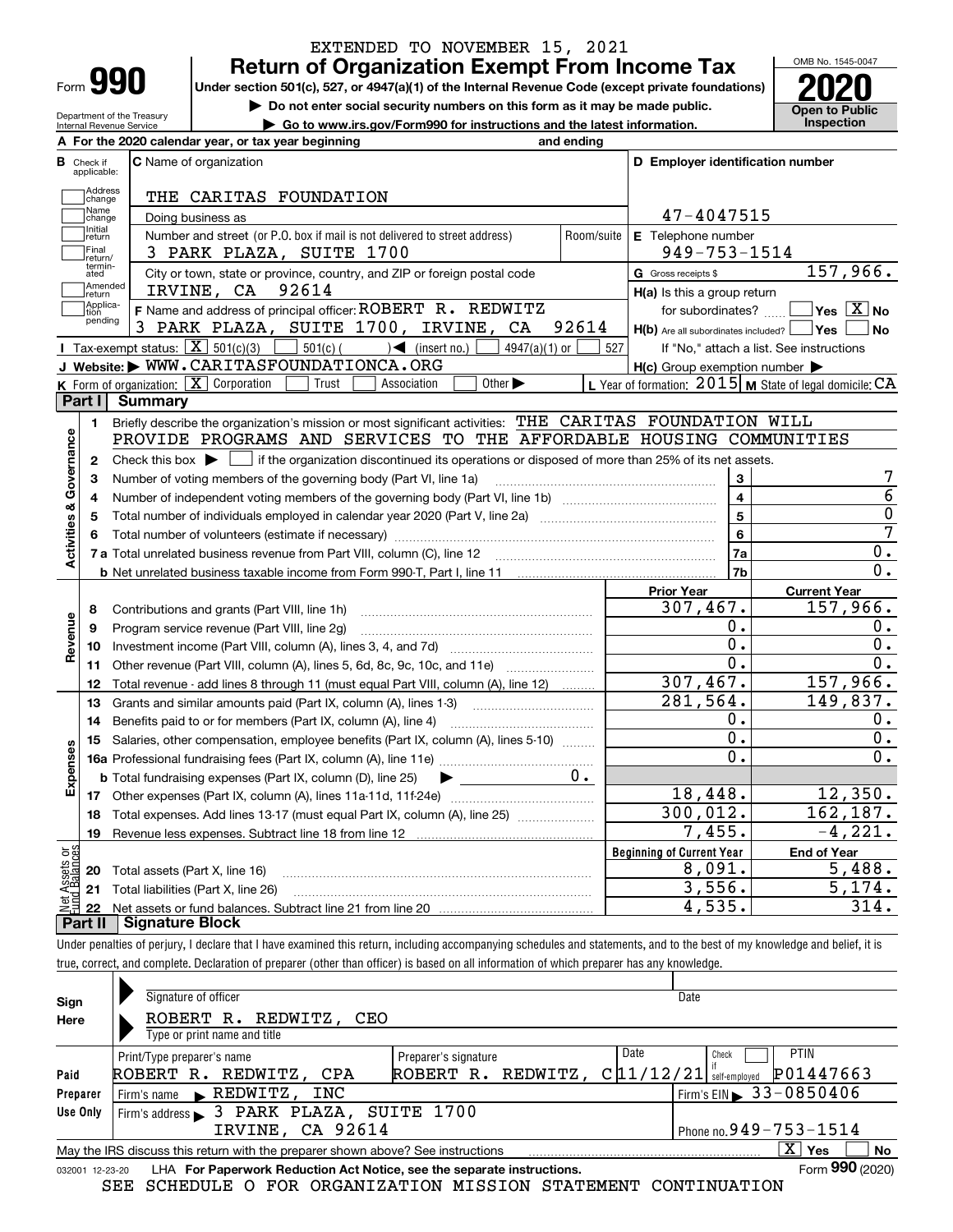EXTENDED TO NOVEMBER 15, 2021

# Form 990 — Return of Organization Exempt From Income Tax (2020)

Under section 501(c), 527, or 4947(a)(1) of the Internal Revenue Code (except private foundations)

▶ Do not enter social security numbers on this form as it may be made public.

▶ Go to www.irs.gov/Form990 for instructions and the latest information.

Department of the Treasury, Internal Revenue Service

OMB No. 1545-0047 — **Open to Public Inspection**

**A** For the 2020 calendar year, or tax year beginning and ending

**B** Check if applicable: Address change, Name change, Initial return, Final return/terminated, Amended return, Application pending

**C** Name of organization: THE CARITAS FOUNDATION

Doing business as

Number and street (or P.O. box if mail is not delivered to street address): 3 PARK PLAZA, SUITE 1700 — Room/suite

City or town, state or province, country, and ZIP or foreign postal code: IRVINE, CA 92614

**D** Employer identification number: 47-4047515

**E** Telephone number: 949-753-1514

**G** Gross receipts $ 157,966.

**F** Name and address of principal officer: ROBERT R. REDWITZ, 3 PARK PLAZA, SUITE 1700, IRVINE, CA 92614

**H(a)** Is this a group return for subordinates? ☐ Yes ☒ No

**H(b)** Are all subordinates included? ☐ Yes ☐ No — If "No," attach a list. See instructions

**H(c)** Group exemption number ▶

**I** Tax-exempt status: ☒ 501(c)(3) ☐ 501(c) ( ) ◀ (insert no.) ☐ 4947(a)(1) or ☐ 527

**J** Website: ▶ WWW.CARITASFOUNDATIONCA.ORG

**K** Form of organization: ☒ Corporation ☐ Trust ☐ Association ☐ Other ▶

**L** Year of formation: 2015 **M** State of legal domicile: CA

## Part I Summary

**Activities & Governance**

1. Briefly describe the organization's mission or most significant activities: THE CARITAS FOUNDATION WILL PROVIDE PROGRAMS AND SERVICES TO THE AFFORDABLE HOUSING COMMUNITIES
2. Check this box ▶ ☐ if the organization discontinued its operations or disposed of more than 25% of its net assets.

| Line | Description | | Value |
|---|---|---|---|
| 3 | Number of voting members of the governing body (Part VI, line 1a) | 3 | 7 |
| 4 | Number of independent voting members of the governing body (Part VI, line 1b) | 4 | 6 |
| 5 | Total number of individuals employed in calendar year 2020 (Part V, line 2a) | 5 | 0 |
| 6 | Total number of volunteers (estimate if necessary) | 6 | 7 |
| 7a | Total unrelated business revenue from Part VIII, column (C), line 12 | 7a | 0. |
| 7b | Net unrelated business taxable income from Form 990-T, Part I, line 11 | 7b | 0. |

| Line | Description | Prior Year | Current Year |
|---|---|---|---|
| **Revenue** | | | |
| 8 | Contributions and grants (Part VIII, line 1h) | 307,467. | 157,966. |
| 9 | Program service revenue (Part VIII, line 2g) | 0. | 0. |
| 10 | Investment income (Part VIII, column (A), lines 3, 4, and 7d) | 0. | 0. |
| 11 | Other revenue (Part VIII, column (A), lines 5, 6d, 8c, 9c, 10c, and 11e) | 0. | 0. |
| 12 | Total revenue - add lines 8 through 11 (must equal Part VIII, column (A), line 12) | 307,467. | 157,966. |
| **Expenses** | | | |
| 13 | Grants and similar amounts paid (Part IX, column (A), lines 1-3) | 281,564. | 149,837. |
| 14 | Benefits paid to or for members (Part IX, column (A), line 4) | 0. | 0. |
| 15 | Salaries, other compensation, employee benefits (Part IX, column (A), lines 5-10) | 0. | 0. |
| 16a | Professional fundraising fees (Part IX, column (A), line 11e) | 0. | 0. |
| b | Total fundraising expenses (Part IX, column (D), line 25) ▶ 0. | | |
| 17 | Other expenses (Part IX, column (A), lines 11a-11d, 11f-24e) | 18,448. | 12,350. |
| 18 | Total expenses. Add lines 13-17 (must equal Part IX, column (A), line 25) | 300,012. | 162,187. |
| 19 | Revenue less expenses. Subtract line 18 from line 12 | 7,455. | -4,221. |

| Line | Net Assets or Fund Balances | Beginning of Current Year | End of Year |
|---|---|---|---|
| 20 | Total assets (Part X, line 16) | 8,091. | 5,488. |
| 21 | Total liabilities (Part X, line 26) | 3,556. | 5,174. |
| 22 | Net assets or fund balances. Subtract line 21 from line 20 | 4,535. | 314. |

## Part II Signature Block

Under penalties of perjury, I declare that I have examined this return, including accompanying schedules and statements, and to the best of my knowledge and belief, it is true, correct, and complete. Declaration of preparer (other than officer) is based on all information of which preparer has any knowledge.

**Sign Here**

Signature of officer — Date

ROBERT R. REDWITZ, CEO

Type or print name and title

**Paid Preparer Use Only**

| Print/Type preparer's name | Preparer's signature | Date | Check if self-employed | PTIN |
|---|---|---|---|---|
| ROBERT R. REDWITZ, CPA | ROBERT R. REDWITZ, C | 11/12/21 | | P01447663 |

Firm's name ▶ REDWITZ, INC — Firm's EIN ▶ 33-0850406

Firm's address ▶ 3 PARK PLAZA, SUITE 1700, IRVINE, CA 92614 — Phone no. 949-753-1514

May the IRS discuss this return with the preparer shown above? See instructions ☒ Yes ☐ No

032001 12-23-20 LHA For Paperwork Reduction Act Notice, see the separate instructions. Form 990 (2020)

SEE SCHEDULE O FOR ORGANIZATION MISSION STATEMENT CONTINUATION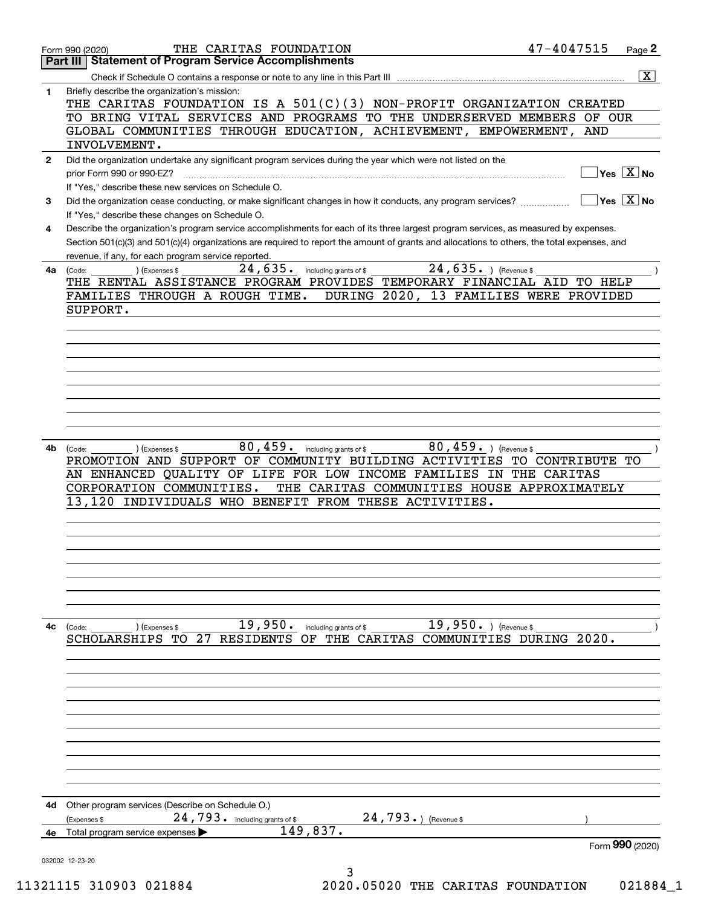Form 990 (2020) THE CARITAS FOUNDATION 47-4047515 Page **2**

## Part III Statement of Program Service Accomplishments

Check if Schedule O contains a response or note to any line in this Part III ..... [X]

**1** Briefly describe the organization's mission:

THE CARITAS FOUNDATION IS A 501(C)(3) NON-PROFIT ORGANIZATION CREATED TO BRING VITAL SERVICES AND PROGRAMS TO THE UNDERSERVED MEMBERS OF OUR GLOBAL COMMUNITIES THROUGH EDUCATION, ACHIEVEMENT, EMPOWERMENT, AND INVOLVEMENT.

**2** Did the organization undertake any significant program services during the year which were not listed on the prior Form 990 or 990-EZ? ..... [ ] Yes [X] No

If "Yes," describe these new services on Schedule O.

**3** Did the organization cease conducting, or make significant changes in how it conducts, any program services? ..... [ ] Yes [X] No

If "Yes," describe these changes on Schedule O.

**4** Describe the organization's program service accomplishments for each of its three largest program services, as measured by expenses. Section 501(c)(3) and 501(c)(4) organizations are required to report the amount of grants and allocations to others, the total expenses, and revenue, if any, for each program service reported.

**4a** (Code: ) (Expenses $ 24,635. including grants of $ 24,635. ) (Revenue $ )

THE RENTAL ASSISTANCE PROGRAM PROVIDES TEMPORARY FINANCIAL AID TO HELP FAMILIES THROUGH A ROUGH TIME. DURING 2020, 13 FAMILIES WERE PROVIDED SUPPORT.

**4b** (Code: ) (Expenses $ 80,459. including grants of $ 80,459. ) (Revenue $ )

PROMOTION AND SUPPORT OF COMMUNITY BUILDING ACTIVITIES TO CONTRIBUTE TO AN ENHANCED QUALITY OF LIFE FOR LOW INCOME FAMILIES IN THE CARITAS CORPORATION COMMUNITIES. THE CARITAS COMMUNITIES HOUSE APPROXIMATELY 13,120 INDIVIDUALS WHO BENEFIT FROM THESE ACTIVITIES.

**4c** (Code: ) (Expenses $ 19,950. including grants of $ 19,950. ) (Revenue $ )

SCHOLARSHIPS TO 27 RESIDENTS OF THE CARITAS COMMUNITIES DURING 2020.

**4d** Other program services (Describe on Schedule O.)

(Expenses $ 24,793. including grants of $ 24,793. ) (Revenue $ )

**4e** Total program service expenses ▶ 149,837.

Form **990** (2020)

032002 12-23-20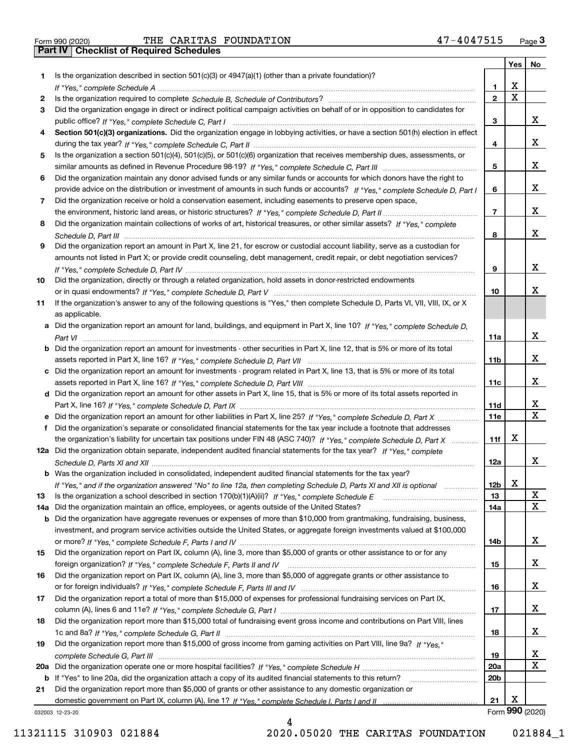Form 990 (2020) THE CARITAS FOUNDATION 47-4047515 Page **3**

## Part IV Checklist of Required Schedules

| | | | Yes | No |
|---|---|---|---|---|
| **1** | Is the organization described in section 501(c)(3) or 4947(a)(1) (other than a private foundation)? *If "Yes," complete Schedule A* | **1** | X | |
| **2** | Is the organization required to complete *Schedule B, Schedule of Contributors*? | **2** | X | |
| **3** | Did the organization engage in direct or indirect political campaign activities on behalf of or in opposition to candidates for public office? *If "Yes," complete Schedule C, Part I* | **3** | | X |
| **4** | **Section 501(c)(3) organizations.** Did the organization engage in lobbying activities, or have a section 501(h) election in effect during the tax year? *If "Yes," complete Schedule C, Part II* | **4** | | X |
| **5** | Is the organization a section 501(c)(4), 501(c)(5), or 501(c)(6) organization that receives membership dues, assessments, or similar amounts as defined in Revenue Procedure 98-19? *If "Yes," complete Schedule C, Part III* | **5** | | X |
| **6** | Did the organization maintain any donor advised funds or any similar funds or accounts for which donors have the right to provide advice on the distribution or investment of amounts in such funds or accounts? *If "Yes," complete Schedule D, Part I* | **6** | | X |
| **7** | Did the organization receive or hold a conservation easement, including easements to preserve open space, the environment, historic land areas, or historic structures? *If "Yes," complete Schedule D, Part II* | **7** | | X |
| **8** | Did the organization maintain collections of works of art, historical treasures, or other similar assets? *If "Yes," complete Schedule D, Part III* | **8** | | X |
| **9** | Did the organization report an amount in Part X, line 21, for escrow or custodial account liability, serve as a custodian for amounts not listed in Part X; or provide credit counseling, debt management, credit repair, or debt negotiation services? *If "Yes," complete Schedule D, Part IV* | **9** | | X |
| **10** | Did the organization, directly or through a related organization, hold assets in donor-restricted endowments or in quasi endowments? *If "Yes," complete Schedule D, Part V* | **10** | | X |
| **11** | If the organization's answer to any of the following questions is "Yes," then complete Schedule D, Parts VI, VII, VIII, IX, or X as applicable. | | | |
| **a** | Did the organization report an amount for land, buildings, and equipment in Part X, line 10? *If "Yes," complete Schedule D, Part VI* | **11a** | | X |
| **b** | Did the organization report an amount for investments - other securities in Part X, line 12, that is 5% or more of its total assets reported in Part X, line 16? *If "Yes," complete Schedule D, Part VII* | **11b** | | X |
| **c** | Did the organization report an amount for investments - program related in Part X, line 13, that is 5% or more of its total assets reported in Part X, line 16? *If "Yes," complete Schedule D, Part VIII* | **11c** | | X |
| **d** | Did the organization report an amount for other assets in Part X, line 15, that is 5% or more of its total assets reported in Part X, line 16? *If "Yes," complete Schedule D, Part IX* | **11d** | | X |
| **e** | Did the organization report an amount for other liabilities in Part X, line 25? *If "Yes," complete Schedule D, Part X* | **11e** | | X |
| **f** | Did the organization's separate or consolidated financial statements for the tax year include a footnote that addresses the organization's liability for uncertain tax positions under FIN 48 (ASC 740)? *If "Yes," complete Schedule D, Part X* | **11f** | X | |
| **12a** | Did the organization obtain separate, independent audited financial statements for the tax year? *If "Yes," complete Schedule D, Parts XI and XII* | **12a** | | X |
| **b** | Was the organization included in consolidated, independent audited financial statements for the tax year? *If "Yes," and if the organization answered "No" to line 12a, then completing Schedule D, Parts XI and XII is optional* | **12b** | X | |
| **13** | Is the organization a school described in section 170(b)(1)(A)(ii)? *If "Yes," complete Schedule E* | **13** | | X |
| **14a** | Did the organization maintain an office, employees, or agents outside of the United States? | **14a** | | X |
| **b** | Did the organization have aggregate revenues or expenses of more than $10,000 from grantmaking, fundraising, business, investment, and program service activities outside the United States, or aggregate foreign investments valued at $100,000 or more? *If "Yes," complete Schedule F, Parts I and IV* | **14b** | | X |
| **15** | Did the organization report on Part IX, column (A), line 3, more than $5,000 of grants or other assistance to or for any foreign organization? *If "Yes," complete Schedule F, Parts II and IV* | **15** | | X |
| **16** | Did the organization report on Part IX, column (A), line 3, more than $5,000 of aggregate grants or other assistance to or for foreign individuals? *If "Yes," complete Schedule F, Parts III and IV* | **16** | | X |
| **17** | Did the organization report a total of more than $15,000 of expenses for professional fundraising services on Part IX, column (A), lines 6 and 11e? *If "Yes," complete Schedule G, Part I* | **17** | | X |
| **18** | Did the organization report more than $15,000 total of fundraising event gross income and contributions on Part VIII, lines 1c and 8a? *If "Yes," complete Schedule G, Part II* | **18** | | X |
| **19** | Did the organization report more than $15,000 of gross income from gaming activities on Part VIII, line 9a? *If "Yes," complete Schedule G, Part III* | **19** | | X |
| **20a** | Did the organization operate one or more hospital facilities? *If "Yes," complete Schedule H* | **20a** | | X |
| **b** | If "Yes" to line 20a, did the organization attach a copy of its audited financial statements to this return? | **20b** | | |
| **21** | Did the organization report more than $5,000 of grants or other assistance to any domestic organization or domestic government on Part IX, column (A), line 1? *If "Yes," complete Schedule I, Parts I and II* | **21** | X | |

032003 12-23-20 Form **990** (2020)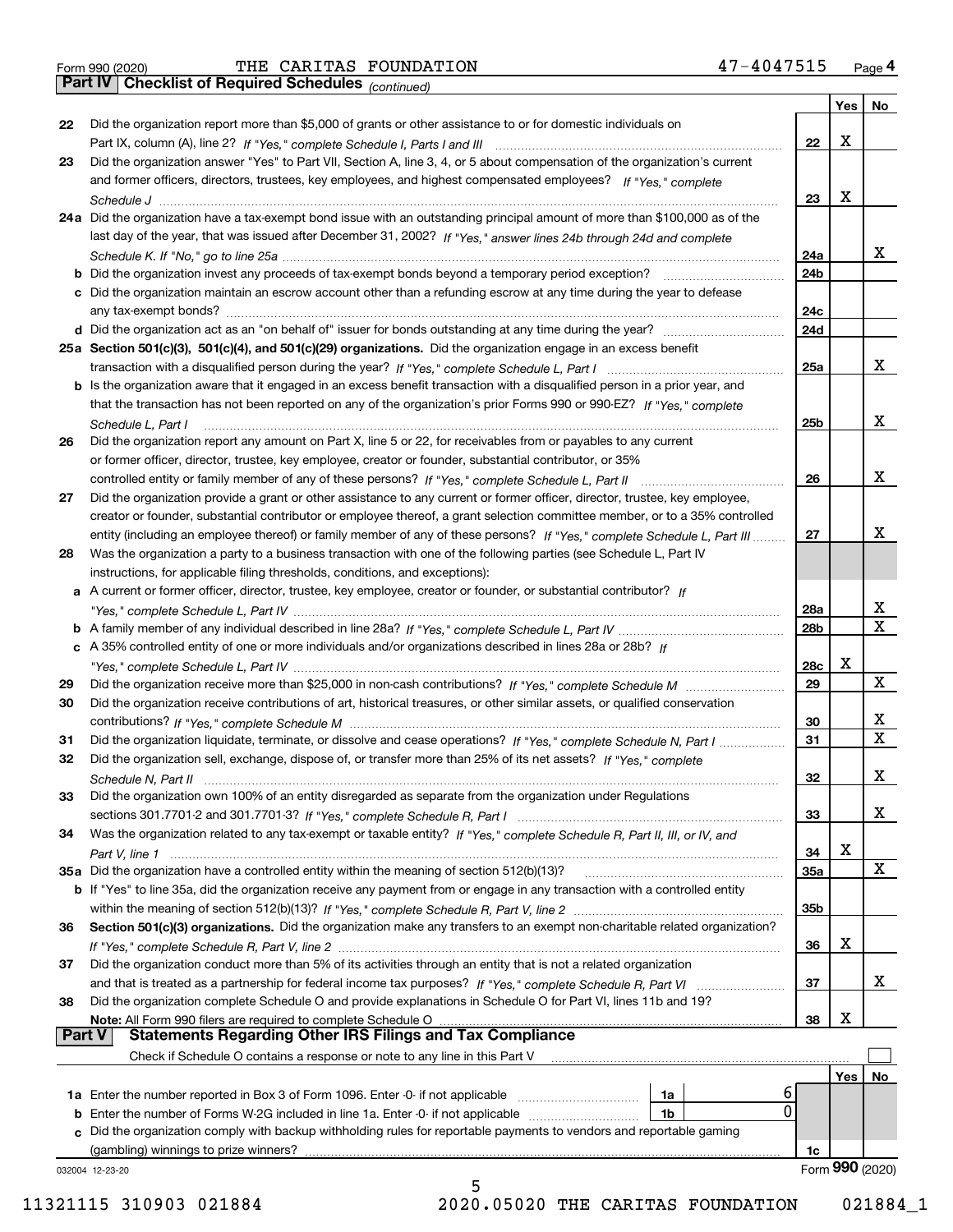Form 990 (2020) THE CARITAS FOUNDATION 47-4047515 Page 4

**Part IV Checklist of Required Schedules** *(continued)*

| | | | Yes | No |
|---|---|---|---|---|
| 22 | Did the organization report more than $5,000 of grants or other assistance to or for domestic individuals on Part IX, column (A), line 2? *If "Yes," complete Schedule I, Parts I and III* | 22 | X | |
| 23 | Did the organization answer "Yes" to Part VII, Section A, line 3, 4, or 5 about compensation of the organization's current and former officers, directors, trustees, key employees, and highest compensated employees? *If "Yes," complete Schedule J* | 23 | X | |
| 24a | Did the organization have a tax-exempt bond issue with an outstanding principal amount of more than $100,000 as of the last day of the year, that was issued after December 31, 2002? *If "Yes," answer lines 24b through 24d and complete Schedule K. If "No," go to line 25a* | 24a | | X |
| b | Did the organization invest any proceeds of tax-exempt bonds beyond a temporary period exception? | 24b | | |
| c | Did the organization maintain an escrow account other than a refunding escrow at any time during the year to defease any tax-exempt bonds? | 24c | | |
| d | Did the organization act as an "on behalf of" issuer for bonds outstanding at any time during the year? | 24d | | |
| 25a | **Section 501(c)(3), 501(c)(4), and 501(c)(29) organizations.** Did the organization engage in an excess benefit transaction with a disqualified person during the year? *If "Yes," complete Schedule L, Part I* | 25a | | X |
| b | Is the organization aware that it engaged in an excess benefit transaction with a disqualified person in a prior year, and that the transaction has not been reported on any of the organization's prior Forms 990 or 990-EZ? *If "Yes," complete Schedule L, Part I* | 25b | | X |
| 26 | Did the organization report any amount on Part X, line 5 or 22, for receivables from or payables to any current or former officer, director, trustee, key employee, creator or founder, substantial contributor, or 35% controlled entity or family member of any of these persons? *If "Yes," complete Schedule L, Part II* | 26 | | X |
| 27 | Did the organization provide a grant or other assistance to any current or former officer, director, trustee, key employee, creator or founder, substantial contributor or employee thereof, a grant selection committee member, or to a 35% controlled entity (including an employee thereof) or family member of any of these persons? *If "Yes," complete Schedule L, Part III* | 27 | | X |
| 28 | Was the organization a party to a business transaction with one of the following parties (see Schedule L, Part IV instructions, for applicable filing thresholds, conditions, and exceptions): | | | |
| a | A current or former officer, director, trustee, key employee, creator or founder, or substantial contributor? *If "Yes," complete Schedule L, Part IV* | 28a | | X |
| b | A family member of any individual described in line 28a? *If "Yes," complete Schedule L, Part IV* | 28b | | X |
| c | A 35% controlled entity of one or more individuals and/or organizations described in lines 28a or 28b? *If "Yes," complete Schedule L, Part IV* | 28c | X | |
| 29 | Did the organization receive more than $25,000 in non-cash contributions? *If "Yes," complete Schedule M* | 29 | | X |
| 30 | Did the organization receive contributions of art, historical treasures, or other similar assets, or qualified conservation contributions? *If "Yes," complete Schedule M* | 30 | | X |
| 31 | Did the organization liquidate, terminate, or dissolve and cease operations? *If "Yes," complete Schedule N, Part I* | 31 | | X |
| 32 | Did the organization sell, exchange, dispose of, or transfer more than 25% of its net assets? *If "Yes," complete Schedule N, Part II* | 32 | | X |
| 33 | Did the organization own 100% of an entity disregarded as separate from the organization under Regulations sections 301.7701-2 and 301.7701-3? *If "Yes," complete Schedule R, Part I* | 33 | | X |
| 34 | Was the organization related to any tax-exempt or taxable entity? *If "Yes," complete Schedule R, Part II, III, or IV, and Part V, line 1* | 34 | X | |
| 35a | Did the organization have a controlled entity within the meaning of section 512(b)(13)? | 35a | | X |
| b | If "Yes" to line 35a, did the organization receive any payment from or engage in any transaction with a controlled entity within the meaning of section 512(b)(13)? *If "Yes," complete Schedule R, Part V, line 2* | 35b | | |
| 36 | **Section 501(c)(3) organizations.** Did the organization make any transfers to an exempt non-charitable related organization? *If "Yes," complete Schedule R, Part V, line 2* | 36 | X | |
| 37 | Did the organization conduct more than 5% of its activities through an entity that is not a related organization and that is treated as a partnership for federal income tax purposes? *If "Yes," complete Schedule R, Part VI* | 37 | | X |
| 38 | Did the organization complete Schedule O and provide explanations in Schedule O for Part VI, lines 11b and 19? **Note:** All Form 990 filers are required to complete Schedule O | 38 | X | |

**Part V Statements Regarding Other IRS Filings and Tax Compliance**

Check if Schedule O contains a response or note to any line in this Part V ☐

| | | | | | Yes | No |
|---|---|---|---|---|---|---|
| 1a | Enter the number reported in Box 3 of Form 1096. Enter -0- if not applicable | 1a | 6 | | | |
| b | Enter the number of Forms W-2G included in line 1a. Enter -0- if not applicable | 1b | 0 | | | |
| c | Did the organization comply with backup withholding rules for reportable payments to vendors and reportable gaming (gambling) winnings to prize winners? | | | 1c | | |

032004 12-23-20 Form **990** (2020)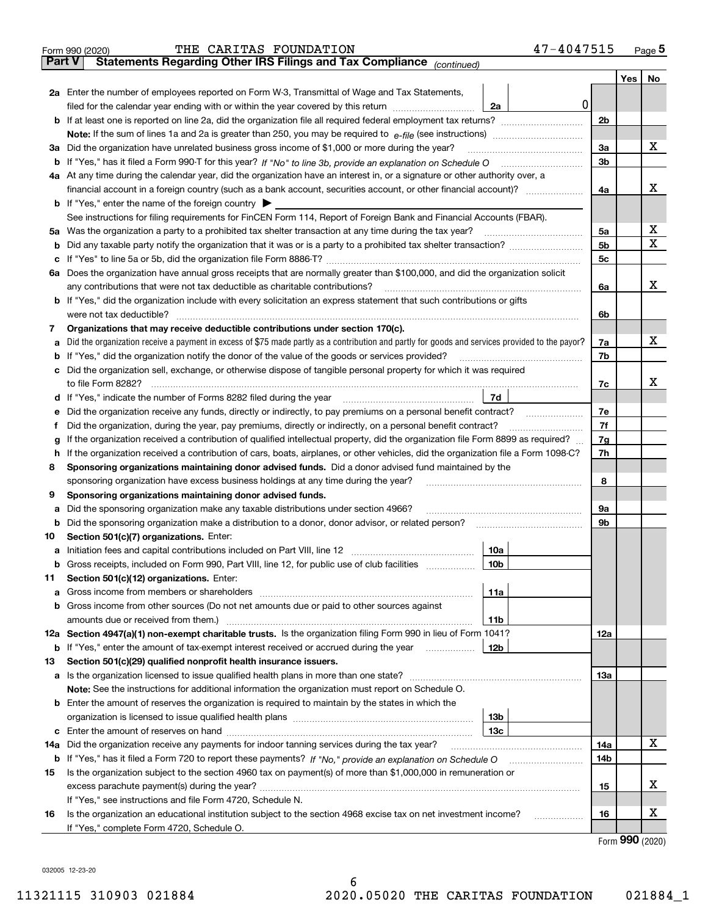Form 990 (2020) THE CARITAS FOUNDATION 47-4047515 Page 5

**Part V Statements Regarding Other IRS Filings and Tax Compliance** *(continued)*

| | | | | | Yes | No |
|---|---|---|---|---|---|---|
| **2a** | Enter the number of employees reported on Form W-3, Transmittal of Wage and Tax Statements, filed for the calendar year ending with or within the year covered by this return | 2a | 0 | | | |
| **b** | If at least one is reported on line 2a, did the organization file all required federal employment tax returns? | | | 2b | | |
| | **Note:** If the sum of lines 1a and 2a is greater than 250, you may be required to *e-file* (see instructions) | | | | | |
| **3a** | Did the organization have unrelated business gross income of $1,000 or more during the year? | | | 3a | | X |
| **b** | If "Yes," has it filed a Form 990-T for this year? *If "No" to line 3b, provide an explanation on Schedule O* | | | 3b | | |
| **4a** | At any time during the calendar year, did the organization have an interest in, or a signature or other authority over, a financial account in a foreign country (such as a bank account, securities account, or other financial account)? | | | 4a | | X |
| **b** | If "Yes," enter the name of the foreign country ▶ | | | | | |
| | See instructions for filing requirements for FinCEN Form 114, Report of Foreign Bank and Financial Accounts (FBAR). | | | | | |
| **5a** | Was the organization a party to a prohibited tax shelter transaction at any time during the tax year? | | | 5a | | X |
| **b** | Did any taxable party notify the organization that it was or is a party to a prohibited tax shelter transaction? | | | 5b | | X |
| **c** | If "Yes" to line 5a or 5b, did the organization file Form 8886-T? | | | 5c | | |
| **6a** | Does the organization have annual gross receipts that are normally greater than $100,000, and did the organization solicit any contributions that were not tax deductible as charitable contributions? | | | 6a | | X |
| **b** | If "Yes," did the organization include with every solicitation an express statement that such contributions or gifts were not tax deductible? | | | 6b | | |
| **7** | **Organizations that may receive deductible contributions under section 170(c).** | | | | | |
| **a** | Did the organization receive a payment in excess of $75 made partly as a contribution and partly for goods and services provided to the payor? | | | 7a | | X |
| **b** | If "Yes," did the organization notify the donor of the value of the goods or services provided? | | | 7b | | |
| **c** | Did the organization sell, exchange, or otherwise dispose of tangible personal property for which it was required to file Form 8282? | | | 7c | | X |
| **d** | If "Yes," indicate the number of Forms 8282 filed during the year | 7d | | | | |
| **e** | Did the organization receive any funds, directly or indirectly, to pay premiums on a personal benefit contract? | | | 7e | | |
| **f** | Did the organization, during the year, pay premiums, directly or indirectly, on a personal benefit contract? | | | 7f | | |
| **g** | If the organization received a contribution of qualified intellectual property, did the organization file Form 8899 as required? | | | 7g | | |
| **h** | If the organization received a contribution of cars, boats, airplanes, or other vehicles, did the organization file a Form 1098-C? | | | 7h | | |
| **8** | **Sponsoring organizations maintaining donor advised funds.** Did a donor advised fund maintained by the sponsoring organization have excess business holdings at any time during the year? | | | 8 | | |
| **9** | **Sponsoring organizations maintaining donor advised funds.** | | | | | |
| **a** | Did the sponsoring organization make any taxable distributions under section 4966? | | | 9a | | |
| **b** | Did the sponsoring organization make a distribution to a donor, donor advisor, or related person? | | | 9b | | |
| **10** | **Section 501(c)(7) organizations.** Enter: | | | | | |
| **a** | Initiation fees and capital contributions included on Part VIII, line 12 | 10a | | | | |
| **b** | Gross receipts, included on Form 990, Part VIII, line 12, for public use of club facilities | 10b | | | | |
| **11** | **Section 501(c)(12) organizations.** Enter: | | | | | |
| **a** | Gross income from members or shareholders | 11a | | | | |
| **b** | Gross income from other sources (Do not net amounts due or paid to other sources against amounts due or received from them.) | 11b | | | | |
| **12a** | **Section 4947(a)(1) non-exempt charitable trusts.** Is the organization filing Form 990 in lieu of Form 1041? | | | 12a | | |
| **b** | If "Yes," enter the amount of tax-exempt interest received or accrued during the year | 12b | | | | |
| **13** | **Section 501(c)(29) qualified nonprofit health insurance issuers.** | | | | | |
| **a** | Is the organization licensed to issue qualified health plans in more than one state? | | | 13a | | |
| | **Note:** See the instructions for additional information the organization must report on Schedule O. | | | | | |
| **b** | Enter the amount of reserves the organization is required to maintain by the states in which the organization is licensed to issue qualified health plans | 13b | | | | |
| **c** | Enter the amount of reserves on hand | 13c | | | | |
| **14a** | Did the organization receive any payments for indoor tanning services during the tax year? | | | 14a | | X |
| **b** | If "Yes," has it filed a Form 720 to report these payments? *If "No," provide an explanation on Schedule O* | | | 14b | | |
| **15** | Is the organization subject to the section 4960 tax on payment(s) of more than $1,000,000 in remuneration or excess parachute payment(s) during the year? | | | 15 | | X |
| | If "Yes," see instructions and file Form 4720, Schedule N. | | | | | |
| **16** | Is the organization an educational institution subject to the section 4968 excise tax on net investment income? | | | 16 | | X |
| | If "Yes," complete Form 4720, Schedule O. | | | | | |

Form **990** (2020)

032005 12-23-20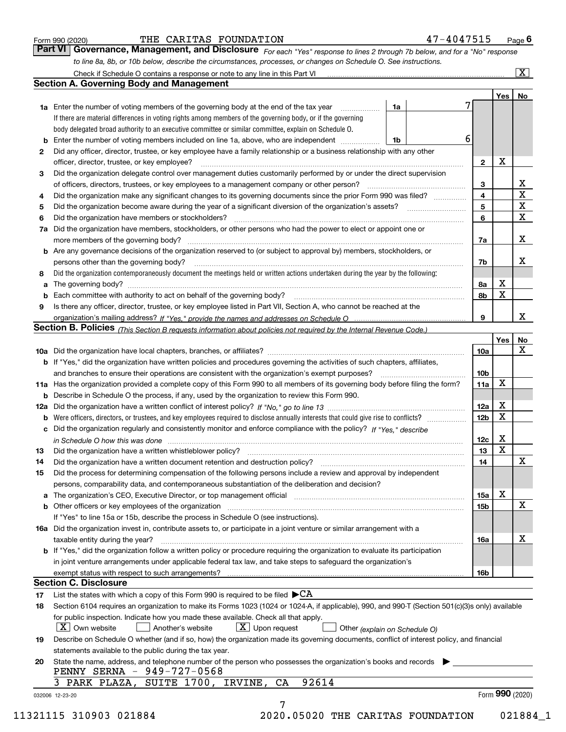Form 990 (2020) THE CARITAS FOUNDATION 47-4047515 Page 6

## Part VI Governance, Management, and Disclosure

*For each "Yes" response to lines 2 through 7b below, and for a "No" response to line 8a, 8b, or 10b below, describe the circumstances, processes, or changes on Schedule O. See instructions.*

Check if Schedule O contains a response or note to any line in this Part VI ☒

### Section A. Governing Body and Management

| | | | | Yes | No |
|---|---|---|---|---|---|
| 1a | Enter the number of voting members of the governing body at the end of the tax year. If there are material differences in voting rights among members of the governing body, or if the governing body delegated broad authority to an executive committee or similar committee, explain on Schedule O. | 1a | 7 | | |
| b | Enter the number of voting members included on line 1a, above, who are independent | 1b | 6 | | |
| 2 | Did any officer, director, trustee, or key employee have a family relationship or a business relationship with any other officer, director, trustee, or key employee? | | 2 | X | |
| 3 | Did the organization delegate control over management duties customarily performed by or under the direct supervision of officers, directors, trustees, or key employees to a management company or other person? | | 3 | | X |
| 4 | Did the organization make any significant changes to its governing documents since the prior Form 990 was filed? | | 4 | | X |
| 5 | Did the organization become aware during the year of a significant diversion of the organization's assets? | | 5 | | X |
| 6 | Did the organization have members or stockholders? | | 6 | | X |
| 7a | Did the organization have members, stockholders, or other persons who had the power to elect or appoint one or more members of the governing body? | | 7a | | X |
| b | Are any governance decisions of the organization reserved to (or subject to approval by) members, stockholders, or persons other than the governing body? | | 7b | | X |
| 8 | Did the organization contemporaneously document the meetings held or written actions undertaken during the year by the following: | | | | |
| a | The governing body? | | 8a | X | |
| b | Each committee with authority to act on behalf of the governing body? | | 8b | X | |
| 9 | Is there any officer, director, trustee, or key employee listed in Part VII, Section A, who cannot be reached at the organization's mailing address? *If "Yes," provide the names and addresses on Schedule O* | | 9 | | X |

### Section B. Policies *(This Section B requests information about policies not required by the Internal Revenue Code.)*

| | | | Yes | No |
|---|---|---|---|---|
| 10a | Did the organization have local chapters, branches, or affiliates? | 10a | | X |
| b | If "Yes," did the organization have written policies and procedures governing the activities of such chapters, affiliates, and branches to ensure their operations are consistent with the organization's exempt purposes? | 10b | | |
| 11a | Has the organization provided a complete copy of this Form 990 to all members of its governing body before filing the form? | 11a | X | |
| b | Describe in Schedule O the process, if any, used by the organization to review this Form 990. | | | |
| 12a | Did the organization have a written conflict of interest policy? *If "No," go to line 13* | 12a | X | |
| b | Were officers, directors, or trustees, and key employees required to disclose annually interests that could give rise to conflicts? | 12b | X | |
| c | Did the organization regularly and consistently monitor and enforce compliance with the policy? *If "Yes," describe in Schedule O how this was done* | 12c | X | |
| 13 | Did the organization have a written whistleblower policy? | 13 | X | |
| 14 | Did the organization have a written document retention and destruction policy? | 14 | | X |
| 15 | Did the process for determining compensation of the following persons include a review and approval by independent persons, comparability data, and contemporaneous substantiation of the deliberation and decision? | | | |
| a | The organization's CEO, Executive Director, or top management official | 15a | X | |
| b | Other officers or key employees of the organization | 15b | | X |
| | If "Yes" to line 15a or 15b, describe the process in Schedule O (see instructions). | | | |
| 16a | Did the organization invest in, contribute assets to, or participate in a joint venture or similar arrangement with a taxable entity during the year? | 16a | | X |
| b | If "Yes," did the organization follow a written policy or procedure requiring the organization to evaluate its participation in joint venture arrangements under applicable federal tax law, and take steps to safeguard the organization's exempt status with respect to such arrangements? | 16b | | |

### Section C. Disclosure

17 List the states with which a copy of this Form 990 is required to be filed ▶CA

18 Section 6104 requires an organization to make its Forms 1023 (1024 or 1024-A, if applicable), 990, and 990-T (Section 501(c)(3)s only) available for public inspection. Indicate how you made these available. Check all that apply.

☒ Own website ☐ Another's website ☒ Upon request ☐ Other *(explain on Schedule O)*

19 Describe on Schedule O whether (and if so, how) the organization made its governing documents, conflict of interest policy, and financial statements available to the public during the tax year.

20 State the name, address, and telephone number of the person who possesses the organization's books and records ▶

PENNY SERNA - 949-727-0568

3 PARK PLAZA, SUITE 1700, IRVINE, CA 92614

032006 12-23-20 Form 990 (2020)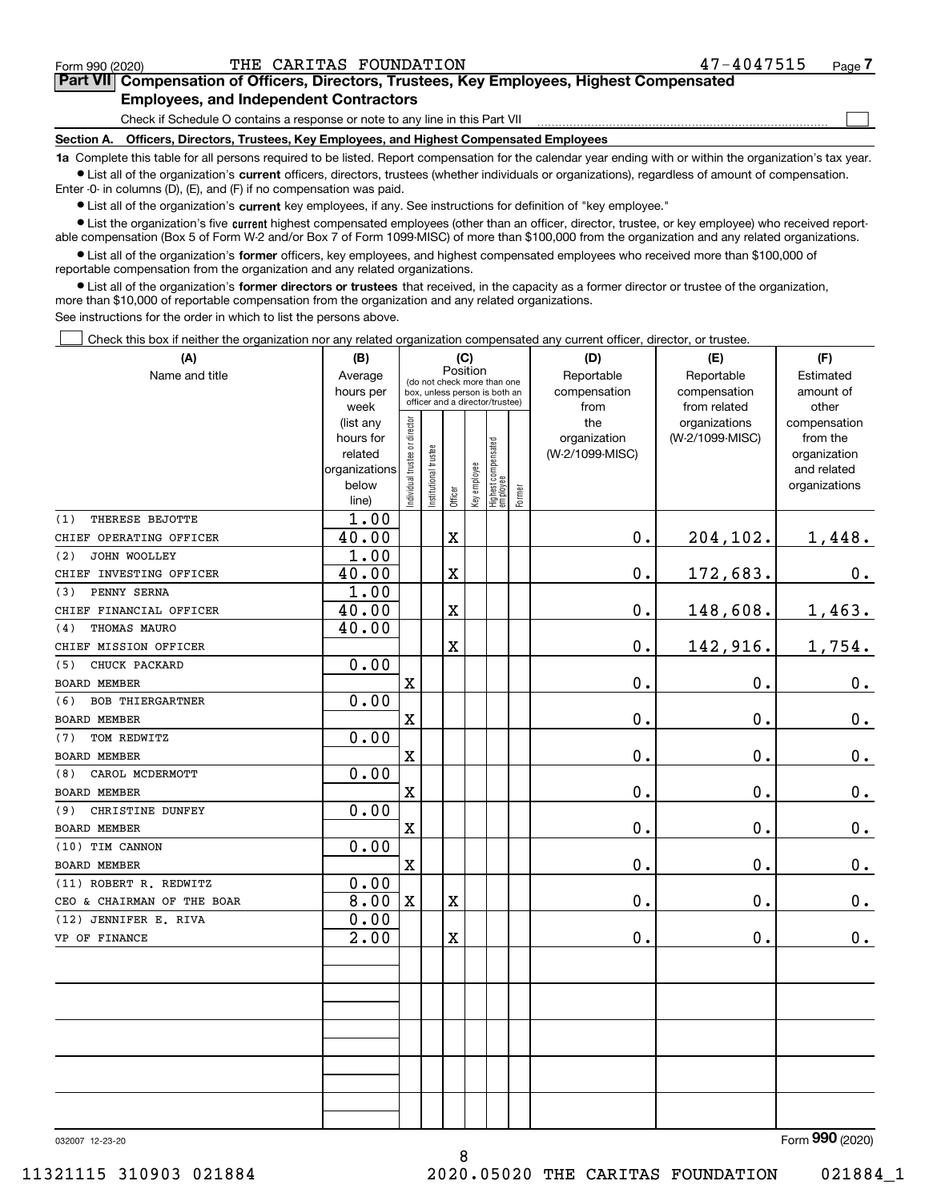Form 990 (2020) THE CARITAS FOUNDATION 47-4047515 Page 7

## Part VII Compensation of Officers, Directors, Trustees, Key Employees, Highest Compensated Employees, and Independent Contractors

Check if Schedule O contains a response or note to any line in this Part VII

### Section A. Officers, Directors, Trustees, Key Employees, and Highest Compensated Employees

**1a** Complete this table for all persons required to be listed. Report compensation for the calendar year ending with or within the organization's tax year.

- List all of the organization's **current** officers, directors, trustees (whether individuals or organizations), regardless of amount of compensation. Enter -0- in columns (D), (E), and (F) if no compensation was paid.
- List all of the organization's **current** key employees, if any. See instructions for definition of "key employee."
- List the organization's five **current** highest compensated employees (other than an officer, director, trustee, or key employee) who received reportable compensation (Box 5 of Form W-2 and/or Box 7 of Form 1099-MISC) of more than $100,000 from the organization and any related organizations.
- List all of the organization's **former** officers, key employees, and highest compensated employees who received more than $100,000 of reportable compensation from the organization and any related organizations.
- List all of the organization's **former directors or trustees** that received, in the capacity as a former director or trustee of the organization, more than $10,000 of reportable compensation from the organization and any related organizations.

See instructions for the order in which to list the persons above.

Check this box if neither the organization nor any related organization compensated any current officer, director, or trustee.

| (A) Name and title | (B) Average hours per week (list any hours for related organizations below line) | (C) Position: Individual trustee or director | Institutional trustee | Officer | Key employee | Highest compensated employee | Former | (D) Reportable compensation from the organization (W-2/1099-MISC) | (E) Reportable compensation from related organizations (W-2/1099-MISC) | (F) Estimated amount of other compensation from the organization and related organizations |
|---|---|---|---|---|---|---|---|---|---|---|
| (1) THERESE BEJOTTE | 1.00 | | | | | | | | | |
| CHIEF OPERATING OFFICER | 40.00 | | | X | | | | 0. | 204,102. | 1,448. |
| (2) JOHN WOOLLEY | 1.00 | | | | | | | | | |
| CHIEF INVESTING OFFICER | 40.00 | | | X | | | | 0. | 172,683. | 0. |
| (3) PENNY SERNA | 1.00 | | | | | | | | | |
| CHIEF FINANCIAL OFFICER | 40.00 | | | X | | | | 0. | 148,608. | 1,463. |
| (4) THOMAS MAURO | 40.00 | | | | | | | | | |
| CHIEF MISSION OFFICER | | | | X | | | | 0. | 142,916. | 1,754. |
| (5) CHUCK PACKARD | 0.00 | | | | | | | | | |
| BOARD MEMBER | | X | | | | | | 0. | 0. | 0. |
| (6) BOB THIERGARTNER | 0.00 | | | | | | | | | |
| BOARD MEMBER | | X | | | | | | 0. | 0. | 0. |
| (7) TOM REDWITZ | 0.00 | | | | | | | | | |
| BOARD MEMBER | | X | | | | | | 0. | 0. | 0. |
| (8) CAROL MCDERMOTT | 0.00 | | | | | | | | | |
| BOARD MEMBER | | X | | | | | | 0. | 0. | 0. |
| (9) CHRISTINE DUNFEY | 0.00 | | | | | | | | | |
| BOARD MEMBER | | X | | | | | | 0. | 0. | 0. |
| (10) TIM CANNON | 0.00 | | | | | | | | | |
| BOARD MEMBER | | X | | | | | | 0. | 0. | 0. |
| (11) ROBERT R. REDWITZ | 0.00 | | | | | | | | | |
| CEO & CHAIRMAN OF THE BOAR | 8.00 | X | | X | | | | 0. | 0. | 0. |
| (12) JENNIFER E. RIVA | 0.00 | | | | | | | | | |
| VP OF FINANCE | 2.00 | | | X | | | | 0. | 0. | 0. |

032007 12-23-20 Form 990 (2020)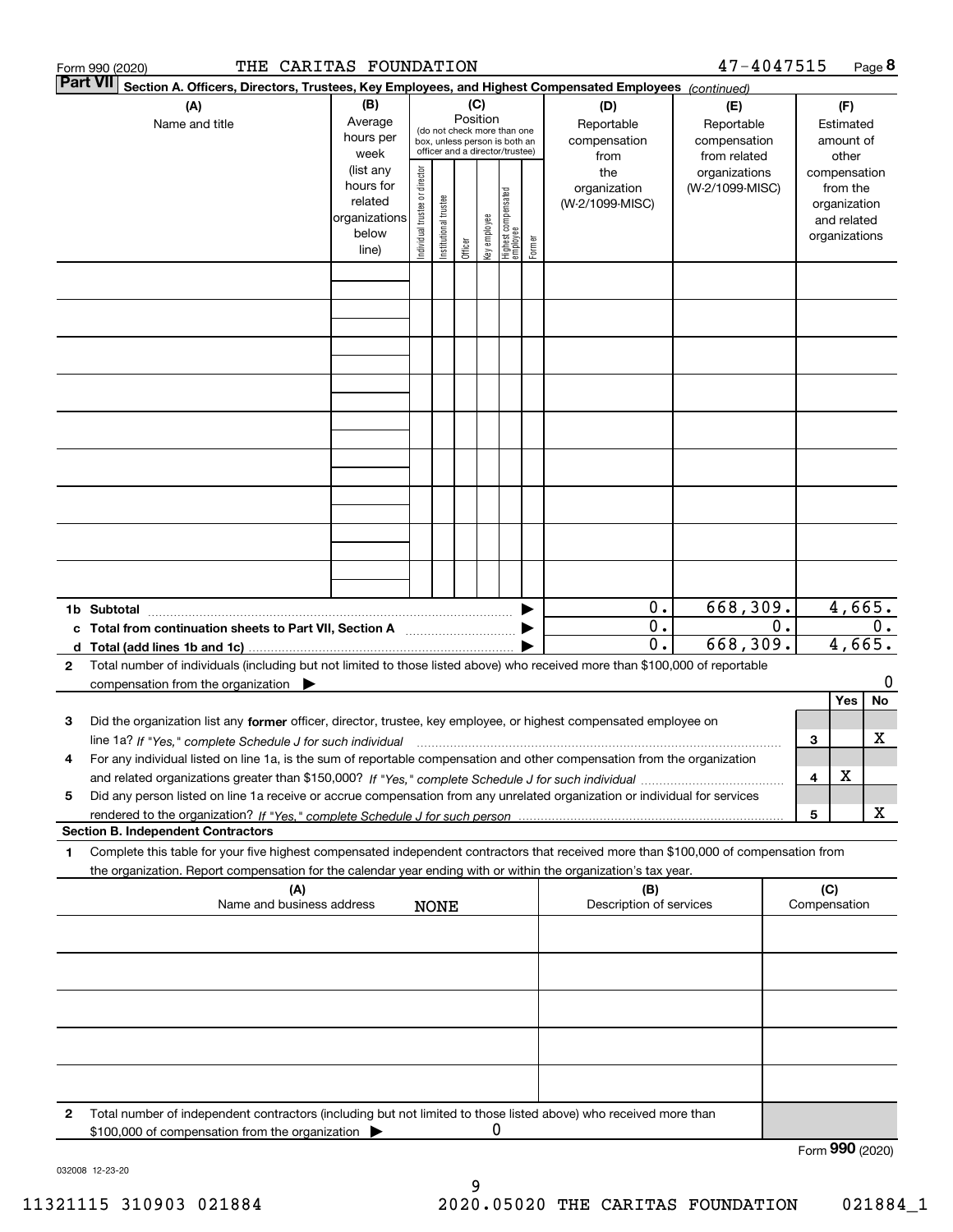Form 990 (2020) THE CARITAS FOUNDATION 47-4047515 Page **8**

**Part VII** **Section A. Officers, Directors, Trustees, Key Employees, and Highest Compensated Employees** *(continued)*

| (A) Name and title | (B) Average hours per week (list any hours for related organizations below line) | (C) Position (do not check more than one box, unless person is both an officer and a director/trustee): Individual trustee or director | Institutional trustee | Officer | Key employee | Highest compensated employee | Former | (D) Reportable compensation from the organization (W-2/1099-MISC) | (E) Reportable compensation from related organizations (W-2/1099-MISC) | (F) Estimated amount of other compensation from the organization and related organizations |
|---|---|---|---|---|---|---|---|---|---|---|
| | | | | | | | | | | |
| | | | | | | | | | | |
| | | | | | | | | | | |
| | | | | | | | | | | |
| | | | | | | | | | | |
| | | | | | | | | | | |
| | | | | | | | | | | |
| | | | | | | | | | | |
| | | | | | | | | | | |
| **1b Subtotal** | | | | | | | | 0. | 668,309. | 4,665. |
| **c Total from continuation sheets to Part VII, Section A** | | | | | | | | 0. | 0. | 0. |
| **d Total (add lines 1b and 1c)** | | | | | | | | 0. | 668,309. | 4,665. |

**2** Total number of individuals (including but not limited to those listed above) who received more than $100,000 of reportable compensation from the organization ▶ 0

| | | | Yes | No |
|---|---|---|---|---|
| **3** | Did the organization list any **former** officer, director, trustee, key employee, or highest compensated employee on line 1a? *If "Yes," complete Schedule J for such individual* | 3 | | X |
| **4** | For any individual listed on line 1a, is the sum of reportable compensation and other compensation from the organization and related organizations greater than $150,000? *If "Yes," complete Schedule J for such individual* | 4 | X | |
| **5** | Did any person listed on line 1a receive or accrue compensation from any unrelated organization or individual for services rendered to the organization? *If "Yes," complete Schedule J for such person* | 5 | | X |

**Section B. Independent Contractors**

**1** Complete this table for your five highest compensated independent contractors that received more than $100,000 of compensation from the organization. Report compensation for the calendar year ending with or within the organization's tax year.

| (A) Name and business address | (B) Description of services | (C) Compensation |
|---|---|---|
| NONE | | |
| | | |
| | | |
| | | |
| | | |

**2** Total number of independent contractors (including but not limited to those listed above) who received more than $100,000 of compensation from the organization ▶ 0

Form **990** (2020)

032008 12-23-20

11321115 310903 021884 2020.05020 THE CARITAS FOUNDATION 021884_1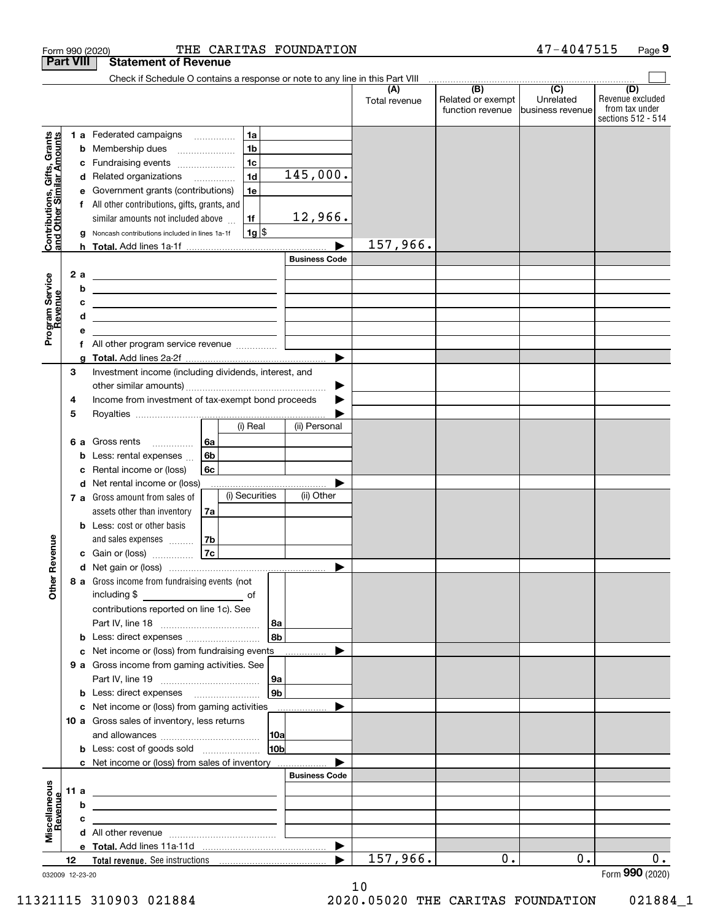Form 990 (2020) THE CARITAS FOUNDATION 47-4047515 Page **9**

## Part VIII Statement of Revenue

Check if Schedule O contains a response or note to any line in this Part VIII ☐

| | | | (A) Total revenue | (B) Related or exempt function revenue | (C) Unrelated business revenue | (D) Revenue excluded from tax under sections 512 - 514 |
|---|---|---|---|---|---|---|
| **Contributions, Gifts, Grants and Other Similar Amounts** | 1 a Federated campaigns | 1a | | | | |
| | b Membership dues | 1b | | | | |
| | c Fundraising events | 1c | | | | |
| | d Related organizations | 1d 145,000. | | | | |
| | e Government grants (contributions) | 1e | | | | |
| | f All other contributions, gifts, grants, and similar amounts not included above | 1f 12,966. | | | | |
| | g Noncash contributions included in lines 1a-1f | 1g $ | | | | |
| | h **Total.** Add lines 1a-1f | ▶ | 157,966. | | | |
| **Program Service Revenue** | | Business Code | | | | |
| | 2 a | | | | | |
| | b | | | | | |
| | c | | | | | |
| | d | | | | | |
| | e | | | | | |
| | f All other program service revenue | | | | | |
| | g **Total.** Add lines 2a-2f | ▶ | | | | |
| **Other Revenue** | 3 Investment income (including dividends, interest, and other similar amounts) | ▶ | | | | |
| | 4 Income from investment of tax-exempt bond proceeds | ▶ | | | | |
| | 5 Royalties | ▶ | | | | |
| | | (i) Real / (ii) Personal | | | | |
| | 6 a Gross rents | 6a | | | | |
| | b Less: rental expenses | 6b | | | | |
| | c Rental income or (loss) | 6c | | | | |
| | d Net rental income or (loss) | ▶ | | | | |
| | | (i) Securities / (ii) Other | | | | |
| | 7 a Gross amount from sales of assets other than inventory | 7a | | | | |
| | b Less: cost or other basis and sales expenses | 7b | | | | |
| | c Gain or (loss) | 7c | | | | |
| | d Net gain or (loss) | ▶ | | | | |
| | 8 a Gross income from fundraising events (not including $ of contributions reported on line 1c). See Part IV, line 18 | 8a | | | | |
| | b Less: direct expenses | 8b | | | | |
| | c Net income or (loss) from fundraising events | ▶ | | | | |
| | 9 a Gross income from gaming activities. See Part IV, line 19 | 9a | | | | |
| | b Less: direct expenses | 9b | | | | |
| | c Net income or (loss) from gaming activities | ▶ | | | | |
| | 10 a Gross sales of inventory, less returns and allowances | 10a | | | | |
| | b Less: cost of goods sold | 10b | | | | |
| | c Net income or (loss) from sales of inventory | ▶ | | | | |
| **Miscellaneous Revenue** | | Business Code | | | | |
| | 11 a | | | | | |
| | b | | | | | |
| | c | | | | | |
| | d All other revenue | | | | | |
| | e **Total.** Add lines 11a-11d | ▶ | | | | |
| | 12 **Total revenue.** See instructions | ▶ | 157,966. | 0. | 0. | 0. |

032009 12-23-20 Form **990** (2020)

11321115 310903 021884 2020.05020 THE CARITAS FOUNDATION 021884_1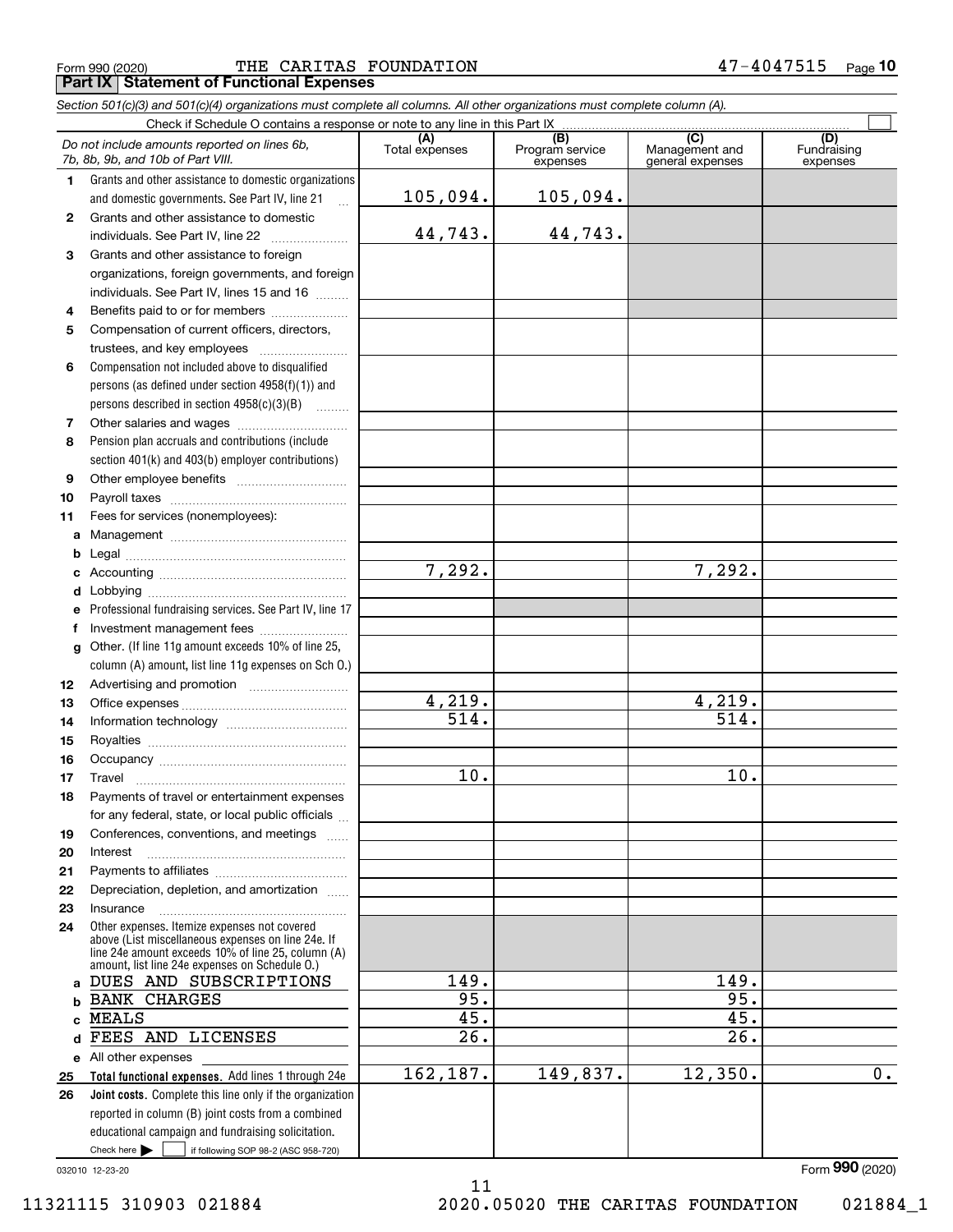Form 990 (2020) THE CARITAS FOUNDATION 47-4047515 Page 10

**Part IX Statement of Functional Expenses**

*Section 501(c)(3) and 501(c)(4) organizations must complete all columns. All other organizations must complete column (A).*

Check if Schedule O contains a response or note to any line in this Part IX

| *Do not include amounts reported on lines 6b, 7b, 8b, 9b, and 10b of Part VIII.* | (A) Total expenses | (B) Program service expenses | (C) Management and general expenses | (D) Fundraising expenses |
|---|---|---|---|---|
| 1 Grants and other assistance to domestic organizations and domestic governments. See Part IV, line 21 | 105,094. | 105,094. | | |
| 2 Grants and other assistance to domestic individuals. See Part IV, line 22 | 44,743. | 44,743. | | |
| 3 Grants and other assistance to foreign organizations, foreign governments, and foreign individuals. See Part IV, lines 15 and 16 | | | | |
| 4 Benefits paid to or for members | | | | |
| 5 Compensation of current officers, directors, trustees, and key employees | | | | |
| 6 Compensation not included above to disqualified persons (as defined under section 4958(f)(1)) and persons described in section 4958(c)(3)(B) | | | | |
| 7 Other salaries and wages | | | | |
| 8 Pension plan accruals and contributions (include section 401(k) and 403(b) employer contributions) | | | | |
| 9 Other employee benefits | | | | |
| 10 Payroll taxes | | | | |
| 11 Fees for services (nonemployees): | | | | |
| a Management | | | | |
| b Legal | | | | |
| c Accounting | 7,292. | | 7,292. | |
| d Lobbying | | | | |
| e Professional fundraising services. See Part IV, line 17 | | | | |
| f Investment management fees | | | | |
| g Other. (If line 11g amount exceeds 10% of line 25, column (A) amount, list line 11g expenses on Sch O.) | | | | |
| 12 Advertising and promotion | | | | |
| 13 Office expenses | 4,219. | | 4,219. | |
| 14 Information technology | 514. | | 514. | |
| 15 Royalties | | | | |
| 16 Occupancy | | | | |
| 17 Travel | 10. | | 10. | |
| 18 Payments of travel or entertainment expenses for any federal, state, or local public officials | | | | |
| 19 Conferences, conventions, and meetings | | | | |
| 20 Interest | | | | |
| 21 Payments to affiliates | | | | |
| 22 Depreciation, depletion, and amortization | | | | |
| 23 Insurance | | | | |
| 24 Other expenses. Itemize expenses not covered above (List miscellaneous expenses on line 24e. If line 24e amount exceeds 10% of line 25, column (A) amount, list line 24e expenses on Schedule O.) | | | | |
| a DUES AND SUBSCRIPTIONS | 149. | | 149. | |
| b BANK CHARGES | 95. | | 95. | |
| c MEALS | 45. | | 45. | |
| d FEES AND LICENSES | 26. | | 26. | |
| e All other expenses | | | | |
| 25 **Total functional expenses.** Add lines 1 through 24e | 162,187. | 149,837. | 12,350. | 0. |
| 26 **Joint costs.** Complete this line only if the organization reported in column (B) joint costs from a combined educational campaign and fundraising solicitation. Check here ☐ if following SOP 98-2 (ASC 958-720) | | | | |

032010 12-23-20 Form **990** (2020)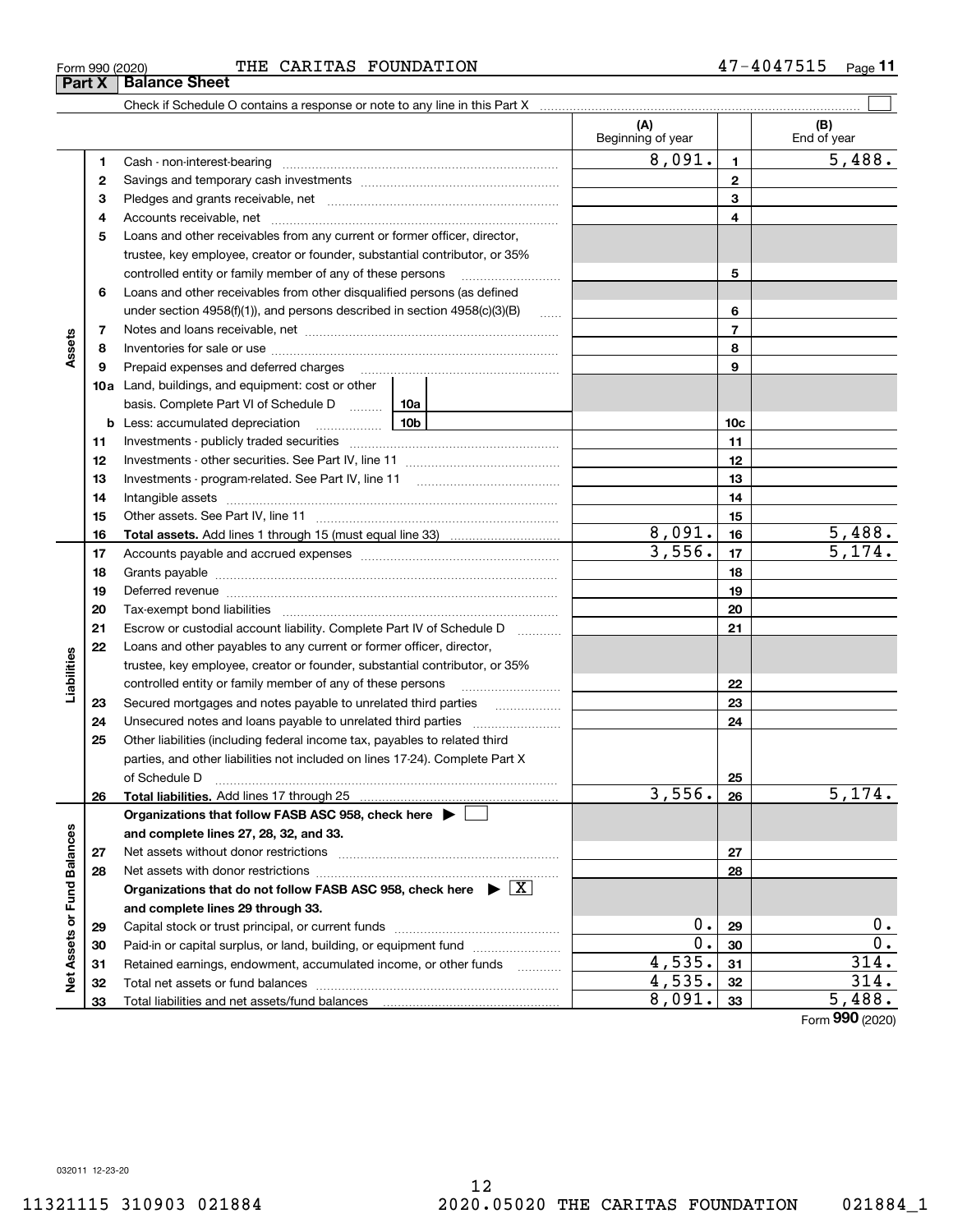Form 990 (2020) THE CARITAS FOUNDATION 47-4047515

## Part X Balance Sheet

Check if Schedule O contains a response or note to any line in this Part X ☐

| | | | (A) Beginning of year | | (B) End of year |
|---|---|---|---|---|---|
| **Assets** | 1 | Cash - non-interest-bearing | 8,091. | 1 | 5,488. |
| | 2 | Savings and temporary cash investments | | 2 | |
| | 3 | Pledges and grants receivable, net | | 3 | |
| | 4 | Accounts receivable, net | | 4 | |
| | 5 | Loans and other receivables from any current or former officer, director, trustee, key employee, creator or founder, substantial contributor, or 35% controlled entity or family member of any of these persons | | 5 | |
| | 6 | Loans and other receivables from other disqualified persons (as defined under section 4958(f)(1)), and persons described in section 4958(c)(3)(B) | | 6 | |
| | 7 | Notes and loans receivable, net | | 7 | |
| | 8 | Inventories for sale or use | | 8 | |
| | 9 | Prepaid expenses and deferred charges | | 9 | |
| | 10a | Land, buildings, and equipment: cost or other basis. Complete Part VI of Schedule D 10a | | | |
| | b | Less: accumulated depreciation 10b | | 10c | |
| | 11 | Investments - publicly traded securities | | 11 | |
| | 12 | Investments - other securities. See Part IV, line 11 | | 12 | |
| | 13 | Investments - program-related. See Part IV, line 11 | | 13 | |
| | 14 | Intangible assets | | 14 | |
| | 15 | Other assets. See Part IV, line 11 | | 15 | |
| | 16 | **Total assets.** Add lines 1 through 15 (must equal line 33) | 8,091. | 16 | 5,488. |
| **Liabilities** | 17 | Accounts payable and accrued expenses | 3,556. | 17 | 5,174. |
| | 18 | Grants payable | | 18 | |
| | 19 | Deferred revenue | | 19 | |
| | 20 | Tax-exempt bond liabilities | | 20 | |
| | 21 | Escrow or custodial account liability. Complete Part IV of Schedule D | | 21 | |
| | 22 | Loans and other payables to any current or former officer, director, trustee, key employee, creator or founder, substantial contributor, or 35% controlled entity or family member of any of these persons | | 22 | |
| | 23 | Secured mortgages and notes payable to unrelated third parties | | 23 | |
| | 24 | Unsecured notes and loans payable to unrelated third parties | | 24 | |
| | 25 | Other liabilities (including federal income tax, payables to related third parties, and other liabilities not included on lines 17-24). Complete Part X of Schedule D | | 25 | |
| | 26 | **Total liabilities.** Add lines 17 through 25 | 3,556. | 26 | 5,174. |
| **Net Assets or Fund Balances** | | **Organizations that follow FASB ASC 958, check here** ☐ **and complete lines 27, 28, 32, and 33.** | | | |
| | 27 | Net assets without donor restrictions | | 27 | |
| | 28 | Net assets with donor restrictions | | 28 | |
| | | **Organizations that do not follow FASB ASC 958, check here** ☒ **and complete lines 29 through 33.** | | | |
| | 29 | Capital stock or trust principal, or current funds | 0. | 29 | 0. |
| | 30 | Paid-in or capital surplus, or land, building, or equipment fund | 0. | 30 | 0. |
| | 31 | Retained earnings, endowment, accumulated income, or other funds | 4,535. | 31 | 314. |
| | 32 | Total net assets or fund balances | 4,535. | 32 | 314. |
| | 33 | Total liabilities and net assets/fund balances | 8,091. | 33 | 5,488. |

Form **990** (2020)

032011 12-23-20

11321115 310903 021884 2020.05020 THE CARITAS FOUNDATION 021884_1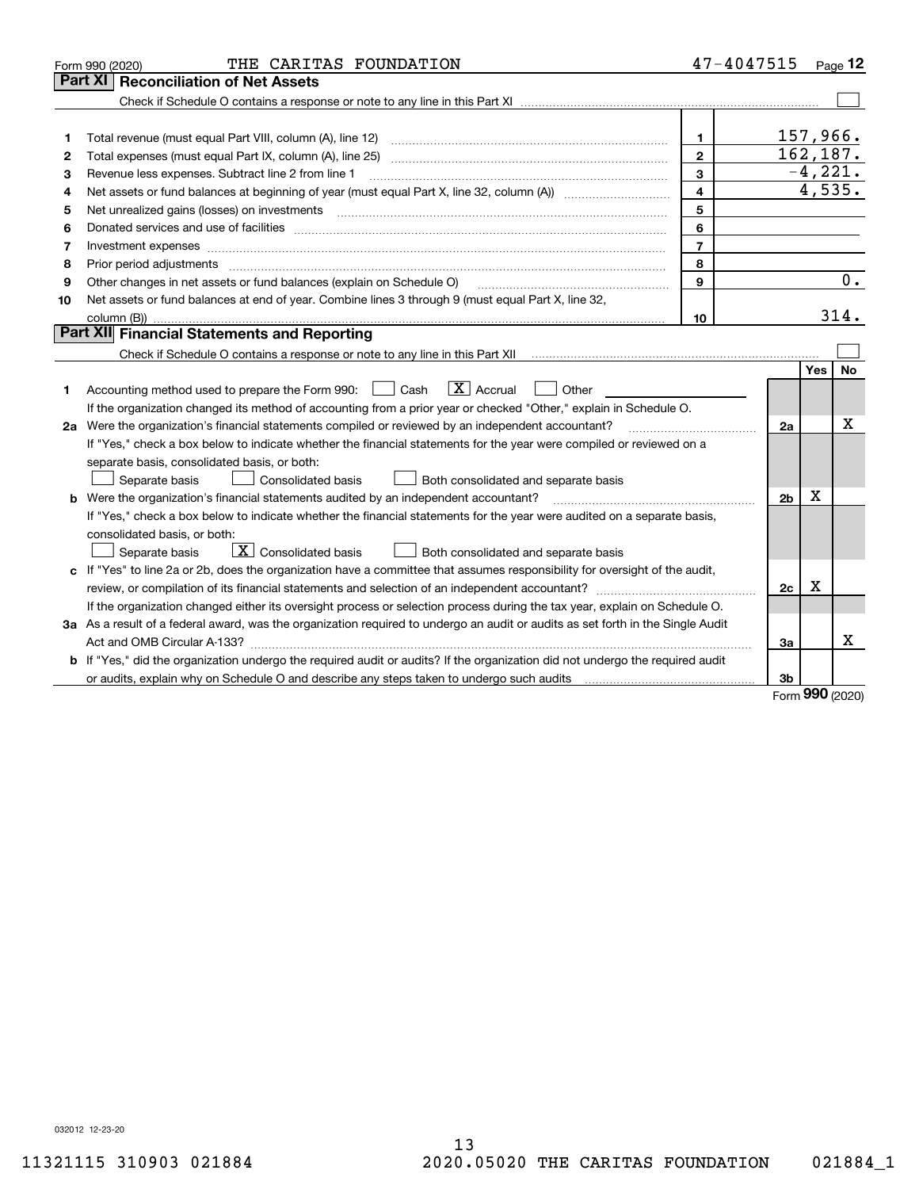Form 990 (2020) THE CARITAS FOUNDATION 47-4047515 Page **12**

## Part XI Reconciliation of Net Assets

Check if Schedule O contains a response or note to any line in this Part XI ☐

| | | | |
|---|---|---|---|
| 1 | Total revenue (must equal Part VIII, column (A), line 12) | 1 | 157,966. |
| 2 | Total expenses (must equal Part IX, column (A), line 25) | 2 | 162,187. |
| 3 | Revenue less expenses. Subtract line 2 from line 1 | 3 | -4,221. |
| 4 | Net assets or fund balances at beginning of year (must equal Part X, line 32, column (A)) | 4 | 4,535. |
| 5 | Net unrealized gains (losses) on investments | 5 | |
| 6 | Donated services and use of facilities | 6 | |
| 7 | Investment expenses | 7 | |
| 8 | Prior period adjustments | 8 | |
| 9 | Other changes in net assets or fund balances (explain on Schedule O) | 9 | 0. |
| 10 | Net assets or fund balances at end of year. Combine lines 3 through 9 (must equal Part X, line 32, column (B)) | 10 | 314. |

## Part XII Financial Statements and Reporting

Check if Schedule O contains a response or note to any line in this Part XII ☐

| | | | Yes | No |
|---|---|---|---|---|
| 1 | Accounting method used to prepare the Form 990: ☐ Cash ☒ Accrual ☐ Other<br>If the organization changed its method of accounting from a prior year or checked "Other," explain in Schedule O. | | | |
| 2a | Were the organization's financial statements compiled or reviewed by an independent accountant?<br>If "Yes," check a box below to indicate whether the financial statements for the year were compiled or reviewed on a separate basis, consolidated basis, or both:<br>☐ Separate basis ☐ Consolidated basis ☐ Both consolidated and separate basis | 2a | | X |
| b | Were the organization's financial statements audited by an independent accountant?<br>If "Yes," check a box below to indicate whether the financial statements for the year were audited on a separate basis, consolidated basis, or both:<br>☐ Separate basis ☒ Consolidated basis ☐ Both consolidated and separate basis | 2b | X | |
| c | If "Yes" to line 2a or 2b, does the organization have a committee that assumes responsibility for oversight of the audit, review, or compilation of its financial statements and selection of an independent accountant?<br>If the organization changed either its oversight process or selection process during the tax year, explain on Schedule O. | 2c | X | |
| 3a | As a result of a federal award, was the organization required to undergo an audit or audits as set forth in the Single Audit Act and OMB Circular A-133? | 3a | | X |
| b | If "Yes," did the organization undergo the required audit or audits? If the organization did not undergo the required audit or audits, explain why on Schedule O and describe any steps taken to undergo such audits | 3b | | |

Form **990** (2020)

032012 12-23-20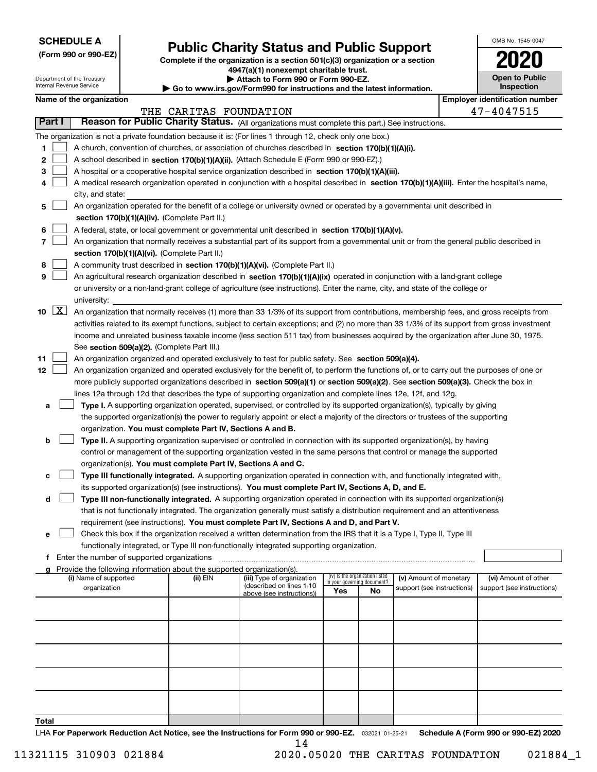**SCHEDULE A**
**(Form 990 or 990-EZ)**

Department of the Treasury
Internal Revenue Service

# Public Charity Status and Public Support

**Complete if the organization is a section 501(c)(3) organization or a section 4947(a)(1) nonexempt charitable trust.**
**▶ Attach to Form 990 or Form 990-EZ.**
**▶ Go to www.irs.gov/Form990 for instructions and the latest information.**

OMB No. 1545-0047

**2020**

**Open to Public Inspection**

**Name of the organization**
THE CARITAS FOUNDATION

**Employer identification number**
47-4047515

**Part I** **Reason for Public Charity Status.** (All organizations must complete this part.) See instructions.

The organization is not a private foundation because it is: (For lines 1 through 12, check only one box.)

1. ☐ A church, convention of churches, or association of churches described in **section 170(b)(1)(A)(i).**
2. ☐ A school described in **section 170(b)(1)(A)(ii).** (Attach Schedule E (Form 990 or 990-EZ).)
3. ☐ A hospital or a cooperative hospital service organization described in **section 170(b)(1)(A)(iii).**
4. ☐ A medical research organization operated in conjunction with a hospital described in **section 170(b)(1)(A)(iii).** Enter the hospital's name, city, and state:
5. ☐ An organization operated for the benefit of a college or university owned or operated by a governmental unit described in **section 170(b)(1)(A)(iv).** (Complete Part II.)
6. ☐ A federal, state, or local government or governmental unit described in **section 170(b)(1)(A)(v).**
7. ☐ An organization that normally receives a substantial part of its support from a governmental unit or from the general public described in **section 170(b)(1)(A)(vi).** (Complete Part II.)
8. ☐ A community trust described in **section 170(b)(1)(A)(vi).** (Complete Part II.)
9. ☐ An agricultural research organization described in **section 170(b)(1)(A)(ix)** operated in conjunction with a land-grant college or university or a non-land-grant college of agriculture (see instructions). Enter the name, city, and state of the college or university:
10. ☒ An organization that normally receives (1) more than 33 1/3% of its support from contributions, membership fees, and gross receipts from activities related to its exempt functions, subject to certain exceptions; and (2) no more than 33 1/3% of its support from gross investment income and unrelated business taxable income (less section 511 tax) from businesses acquired by the organization after June 30, 1975. See **section 509(a)(2).** (Complete Part III.)
11. ☐ An organization organized and operated exclusively to test for public safety. See **section 509(a)(4).**
12. ☐ An organization organized and operated exclusively for the benefit of, to perform the functions of, or to carry out the purposes of one or more publicly supported organizations described in **section 509(a)(1)** or **section 509(a)(2)**. See **section 509(a)(3).** Check the box in lines 12a through 12d that describes the type of supporting organization and complete lines 12e, 12f, and 12g.
   - **a** ☐ **Type I.** A supporting organization operated, supervised, or controlled by its supported organization(s), typically by giving the supported organization(s) the power to regularly appoint or elect a majority of the directors or trustees of the supporting organization. **You must complete Part IV, Sections A and B.**
   - **b** ☐ **Type II.** A supporting organization supervised or controlled in connection with its supported organization(s), by having control or management of the supporting organization vested in the same persons that control or manage the supported organization(s). **You must complete Part IV, Sections A and C.**
   - **c** ☐ **Type III functionally integrated.** A supporting organization operated in connection with, and functionally integrated with, its supported organization(s) (see instructions). **You must complete Part IV, Sections A, D, and E.**
   - **d** ☐ **Type III non-functionally integrated.** A supporting organization operated in connection with its supported organization(s) that is not functionally integrated. The organization generally must satisfy a distribution requirement and an attentiveness requirement (see instructions). **You must complete Part IV, Sections A and D, and Part V.**
   - **e** ☐ Check this box if the organization received a written determination from the IRS that it is a Type I, Type II, Type III functionally integrated, or Type III non-functionally integrated supporting organization.
   - **f** Enter the number of supported organizations
   - **g** Provide the following information about the supported organization(s).

| (i) Name of supported organization | (ii) EIN | (iii) Type of organization (described on lines 1-10 above (see instructions)) | (iv) Is the organization listed in your governing document? Yes | No | (v) Amount of monetary support (see instructions) | (vi) Amount of other support (see instructions) |
|---|---|---|---|---|---|---|
| | | | | | | |
| | | | | | | |
| | | | | | | |
| | | | | | | |
| | | | | | | |
| **Total** | | | | | | |

LHA **For Paperwork Reduction Act Notice, see the Instructions for Form 990 or 990-EZ.** 032021 01-25-21 **Schedule A (Form 990 or 990-EZ) 2020**

11321115 310903 021884 2020.05020 THE CARITAS FOUNDATION 021884_1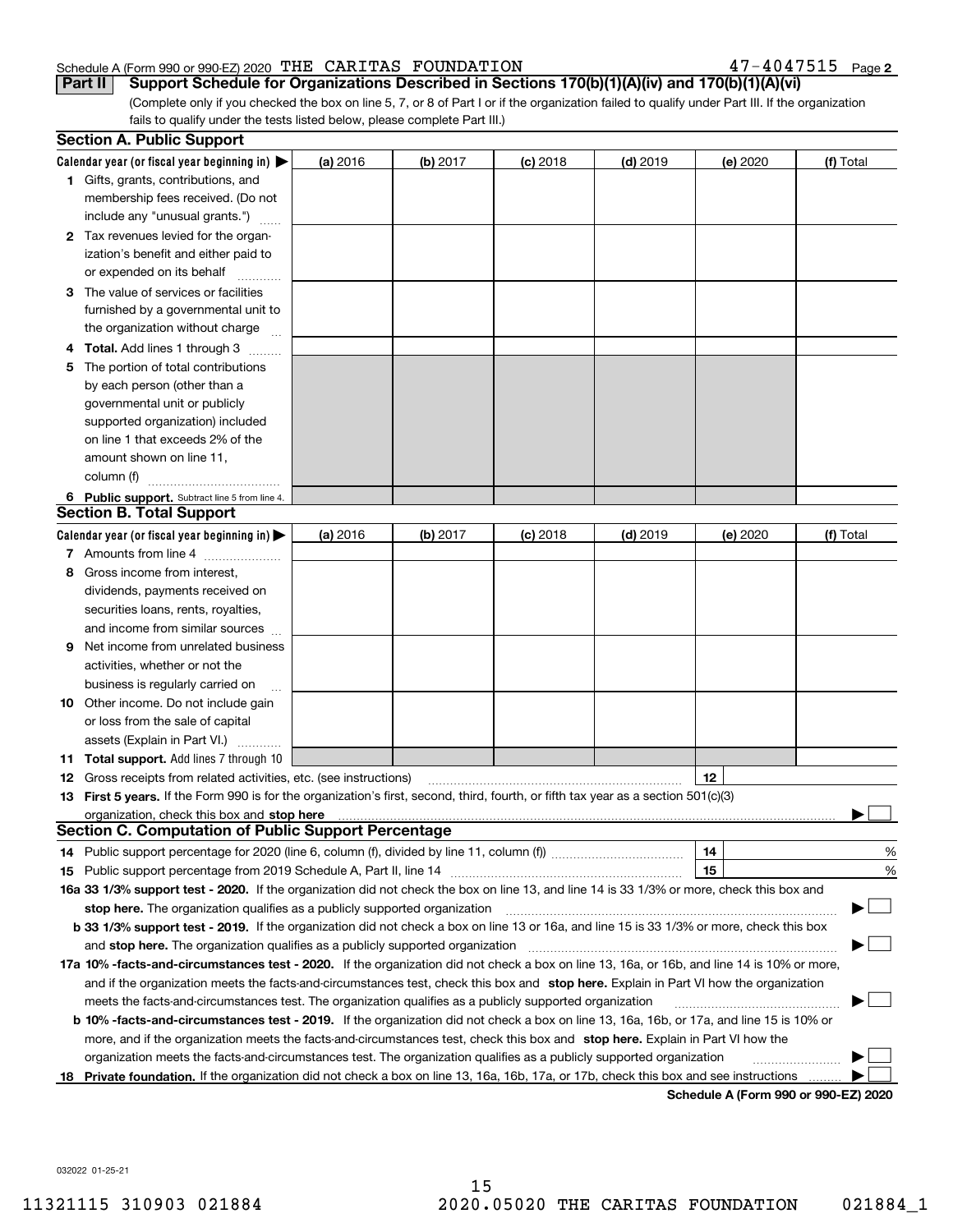Schedule A (Form 990 or 990-EZ) 2020 THE CARITAS FOUNDATION 47-4047515 Page 2

## Part II Support Schedule for Organizations Described in Sections 170(b)(1)(A)(iv) and 170(b)(1)(A)(vi)

(Complete only if you checked the box on line 5, 7, or 8 of Part I or if the organization failed to qualify under Part III. If the organization fails to qualify under the tests listed below, please complete Part III.)

### Section A. Public Support

| Calendar year (or fiscal year beginning in) ▶ | (a) 2016 | (b) 2017 | (c) 2018 | (d) 2019 | (e) 2020 | (f) Total |
|---|---|---|---|---|---|---|
| **1** Gifts, grants, contributions, and membership fees received. (Do not include any "unusual grants.") | | | | | | |
| **2** Tax revenues levied for the organization's benefit and either paid to or expended on its behalf | | | | | | |
| **3** The value of services or facilities furnished by a governmental unit to the organization without charge | | | | | | |
| **4 Total.** Add lines 1 through 3 | | | | | | |
| **5** The portion of total contributions by each person (other than a governmental unit or publicly supported organization) included on line 1 that exceeds 2% of the amount shown on line 11, column (f) | | | | | | |
| **6 Public support.** Subtract line 5 from line 4. | | | | | | |

### Section B. Total Support

| Calendar year (or fiscal year beginning in) ▶ | (a) 2016 | (b) 2017 | (c) 2018 | (d) 2019 | (e) 2020 | (f) Total |
|---|---|---|---|---|---|---|
| **7** Amounts from line 4 | | | | | | |
| **8** Gross income from interest, dividends, payments received on securities loans, rents, royalties, and income from similar sources | | | | | | |
| **9** Net income from unrelated business activities, whether or not the business is regularly carried on | | | | | | |
| **10** Other income. Do not include gain or loss from the sale of capital assets (Explain in Part VI.) | | | | | | |
| **11 Total support.** Add lines 7 through 10 | | | | | | |

**12** Gross receipts from related activities, etc. (see instructions) | **12** |

**13 First 5 years.** If the Form 990 is for the organization's first, second, third, fourth, or fifth tax year as a section 501(c)(3) organization, check this box and **stop here** ▶ ☐

### Section C. Computation of Public Support Percentage

**14** Public support percentage for 2020 (line 6, column (f), divided by line 11, column (f)) | **14** | %

**15** Public support percentage from 2019 Schedule A, Part II, line 14 | **15** | %

**16a 33 1/3% support test - 2020.** If the organization did not check the box on line 13, and line 14 is 33 1/3% or more, check this box and **stop here.** The organization qualifies as a publicly supported organization ▶ ☐

**b 33 1/3% support test - 2019.** If the organization did not check a box on line 13 or 16a, and line 15 is 33 1/3% or more, check this box and **stop here.** The organization qualifies as a publicly supported organization ▶ ☐

**17a 10% -facts-and-circumstances test - 2020.** If the organization did not check a box on line 13, 16a, or 16b, and line 14 is 10% or more, and if the organization meets the facts-and-circumstances test, check this box and **stop here.** Explain in Part VI how the organization meets the facts-and-circumstances test. The organization qualifies as a publicly supported organization ▶ ☐

**b 10% -facts-and-circumstances test - 2019.** If the organization did not check a box on line 13, 16a, 16b, or 17a, and line 15 is 10% or more, and if the organization meets the facts-and-circumstances test, check this box and **stop here.** Explain in Part VI how the organization meets the facts-and-circumstances test. The organization qualifies as a publicly supported organization ▶ ☐

**18 Private foundation.** If the organization did not check a box on line 13, 16a, 16b, 17a, or 17b, check this box and see instructions ▶ ☐

**Schedule A (Form 990 or 990-EZ) 2020**

032022 01-25-21

11321115 310903 021884 2020.05020 THE CARITAS FOUNDATION 021884_1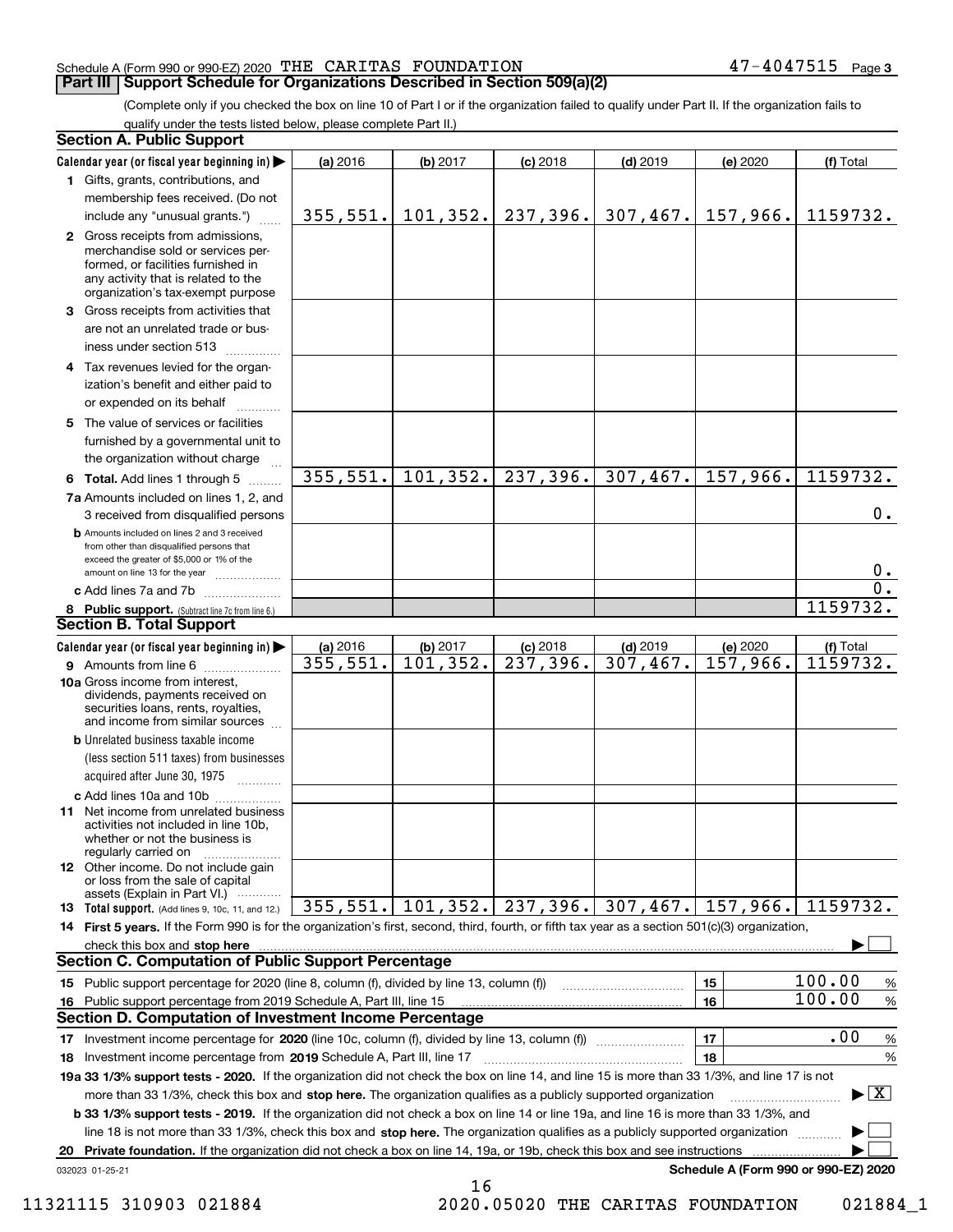Schedule A (Form 990 or 990-EZ) 2020 THE CARITAS FOUNDATION 47-4047515

## Part III Support Schedule for Organizations Described in Section 509(a)(2)

(Complete only if you checked the box on line 10 of Part I or if the organization failed to qualify under Part II. If the organization fails to qualify under the tests listed below, please complete Part II.)

### Section A. Public Support

| Calendar year (or fiscal year beginning in) | (a) 2016 | (b) 2017 | (c) 2018 | (d) 2019 | (e) 2020 | (f) Total |
|---|---|---|---|---|---|---|
| 1 Gifts, grants, contributions, and membership fees received. (Do not include any "unusual grants.") | 355,551. | 101,352. | 237,396. | 307,467. | 157,966. | 1159732. |
| 2 Gross receipts from admissions, merchandise sold or services performed, or facilities furnished in any activity that is related to the organization's tax-exempt purpose | | | | | | |
| 3 Gross receipts from activities that are not an unrelated trade or business under section 513 | | | | | | |
| 4 Tax revenues levied for the organization's benefit and either paid to or expended on its behalf | | | | | | |
| 5 The value of services or facilities furnished by a governmental unit to the organization without charge | | | | | | |
| 6 **Total.** Add lines 1 through 5 | 355,551. | 101,352. | 237,396. | 307,467. | 157,966. | 1159732. |
| 7a Amounts included on lines 1, 2, and 3 received from disqualified persons | | | | | | 0. |
| b Amounts included on lines 2 and 3 received from other than disqualified persons that exceed the greater of $5,000 or 1% of the amount on line 13 for the year | | | | | | 0. |
| c Add lines 7a and 7b | | | | | | 0. |
| 8 **Public support.** (Subtract line 7c from line 6.) | | | | | | 1159732. |

### Section B. Total Support

| Calendar year (or fiscal year beginning in) | (a) 2016 | (b) 2017 | (c) 2018 | (d) 2019 | (e) 2020 | (f) Total |
|---|---|---|---|---|---|---|
| 9 Amounts from line 6 | 355,551. | 101,352. | 237,396. | 307,467. | 157,966. | 1159732. |
| 10a Gross income from interest, dividends, payments received on securities loans, rents, royalties, and income from similar sources | | | | | | |
| b Unrelated business taxable income (less section 511 taxes) from businesses acquired after June 30, 1975 | | | | | | |
| c Add lines 10a and 10b | | | | | | |
| 11 Net income from unrelated business activities not included in line 10b, whether or not the business is regularly carried on | | | | | | |
| 12 Other income. Do not include gain or loss from the sale of capital assets (Explain in Part VI.) | | | | | | |
| 13 **Total support.** (Add lines 9, 10c, 11, and 12.) | 355,551. | 101,352. | 237,396. | 307,467. | 157,966. | 1159732. |

14 **First 5 years.** If the Form 990 is for the organization's first, second, third, fourth, or fifth tax year as a section 501(c)(3) organization, check this box and **stop here** ☐

### Section C. Computation of Public Support Percentage

| | | |
|---|---|---|
| 15 Public support percentage for 2020 (line 8, column (f), divided by line 13, column (f)) | 15 | 100.00 % |
| 16 Public support percentage from 2019 Schedule A, Part III, line 15 | 16 | 100.00 % |

### Section D. Computation of Investment Income Percentage

| | | |
|---|---|---|
| 17 Investment income percentage for **2020** (line 10c, column (f), divided by line 13, column (f)) | 17 | .00 % |
| 18 Investment income percentage from **2019** Schedule A, Part III, line 17 | 18 | % |

**19a 33 1/3% support tests - 2020.** If the organization did not check the box on line 14, and line 15 is more than 33 1/3%, and line 17 is not more than 33 1/3%, check this box and **stop here.** The organization qualifies as a publicly supported organization ☒

**b 33 1/3% support tests - 2019.** If the organization did not check a box on line 14 or line 19a, and line 16 is more than 33 1/3%, and line 18 is not more than 33 1/3%, check this box and **stop here.** The organization qualifies as a publicly supported organization ☐

**20 Private foundation.** If the organization did not check a box on line 14, 19a, or 19b, check this box and see instructions ☐

032023 01-25-21 **Schedule A (Form 990 or 990-EZ) 2020**

11321115 310903 021884 2020.05020 THE CARITAS FOUNDATION 021884_1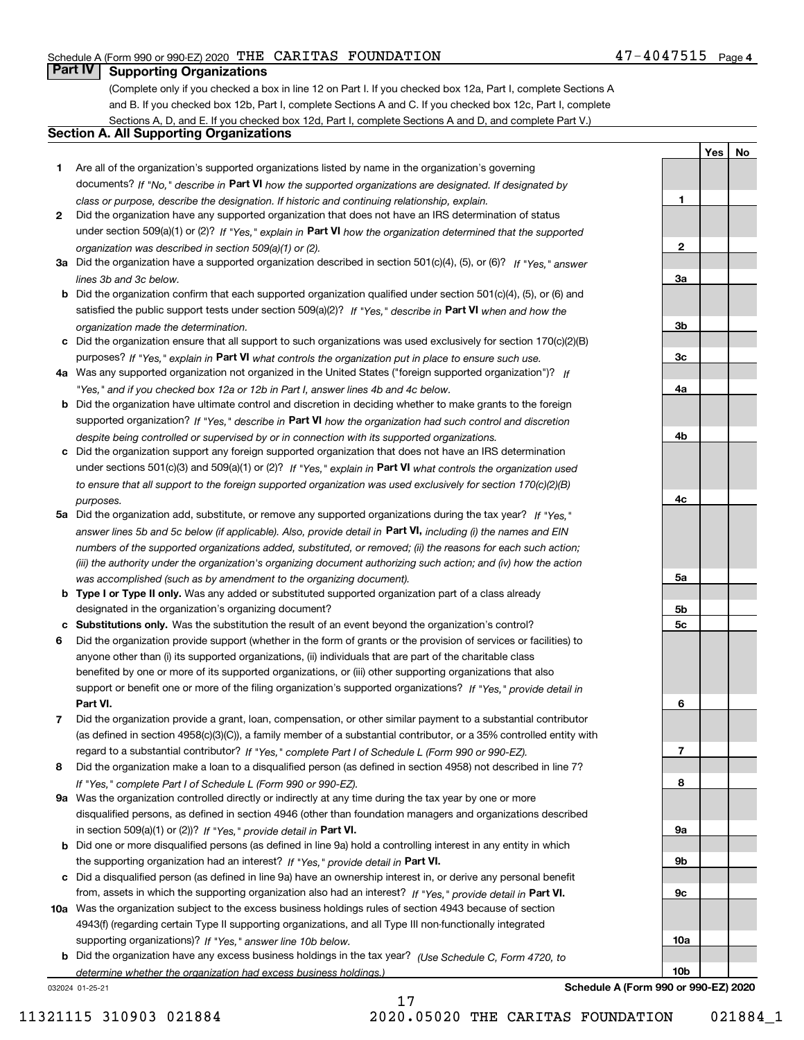## Part IV Supporting Organizations

(Complete only if you checked a box in line 12 on Part I. If you checked box 12a, Part I, complete Sections A and B. If you checked box 12b, Part I, complete Sections A and C. If you checked box 12c, Part I, complete Sections A, D, and E. If you checked box 12d, Part I, complete Sections A and D, and complete Part V.)

### Section A. All Supporting Organizations

| | | Line | Yes | No |
|---|---|---|---|---|
| **1** | Are all of the organization's supported organizations listed by name in the organization's governing documents? *If "No," describe in* **Part VI** *how the supported organizations are designated. If designated by class or purpose, describe the designation. If historic and continuing relationship, explain.* | **1** | | |
| **2** | Did the organization have any supported organization that does not have an IRS determination of status under section 509(a)(1) or (2)? *If "Yes," explain in* **Part VI** *how the organization determined that the supported organization was described in section 509(a)(1) or (2).* | **2** | | |
| **3a** | Did the organization have a supported organization described in section 501(c)(4), (5), or (6)? *If "Yes," answer lines 3b and 3c below.* | **3a** | | |
| **b** | Did the organization confirm that each supported organization qualified under section 501(c)(4), (5), or (6) and satisfied the public support tests under section 509(a)(2)? *If "Yes," describe in* **Part VI** *when and how the organization made the determination.* | **3b** | | |
| **c** | Did the organization ensure that all support to such organizations was used exclusively for section 170(c)(2)(B) purposes? *If "Yes," explain in* **Part VI** *what controls the organization put in place to ensure such use.* | **3c** | | |
| **4a** | Was any supported organization not organized in the United States ("foreign supported organization")? *If "Yes," and if you checked box 12a or 12b in Part I, answer lines 4b and 4c below.* | **4a** | | |
| **b** | Did the organization have ultimate control and discretion in deciding whether to make grants to the foreign supported organization? *If "Yes," describe in* **Part VI** *how the organization had such control and discretion despite being controlled or supervised by or in connection with its supported organizations.* | **4b** | | |
| **c** | Did the organization support any foreign supported organization that does not have an IRS determination under sections 501(c)(3) and 509(a)(1) or (2)? *If "Yes," explain in* **Part VI** *what controls the organization used to ensure that all support to the foreign supported organization was used exclusively for section 170(c)(2)(B) purposes.* | **4c** | | |
| **5a** | Did the organization add, substitute, or remove any supported organizations during the tax year? *If "Yes," answer lines 5b and 5c below (if applicable). Also, provide detail in* **Part VI,** *including (i) the names and EIN numbers of the supported organizations added, substituted, or removed; (ii) the reasons for each such action; (iii) the authority under the organization's organizing document authorizing such action; and (iv) how the action was accomplished (such as by amendment to the organizing document).* | **5a** | | |
| **b** | **Type I or Type II only.** Was any added or substituted supported organization part of a class already designated in the organization's organizing document? | **5b** | | |
| **c** | **Substitutions only.** Was the substitution the result of an event beyond the organization's control? | **5c** | | |
| **6** | Did the organization provide support (whether in the form of grants or the provision of services or facilities) to anyone other than (i) its supported organizations, (ii) individuals that are part of the charitable class benefited by one or more of its supported organizations, or (iii) other supporting organizations that also support or benefit one or more of the filing organization's supported organizations? *If "Yes," provide detail in* **Part VI.** | **6** | | |
| **7** | Did the organization provide a grant, loan, compensation, or other similar payment to a substantial contributor (as defined in section 4958(c)(3)(C)), a family member of a substantial contributor, or a 35% controlled entity with regard to a substantial contributor? *If "Yes," complete Part I of Schedule L (Form 990 or 990-EZ).* | **7** | | |
| **8** | Did the organization make a loan to a disqualified person (as defined in section 4958) not described in line 7? *If "Yes," complete Part I of Schedule L (Form 990 or 990-EZ).* | **8** | | |
| **9a** | Was the organization controlled directly or indirectly at any time during the tax year by one or more disqualified persons, as defined in section 4946 (other than foundation managers and organizations described in section 509(a)(1) or (2))? *If "Yes," provide detail in* **Part VI.** | **9a** | | |
| **b** | Did one or more disqualified persons (as defined in line 9a) hold a controlling interest in any entity in which the supporting organization had an interest? *If "Yes," provide detail in* **Part VI.** | **9b** | | |
| **c** | Did a disqualified person (as defined in line 9a) have an ownership interest in, or derive any personal benefit from, assets in which the supporting organization also had an interest? *If "Yes," provide detail in* **Part VI.** | **9c** | | |
| **10a** | Was the organization subject to the excess business holdings rules of section 4943 because of section 4943(f) (regarding certain Type II supporting organizations, and all Type III non-functionally integrated supporting organizations)? *If "Yes," answer line 10b below.* | **10a** | | |
| **b** | Did the organization have any excess business holdings in the tax year? *(Use Schedule C, Form 4720, to determine whether the organization had excess business holdings.)* | **10b** | | |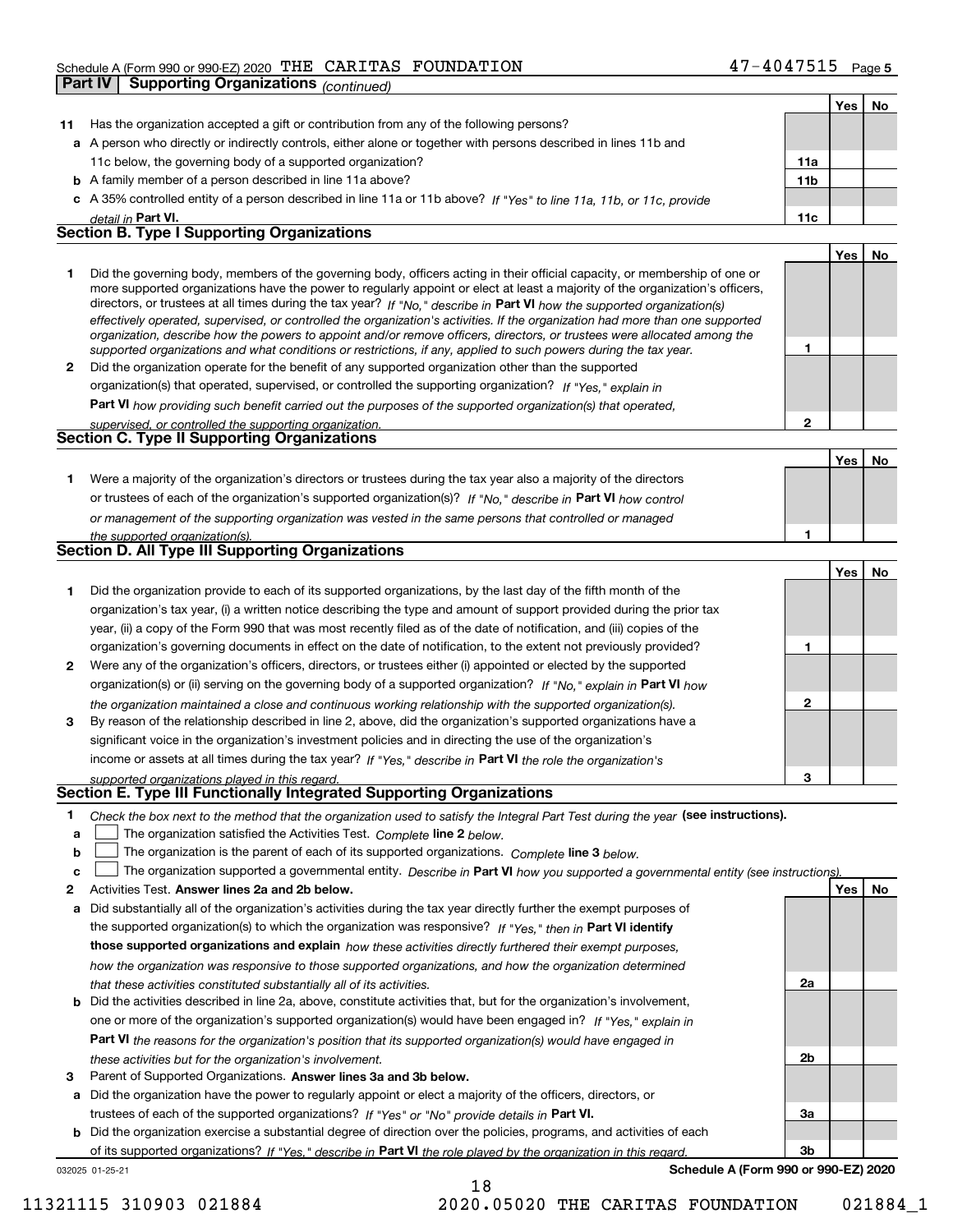Schedule A (Form 990 or 990-EZ) 2020 THE CARITAS FOUNDATION 47-4047515 Page 5

## Part IV Supporting Organizations *(continued)*

| | | | Yes | No |
|---|---|---|---|---|
| **11** | Has the organization accepted a gift or contribution from any of the following persons? | | | |
| **a** | A person who directly or indirectly controls, either alone or together with persons described in lines 11b and 11c below, the governing body of a supported organization? | **11a** | | |
| **b** | A family member of a person described in line 11a above? | **11b** | | |
| **c** | A 35% controlled entity of a person described in line 11a or 11b above? *If "Yes" to line 11a, 11b, or 11c, provide detail in* **Part VI.** | **11c** | | |

### Section B. Type I Supporting Organizations

| | | | Yes | No |
|---|---|---|---|---|
| **1** | Did the governing body, members of the governing body, officers acting in their official capacity, or membership of one or more supported organizations have the power to regularly appoint or elect at least a majority of the organization's officers, directors, or trustees at all times during the tax year? *If "No," describe in* **Part VI** *how the supported organization(s) effectively operated, supervised, or controlled the organization's activities. If the organization had more than one supported organization, describe how the powers to appoint and/or remove officers, directors, or trustees were allocated among the supported organizations and what conditions or restrictions, if any, applied to such powers during the tax year.* | **1** | | |
| **2** | Did the organization operate for the benefit of any supported organization other than the supported organization(s) that operated, supervised, or controlled the supporting organization? *If "Yes," explain in* **Part VI** *how providing such benefit carried out the purposes of the supported organization(s) that operated, supervised, or controlled the supporting organization.* | **2** | | |

### Section C. Type II Supporting Organizations

| | | | Yes | No |
|---|---|---|---|---|
| **1** | Were a majority of the organization's directors or trustees during the tax year also a majority of the directors or trustees of each of the organization's supported organization(s)? *If "No," describe in* **Part VI** *how control or management of the supporting organization was vested in the same persons that controlled or managed the supported organization(s).* | **1** | | |

### Section D. All Type III Supporting Organizations

| | | | Yes | No |
|---|---|---|---|---|
| **1** | Did the organization provide to each of its supported organizations, by the last day of the fifth month of the organization's tax year, (i) a written notice describing the type and amount of support provided during the prior tax year, (ii) a copy of the Form 990 that was most recently filed as of the date of notification, and (iii) copies of the organization's governing documents in effect on the date of notification, to the extent not previously provided? | **1** | | |
| **2** | Were any of the organization's officers, directors, or trustees either (i) appointed or elected by the supported organization(s) or (ii) serving on the governing body of a supported organization? *If "No," explain in* **Part VI** *how the organization maintained a close and continuous working relationship with the supported organization(s).* | **2** | | |
| **3** | By reason of the relationship described in line 2, above, did the organization's supported organizations have a significant voice in the organization's investment policies and in directing the use of the organization's income or assets at all times during the tax year? *If "Yes," describe in* **Part VI** *the role the organization's supported organizations played in this regard.* | **3** | | |

### Section E. Type III Functionally Integrated Supporting Organizations

**1** *Check the box next to the method that the organization used to satisfy the Integral Part Test during the year* **(see instructions).**

**a** ☐ The organization satisfied the Activities Test. *Complete* **line 2** *below.*

**b** ☐ The organization is the parent of each of its supported organizations. *Complete* **line 3** *below.*

**c** ☐ The organization supported a governmental entity. *Describe in* **Part VI** *how you supported a governmental entity (see instructions).*

| | | | Yes | No |
|---|---|---|---|---|
| **2** | Activities Test. **Answer lines 2a and 2b below.** | | | |
| **a** | Did substantially all of the organization's activities during the tax year directly further the exempt purposes of the supported organization(s) to which the organization was responsive? *If "Yes," then in* **Part VI identify those supported organizations and explain** *how these activities directly furthered their exempt purposes, how the organization was responsive to those supported organizations, and how the organization determined that these activities constituted substantially all of its activities.* | **2a** | | |
| **b** | Did the activities described in line 2a, above, constitute activities that, but for the organization's involvement, one or more of the organization's supported organization(s) would have been engaged in? *If "Yes," explain in* **Part VI** *the reasons for the organization's position that its supported organization(s) would have engaged in these activities but for the organization's involvement.* | **2b** | | |
| **3** | Parent of Supported Organizations. **Answer lines 3a and 3b below.** | | | |
| **a** | Did the organization have the power to regularly appoint or elect a majority of the officers, directors, or trustees of each of the supported organizations? *If "Yes" or "No" provide details in* **Part VI.** | **3a** | | |
| **b** | Did the organization exercise a substantial degree of direction over the policies, programs, and activities of each of its supported organizations? *If "Yes," describe in* **Part VI** *the role played by the organization in this regard.* | **3b** | | |

032025 01-25-21 **Schedule A (Form 990 or 990-EZ) 2020**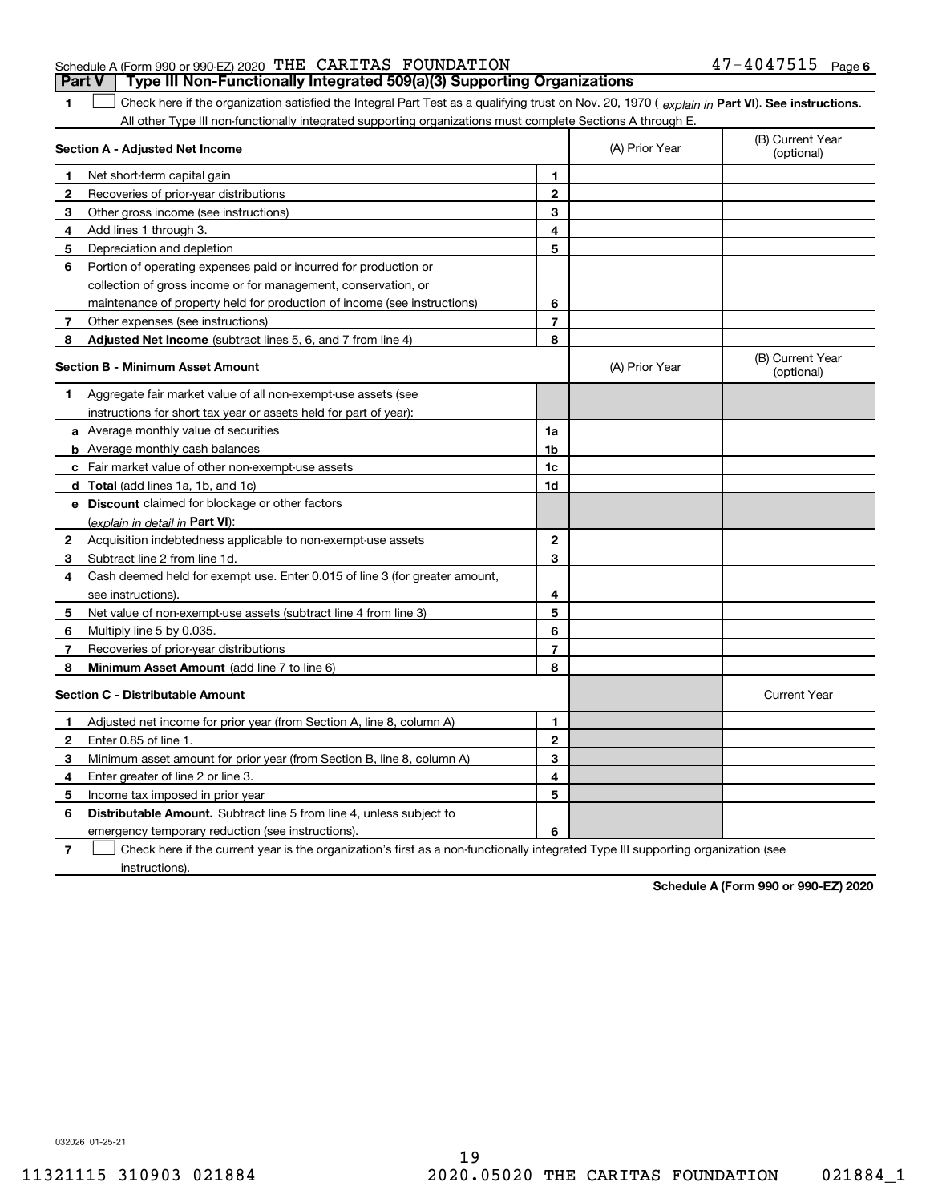Schedule A (Form 990 or 990-EZ) 2020 THE CARITAS FOUNDATION 47-4047515 Page 6

## Part V Type III Non-Functionally Integrated 509(a)(3) Supporting Organizations

**1** ☐ Check here if the organization satisfied the Integral Part Test as a qualifying trust on Nov. 20, 1970 ( *explain in* **Part VI**). **See instructions.** All other Type III non-functionally integrated supporting organizations must complete Sections A through E.

| **Section A - Adjusted Net Income** | | | (A) Prior Year | (B) Current Year (optional) |
|---|---|---|---|---|
| **1** | Net short-term capital gain | **1** | | |
| **2** | Recoveries of prior-year distributions | **2** | | |
| **3** | Other gross income (see instructions) | **3** | | |
| **4** | Add lines 1 through 3. | **4** | | |
| **5** | Depreciation and depletion | **5** | | |
| **6** | Portion of operating expenses paid or incurred for production or collection of gross income or for management, conservation, or maintenance of property held for production of income (see instructions) | **6** | | |
| **7** | Other expenses (see instructions) | **7** | | |
| **8** | **Adjusted Net Income** (subtract lines 5, 6, and 7 from line 4) | **8** | | |

| **Section B - Minimum Asset Amount** | | | (A) Prior Year | (B) Current Year (optional) |
|---|---|---|---|---|
| **1** | Aggregate fair market value of all non-exempt-use assets (see instructions for short tax year or assets held for part of year): | | | |
| **a** | Average monthly value of securities | **1a** | | |
| **b** | Average monthly cash balances | **1b** | | |
| **c** | Fair market value of other non-exempt-use assets | **1c** | | |
| **d** | **Total** (add lines 1a, 1b, and 1c) | **1d** | | |
| **e** | **Discount** claimed for blockage or other factors (*explain in detail in* **Part VI**): | | | |
| **2** | Acquisition indebtedness applicable to non-exempt-use assets | **2** | | |
| **3** | Subtract line 2 from line 1d. | **3** | | |
| **4** | Cash deemed held for exempt use. Enter 0.015 of line 3 (for greater amount, see instructions). | **4** | | |
| **5** | Net value of non-exempt-use assets (subtract line 4 from line 3) | **5** | | |
| **6** | Multiply line 5 by 0.035. | **6** | | |
| **7** | Recoveries of prior-year distributions | **7** | | |
| **8** | **Minimum Asset Amount** (add line 7 to line 6) | **8** | | |

| **Section C - Distributable Amount** | | | | Current Year |
|---|---|---|---|---|
| **1** | Adjusted net income for prior year (from Section A, line 8, column A) | **1** | | |
| **2** | Enter 0.85 of line 1. | **2** | | |
| **3** | Minimum asset amount for prior year (from Section B, line 8, column A) | **3** | | |
| **4** | Enter greater of line 2 or line 3. | **4** | | |
| **5** | Income tax imposed in prior year | **5** | | |
| **6** | **Distributable Amount.** Subtract line 5 from line 4, unless subject to emergency temporary reduction (see instructions). | **6** | | |

**7** ☐ Check here if the current year is the organization's first as a non-functionally integrated Type III supporting organization (see instructions).

**Schedule A (Form 990 or 990-EZ) 2020**

032026 01-25-21

11321115 310903 021884 2020.05020 THE CARITAS FOUNDATION 021884_1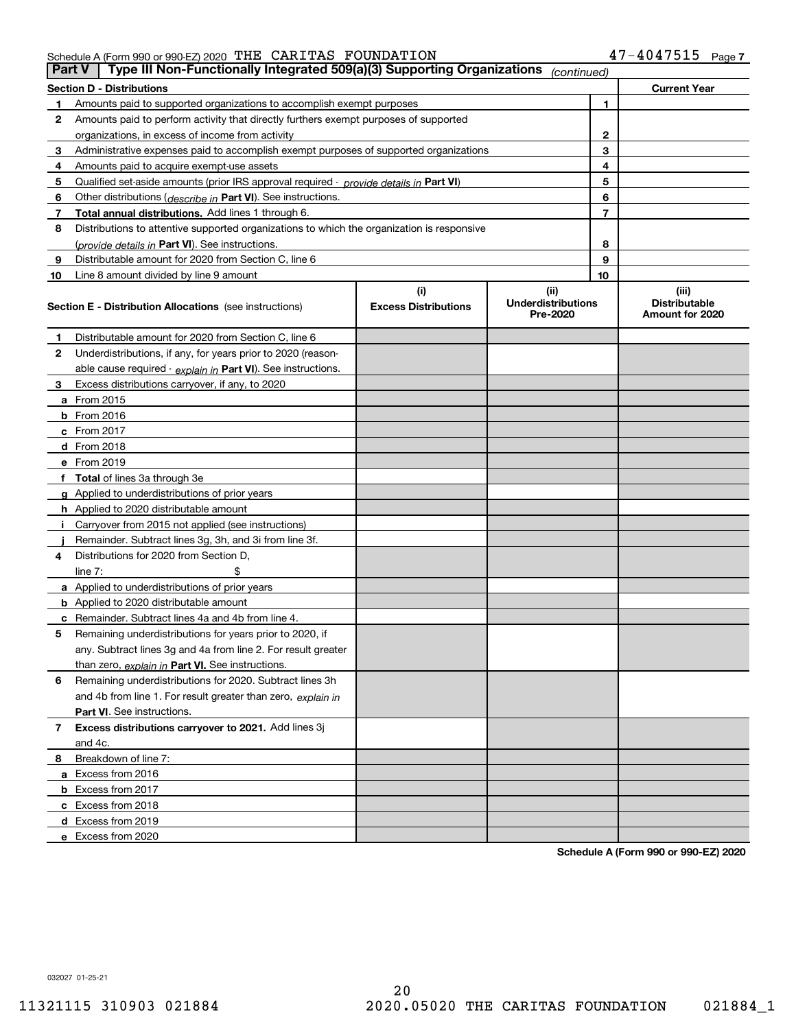Schedule A (Form 990 or 990-EZ) 2020 THE CARITAS FOUNDATION 47-4047515

## Part V | Type III Non-Functionally Integrated 509(a)(3) Supporting Organizations *(continued)*

| Section D - Distributions | | Current Year |
|---|---|---|
| **1** Amounts paid to supported organizations to accomplish exempt purposes | 1 | |
| **2** Amounts paid to perform activity that directly furthers exempt purposes of supported organizations, in excess of income from activity | 2 | |
| **3** Administrative expenses paid to accomplish exempt purposes of supported organizations | 3 | |
| **4** Amounts paid to acquire exempt-use assets | 4 | |
| **5** Qualified set-aside amounts (prior IRS approval required - *provide details in* **Part VI**) | 5 | |
| **6** Other distributions (*describe in* **Part VI**). See instructions. | 6 | |
| **7** **Total annual distributions.** Add lines 1 through 6. | 7 | |
| **8** Distributions to attentive supported organizations to which the organization is responsive (*provide details in* **Part VI**). See instructions. | 8 | |
| **9** Distributable amount for 2020 from Section C, line 6 | 9 | |
| **10** Line 8 amount divided by line 9 amount | 10 | |

| Section E - Distribution Allocations (see instructions) | (i) Excess Distributions | (ii) Underdistributions Pre-2020 | (iii) Distributable Amount for 2020 |
|---|---|---|---|
| **1** Distributable amount for 2020 from Section C, line 6 | | | |
| **2** Underdistributions, if any, for years prior to 2020 (reasonable cause required - *explain in* **Part VI**). See instructions. | | | |
| **3** Excess distributions carryover, if any, to 2020 | | | |
| **a** From 2015 | | | |
| **b** From 2016 | | | |
| **c** From 2017 | | | |
| **d** From 2018 | | | |
| **e** From 2019 | | | |
| **f** **Total** of lines 3a through 3e | | | |
| **g** Applied to underdistributions of prior years | | | |
| **h** Applied to 2020 distributable amount | | | |
| **i** Carryover from 2015 not applied (see instructions) | | | |
| **j** Remainder. Subtract lines 3g, 3h, and 3i from line 3f. | | | |
| **4** Distributions for 2020 from Section D, line 7: $ | | | |
| **a** Applied to underdistributions of prior years | | | |
| **b** Applied to 2020 distributable amount | | | |
| **c** Remainder. Subtract lines 4a and 4b from line 4. | | | |
| **5** Remaining underdistributions for years prior to 2020, if any. Subtract lines 3g and 4a from line 2. For result greater than zero, *explain in* **Part VI.** See instructions. | | | |
| **6** Remaining underdistributions for 2020. Subtract lines 3h and 4b from line 1. For result greater than zero, *explain in* **Part VI**. See instructions. | | | |
| **7** **Excess distributions carryover to 2021.** Add lines 3j and 4c. | | | |
| **8** Breakdown of line 7: | | | |
| **a** Excess from 2016 | | | |
| **b** Excess from 2017 | | | |
| **c** Excess from 2018 | | | |
| **d** Excess from 2019 | | | |
| **e** Excess from 2020 | | | |

**Schedule A (Form 990 or 990-EZ) 2020**

032027 01-25-21

11321115 310903 021884 2020.05020 THE CARITAS FOUNDATION 021884_1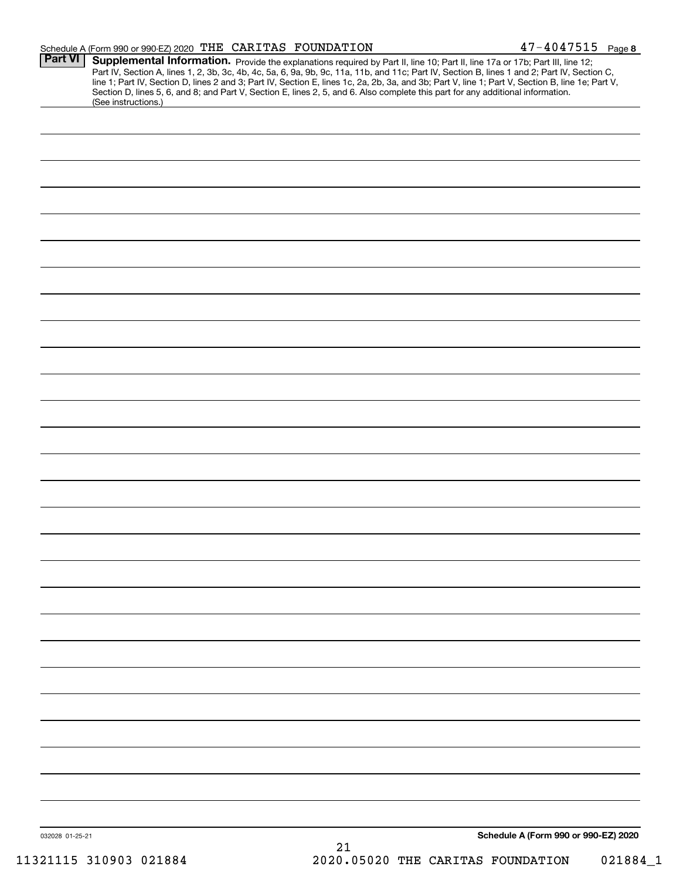Schedule A (Form 990 or 990-EZ) 2020 THE CARITAS FOUNDATION 47-4047515 Page 8

**Part VI** **Supplemental Information.** Provide the explanations required by Part II, line 10; Part II, line 17a or 17b; Part III, line 12; Part IV, Section A, lines 1, 2, 3b, 3c, 4b, 4c, 5a, 6, 9a, 9b, 9c, 11a, 11b, and 11c; Part IV, Section B, lines 1 and 2; Part IV, Section C, line 1; Part IV, Section D, lines 2 and 3; Part IV, Section E, lines 1c, 2a, 2b, 3a, and 3b; Part V, line 1; Part V, Section B, line 1e; Part V, Section D, lines 5, 6, and 8; and Part V, Section E, lines 2, 5, and 6. Also complete this part for any additional information. (See instructions.)

032028 01-25-21

**Schedule A (Form 990 or 990-EZ) 2020**

11321115 310903 021884 2020.05020 THE CARITAS FOUNDATION 021884_1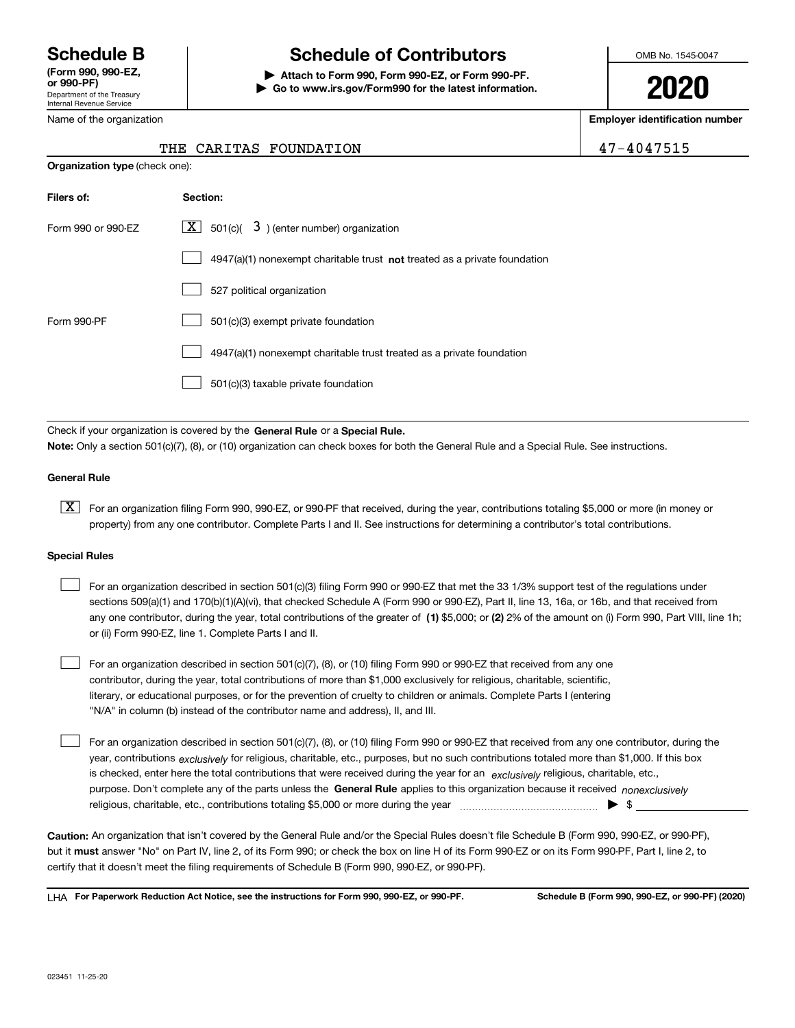# Schedule B

**(Form 990, 990-EZ, or 990-PF)**
Department of the Treasury
Internal Revenue Service

## Schedule of Contributors

**▶ Attach to Form 990, Form 990-EZ, or Form 990-PF.**
**▶ Go to www.irs.gov/Form990 for the latest information.**

OMB No. 1545-0047

**2020**

Name of the organization: THE CARITAS FOUNDATION

**Employer identification number:** 47-4047515

**Organization type** (check one):

| **Filers of:** | **Section:** |
| --- | --- |
| Form 990 or 990-EZ | [X] 501(c)( 3 ) (enter number) organization |
| | [ ] 4947(a)(1) nonexempt charitable trust **not** treated as a private foundation |
| | [ ] 527 political organization |
| Form 990-PF | [ ] 501(c)(3) exempt private foundation |
| | [ ] 4947(a)(1) nonexempt charitable trust treated as a private foundation |
| | [ ] 501(c)(3) taxable private foundation |

Check if your organization is covered by the **General Rule** or a **Special Rule.**

**Note:** Only a section 501(c)(7), (8), or (10) organization can check boxes for both the General Rule and a Special Rule. See instructions.

**General Rule**

[X] For an organization filing Form 990, 990-EZ, or 990-PF that received, during the year, contributions totaling $5,000 or more (in money or property) from any one contributor. Complete Parts I and II. See instructions for determining a contributor's total contributions.

**Special Rules**

[ ] For an organization described in section 501(c)(3) filing Form 990 or 990-EZ that met the 33 1/3% support test of the regulations under sections 509(a)(1) and 170(b)(1)(A)(vi), that checked Schedule A (Form 990 or 990-EZ), Part II, line 13, 16a, or 16b, and that received from any one contributor, during the year, total contributions of the greater of **(1)** $5,000; or **(2)** 2% of the amount on (i) Form 990, Part VIII, line 1h; or (ii) Form 990-EZ, line 1. Complete Parts I and II.

[ ] For an organization described in section 501(c)(7), (8), or (10) filing Form 990 or 990-EZ that received from any one contributor, during the year, total contributions of more than $1,000 exclusively for religious, charitable, scientific, literary, or educational purposes, or for the prevention of cruelty to children or animals. Complete Parts I (entering "N/A" in column (b) instead of the contributor name and address), II, and III.

[ ] For an organization described in section 501(c)(7), (8), or (10) filing Form 990 or 990-EZ that received from any one contributor, during the year, contributions *exclusively* for religious, charitable, etc., purposes, but no such contributions totaled more than $1,000. If this box is checked, enter here the total contributions that were received during the year for an *exclusively* religious, charitable, etc., purpose. Don't complete any of the parts unless the **General Rule** applies to this organization because it received *nonexclusively* religious, charitable, etc., contributions totaling $5,000 or more during the year ▶ $ ____________

**Caution:** An organization that isn't covered by the General Rule and/or the Special Rules doesn't file Schedule B (Form 990, 990-EZ, or 990-PF), but it **must** answer "No" on Part IV, line 2, of its Form 990; or check the box on line H of its Form 990-EZ or on its Form 990-PF, Part I, line 2, to certify that it doesn't meet the filing requirements of Schedule B (Form 990, 990-EZ, or 990-PF).

LHA **For Paperwork Reduction Act Notice, see the instructions for Form 990, 990-EZ, or 990-PF.** **Schedule B (Form 990, 990-EZ, or 990-PF) (2020)**

023451 11-25-20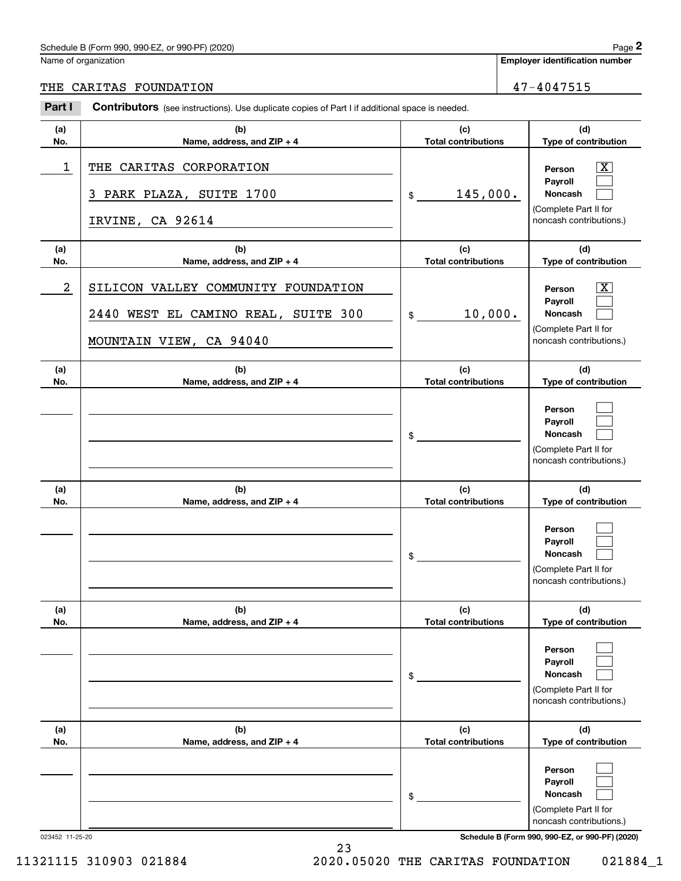Name of organization

**Employer identification number**

THE CARITAS FOUNDATION 47-4047515

**Part I** **Contributors** (see instructions). Use duplicate copies of Part I if additional space is needed.

| (a) No. | (b) Name, address, and ZIP + 4 | (c) Total contributions | (d) Type of contribution |
|---|---|---|---|
| 1 | THE CARITAS CORPORATION<br>3 PARK PLAZA, SUITE 1700<br>IRVINE, CA 92614 | $ 145,000. | Person [X]<br>Payroll [ ]<br>Noncash [ ]<br>(Complete Part II for noncash contributions.) |
| 2 | SILICON VALLEY COMMUNITY FOUNDATION<br>2440 WEST EL CAMINO REAL, SUITE 300<br>MOUNTAIN VIEW, CA 94040 | $ 10,000. | Person [X]<br>Payroll [ ]<br>Noncash [ ]<br>(Complete Part II for noncash contributions.) |
| | | $ | Person [ ]<br>Payroll [ ]<br>Noncash [ ]<br>(Complete Part II for noncash contributions.) |
| | | $ | Person [ ]<br>Payroll [ ]<br>Noncash [ ]<br>(Complete Part II for noncash contributions.) |
| | | $ | Person [ ]<br>Payroll [ ]<br>Noncash [ ]<br>(Complete Part II for noncash contributions.) |
| | | $ | Person [ ]<br>Payroll [ ]<br>Noncash [ ]<br>(Complete Part II for noncash contributions.) |

023452 11-25-20

**Schedule B (Form 990, 990-EZ, or 990-PF) (2020)**

11321115 310903 021884 2020.05020 THE CARITAS FOUNDATION 021884_1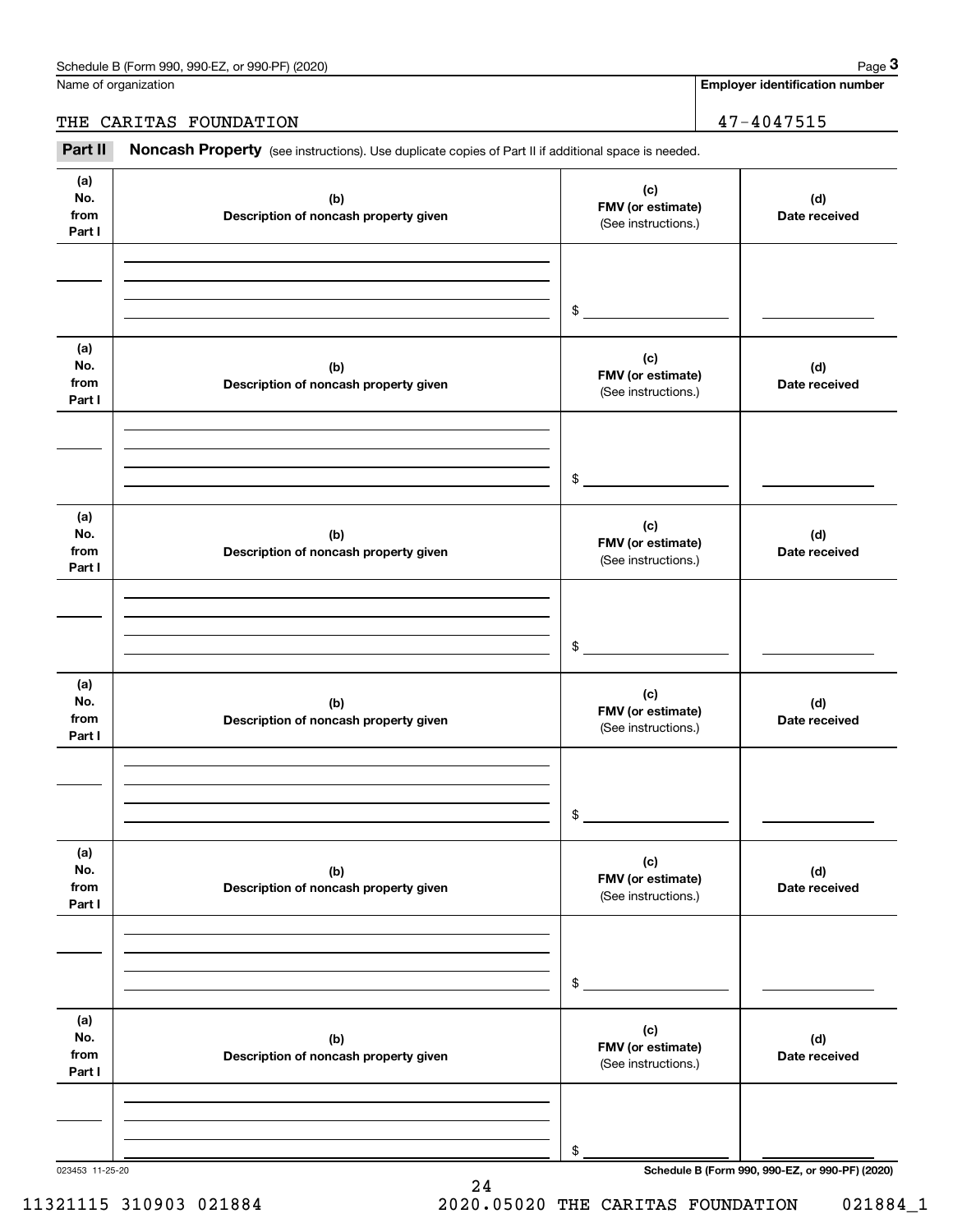Name of organization

**Employer identification number**

THE CARITAS FOUNDATION

47-4047515

**Part II** **Noncash Property** (see instructions). Use duplicate copies of Part II if additional space is needed.

| (a) No. from Part I | (b) Description of noncash property given | (c) FMV (or estimate) (See instructions.) | (d) Date received |
|---|---|---|---|
| | | $ | |

| (a) No. from Part I | (b) Description of noncash property given | (c) FMV (or estimate) (See instructions.) | (d) Date received |
|---|---|---|---|
| | | $ | |

| (a) No. from Part I | (b) Description of noncash property given | (c) FMV (or estimate) (See instructions.) | (d) Date received |
|---|---|---|---|
| | | $ | |

| (a) No. from Part I | (b) Description of noncash property given | (c) FMV (or estimate) (See instructions.) | (d) Date received |
|---|---|---|---|
| | | $ | |

| (a) No. from Part I | (b) Description of noncash property given | (c) FMV (or estimate) (See instructions.) | (d) Date received |
|---|---|---|---|
| | | $ | |

| (a) No. from Part I | (b) Description of noncash property given | (c) FMV (or estimate) (See instructions.) | (d) Date received |
|---|---|---|---|
| | | $ | |

023453 11-25-20

11321115 310903 021884 2020.05020 THE CARITAS FOUNDATION 021884_1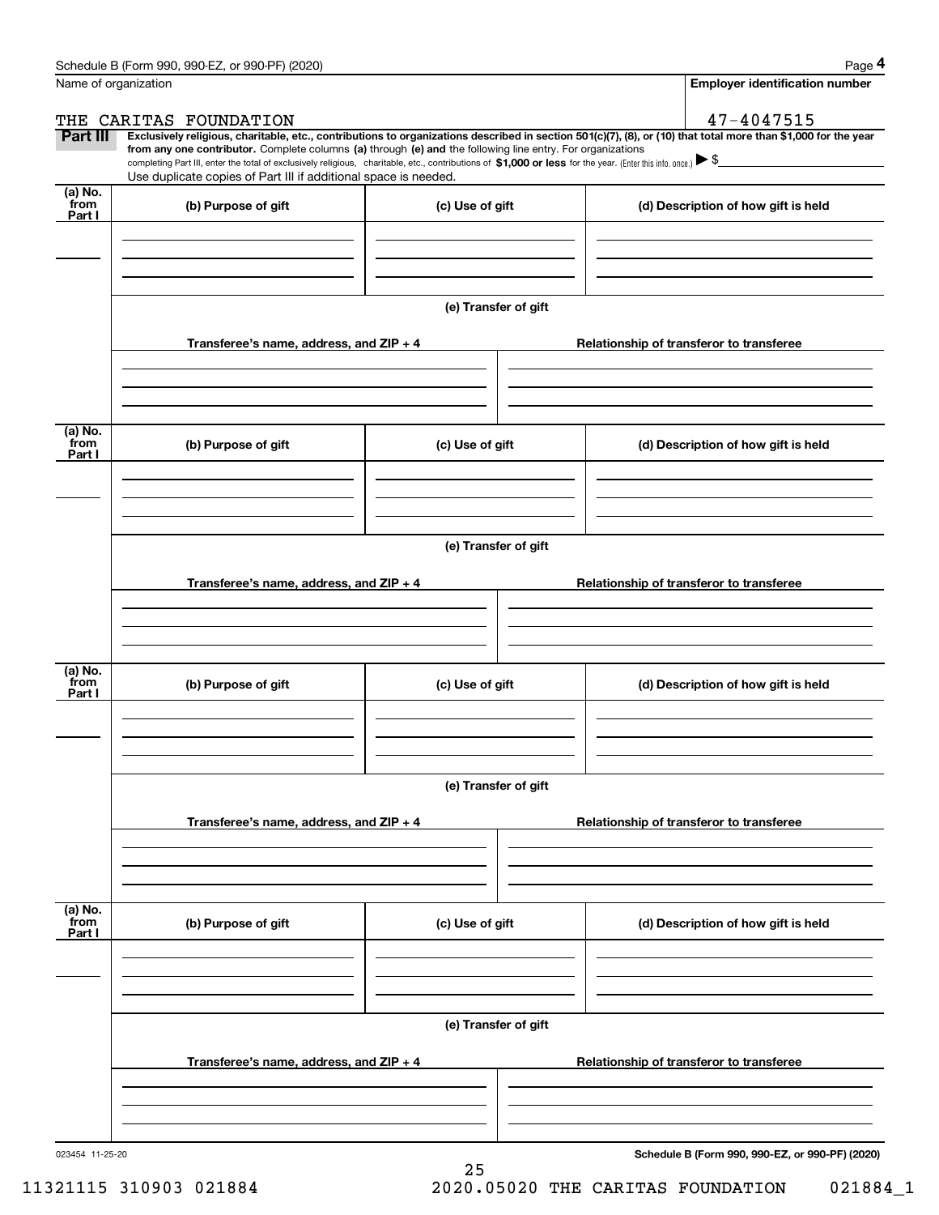Name of organization

THE CARITAS FOUNDATION

**Employer identification number**

47-4047515

**Part III** **Exclusively religious, charitable, etc., contributions to organizations described in section 501(c)(7), (8), or (10) that total more than $1,000 for the year from any one contributor.** Complete columns **(a)** through **(e) and** the following line entry. For organizations completing Part III, enter the total of exclusively religious, charitable, etc., contributions of **$1,000 or less** for the year. (Enter this info. once.) ▶ $

Use duplicate copies of Part III if additional space is needed.

| (a) No. from Part I | (b) Purpose of gift | (c) Use of gift | (d) Description of how gift is held |
|---|---|---|---|
| | | | |

**(e) Transfer of gift**

| Transferee's name, address, and ZIP + 4 | Relationship of transferor to transferee |
|---|---|
| | |

| (a) No. from Part I | (b) Purpose of gift | (c) Use of gift | (d) Description of how gift is held |
|---|---|---|---|
| | | | |

**(e) Transfer of gift**

| Transferee's name, address, and ZIP + 4 | Relationship of transferor to transferee |
|---|---|
| | |

| (a) No. from Part I | (b) Purpose of gift | (c) Use of gift | (d) Description of how gift is held |
|---|---|---|---|
| | | | |

**(e) Transfer of gift**

| Transferee's name, address, and ZIP + 4 | Relationship of transferor to transferee |
|---|---|
| | |

| (a) No. from Part I | (b) Purpose of gift | (c) Use of gift | (d) Description of how gift is held |
|---|---|---|---|
| | | | |

**(e) Transfer of gift**

| Transferee's name, address, and ZIP + 4 | Relationship of transferor to transferee |
|---|---|
| | |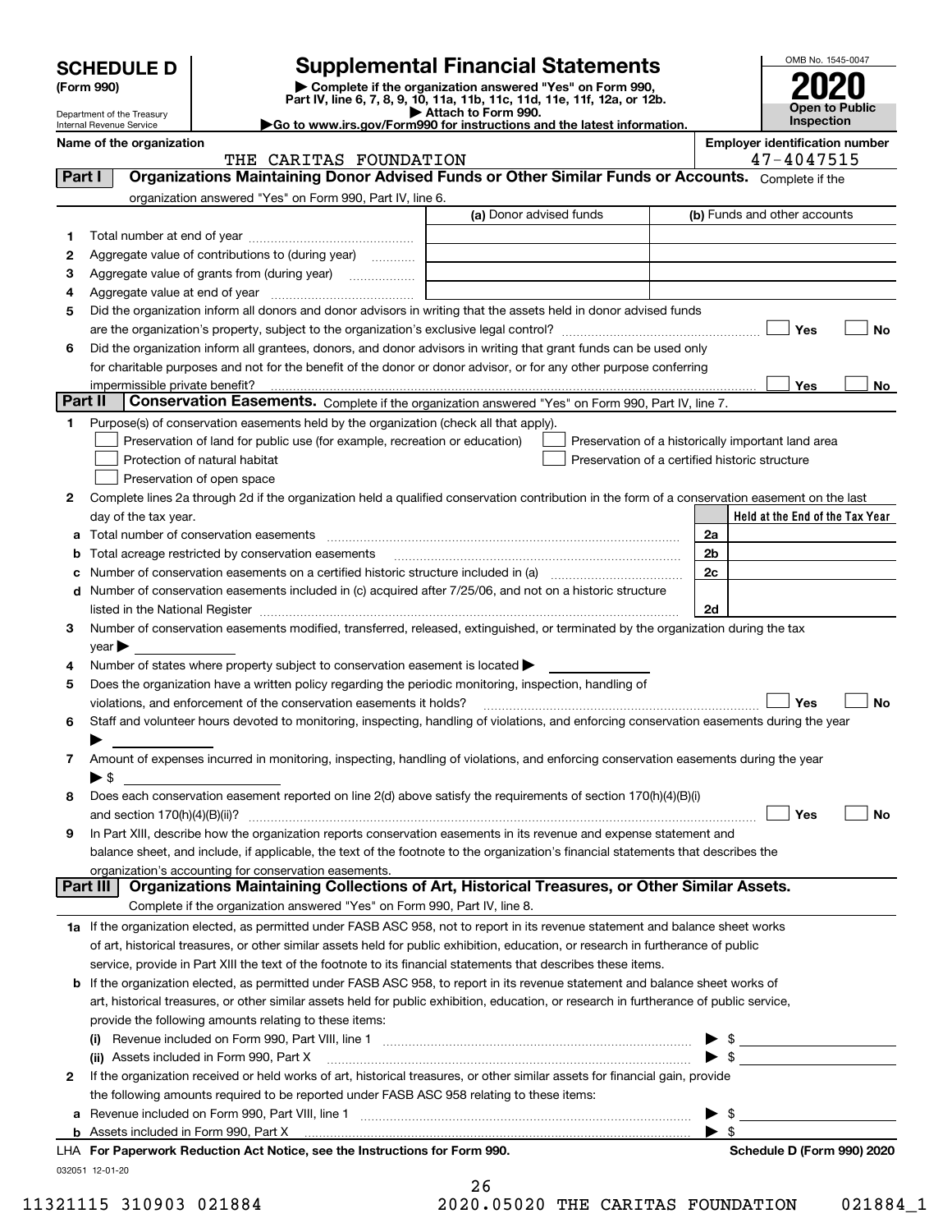# SCHEDULE D (Form 990)

Department of the Treasury
Internal Revenue Service

## Supplemental Financial Statements

▶ Complete if the organization answered "Yes" on Form 990, Part IV, line 6, 7, 8, 9, 10, 11a, 11b, 11c, 11d, 11e, 11f, 12a, or 12b.
▶ Attach to Form 990.
▶Go to www.irs.gov/Form990 for instructions and the latest information.

OMB No. 1545-0047

**2020**

**Open to Public Inspection**

**Name of the organization:** THE CARITAS FOUNDATION

**Employer identification number:** 47-4047515

### Part I — Organizations Maintaining Donor Advised Funds or Other Similar Funds or Accounts.

Complete if the organization answered "Yes" on Form 990, Part IV, line 6.

| | | (a) Donor advised funds | (b) Funds and other accounts |
|---|---|---|---|
| 1 | Total number at end of year | | |
| 2 | Aggregate value of contributions to (during year) | | |
| 3 | Aggregate value of grants from (during year) | | |
| 4 | Aggregate value at end of year | | |

5 Did the organization inform all donors and donor advisors in writing that the assets held in donor advised funds are the organization's property, subject to the organization's exclusive legal control? ☐ Yes ☐ No

6 Did the organization inform all grantees, donors, and donor advisors in writing that grant funds can be used only for charitable purposes and not for the benefit of the donor or donor advisor, or for any other purpose conferring impermissible private benefit? ☐ Yes ☐ No

### Part II — Conservation Easements.

Complete if the organization answered "Yes" on Form 990, Part IV, line 7.

1 Purpose(s) of conservation easements held by the organization (check all that apply).

- ☐ Preservation of land for public use (for example, recreation or education)
- ☐ Protection of natural habitat
- ☐ Preservation of open space
- ☐ Preservation of a historically important land area
- ☐ Preservation of a certified historic structure

2 Complete lines 2a through 2d if the organization held a qualified conservation contribution in the form of a conservation easement on the last day of the tax year.

| | | | Held at the End of the Tax Year |
|---|---|---|---|
| a | Total number of conservation easements | 2a | |
| b | Total acreage restricted by conservation easements | 2b | |
| c | Number of conservation easements on a certified historic structure included in (a) | 2c | |
| d | Number of conservation easements included in (c) acquired after 7/25/06, and not on a historic structure listed in the National Register | 2d | |

3 Number of conservation easements modified, transferred, released, extinguished, or terminated by the organization during the tax year ▶

4 Number of states where property subject to conservation easement is located ▶

5 Does the organization have a written policy regarding the periodic monitoring, inspection, handling of violations, and enforcement of the conservation easements it holds? ☐ Yes ☐ No

6 Staff and volunteer hours devoted to monitoring, inspecting, handling of violations, and enforcing conservation easements during the year ▶

7 Amount of expenses incurred in monitoring, inspecting, handling of violations, and enforcing conservation easements during the year ▶ $

8 Does each conservation easement reported on line 2(d) above satisfy the requirements of section 170(h)(4)(B)(i) and section 170(h)(4)(B)(ii)? ☐ Yes ☐ No

9 In Part XIII, describe how the organization reports conservation easements in its revenue and expense statement and balance sheet, and include, if applicable, the text of the footnote to the organization's financial statements that describes the organization's accounting for conservation easements.

### Part III — Organizations Maintaining Collections of Art, Historical Treasures, or Other Similar Assets.

Complete if the organization answered "Yes" on Form 990, Part IV, line 8.

1a If the organization elected, as permitted under FASB ASC 958, not to report in its revenue statement and balance sheet works of art, historical treasures, or other similar assets held for public exhibition, education, or research in furtherance of public service, provide in Part XIII the text of the footnote to its financial statements that describes these items.

b If the organization elected, as permitted under FASB ASC 958, to report in its revenue statement and balance sheet works of art, historical treasures, or other similar assets held for public exhibition, education, or research in furtherance of public service, provide the following amounts relating to these items:

(i) Revenue included on Form 990, Part VIII, line 1 ▶ $

(ii) Assets included in Form 990, Part X ▶ $

2 If the organization received or held works of art, historical treasures, or other similar assets for financial gain, provide the following amounts required to be reported under FASB ASC 958 relating to these items:

a Revenue included on Form 990, Part VIII, line 1 ▶ $

b Assets included in Form 990, Part X ▶ $

LHA **For Paperwork Reduction Act Notice, see the Instructions for Form 990.** **Schedule D (Form 990) 2020**

032051 12-01-20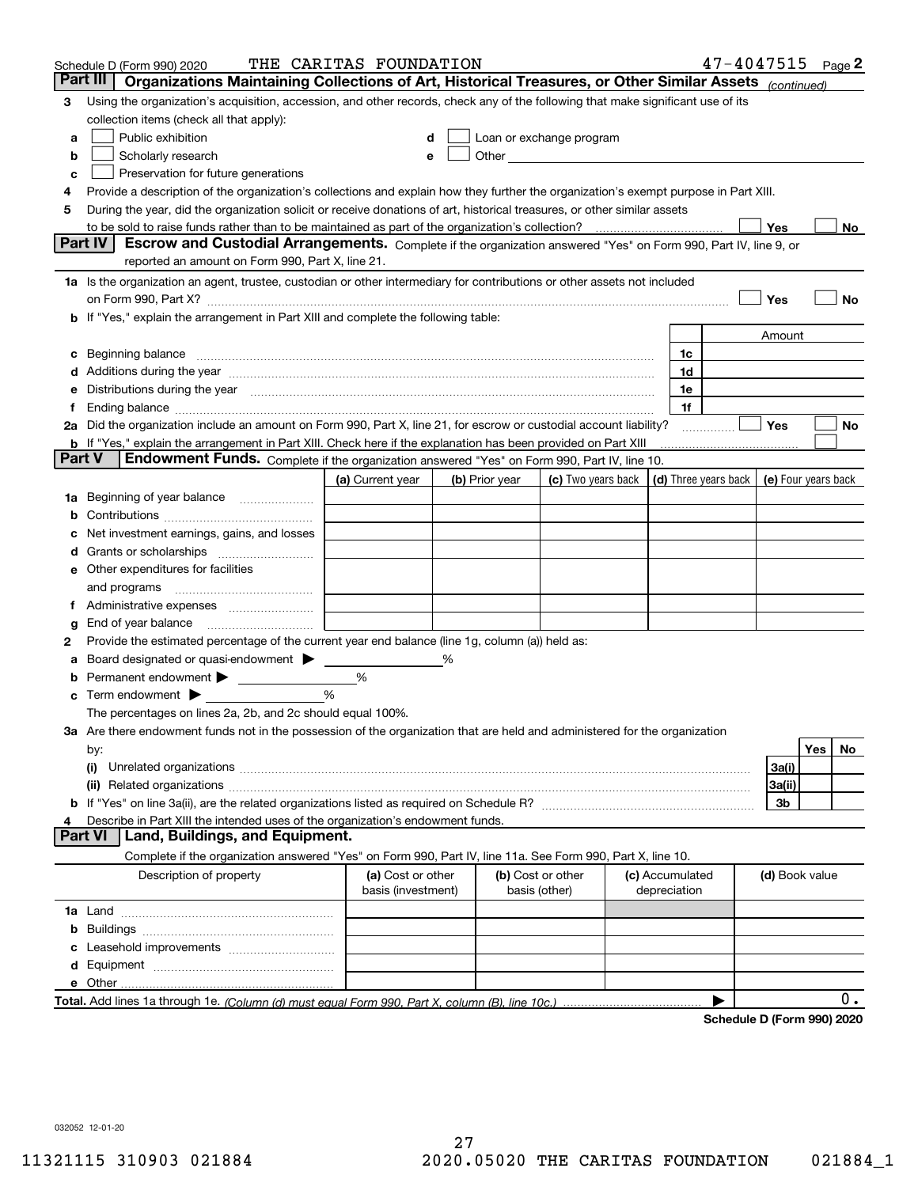Schedule D (Form 990) 2020 THE CARITAS FOUNDATION 47-4047515 Page 2

## Part III Organizations Maintaining Collections of Art, Historical Treasures, or Other Similar Assets *(continued)*

**3** Using the organization's acquisition, accession, and other records, check any of the following that make significant use of its collection items (check all that apply):

- **a** ☐ Public exhibition
- **b** ☐ Scholarly research
- **c** ☐ Preservation for future generations
- **d** ☐ Loan or exchange program
- **e** ☐ Other

**4** Provide a description of the organization's collections and explain how they further the organization's exempt purpose in Part XIII.

**5** During the year, did the organization solicit or receive donations of art, historical treasures, or other similar assets to be sold to raise funds rather than to be maintained as part of the organization's collection? ☐ Yes ☐ No

## Part IV Escrow and Custodial Arrangements.

Complete if the organization answered "Yes" on Form 990, Part IV, line 9, or reported an amount on Form 990, Part X, line 21.

**1a** Is the organization an agent, trustee, custodian or other intermediary for contributions or other assets not included on Form 990, Part X? ☐ Yes ☐ No

**b** If "Yes," explain the arrangement in Part XIII and complete the following table:

| | | Amount |
|---|---|---|
| **c** Beginning balance | 1c | |
| **d** Additions during the year | 1d | |
| **e** Distributions during the year | 1e | |
| **f** Ending balance | 1f | |

**2a** Did the organization include an amount on Form 990, Part X, line 21, for escrow or custodial account liability? ☐ Yes ☐ No

**b** If "Yes," explain the arrangement in Part XIII. Check here if the explanation has been provided on Part XIII ☐

## Part V Endowment Funds.

Complete if the organization answered "Yes" on Form 990, Part IV, line 10.

| | (a) Current year | (b) Prior year | (c) Two years back | (d) Three years back | (e) Four years back |
|---|---|---|---|---|---|
| **1a** Beginning of year balance | | | | | |
| **b** Contributions | | | | | |
| **c** Net investment earnings, gains, and losses | | | | | |
| **d** Grants or scholarships | | | | | |
| **e** Other expenditures for facilities and programs | | | | | |
| **f** Administrative expenses | | | | | |
| **g** End of year balance | | | | | |

**2** Provide the estimated percentage of the current year end balance (line 1g, column (a)) held as:

- **a** Board designated or quasi-endowment ▶ ______ %
- **b** Permanent endowment ▶ ______ %
- **c** Term endowment ▶ ______ %

The percentages on lines 2a, 2b, and 2c should equal 100%.

**3a** Are there endowment funds not in the possession of the organization that are held and administered for the organization by:

| | | Yes | No |
|---|---|---|---|
| **(i)** Unrelated organizations | 3a(i) | | |
| **(ii)** Related organizations | 3a(ii) | | |
| **b** If "Yes" on line 3a(ii), are the related organizations listed as required on Schedule R? | 3b | | |

**4** Describe in Part XIII the intended uses of the organization's endowment funds.

## Part VI Land, Buildings, and Equipment.

Complete if the organization answered "Yes" on Form 990, Part IV, line 11a. See Form 990, Part X, line 10.

| Description of property | (a) Cost or other basis (investment) | (b) Cost or other basis (other) | (c) Accumulated depreciation | (d) Book value |
|---|---|---|---|---|
| **1a** Land | | | | |
| **b** Buildings | | | | |
| **c** Leasehold improvements | | | | |
| **d** Equipment | | | | |
| **e** Other | | | | |
| **Total.** Add lines 1a through 1e. *(Column (d) must equal Form 990, Part X, column (B), line 10c.)* | | | | 0. |

**Schedule D (Form 990) 2020**

032052 12-01-20

11321115 310903 021884 2020.05020 THE CARITAS FOUNDATION 021884_1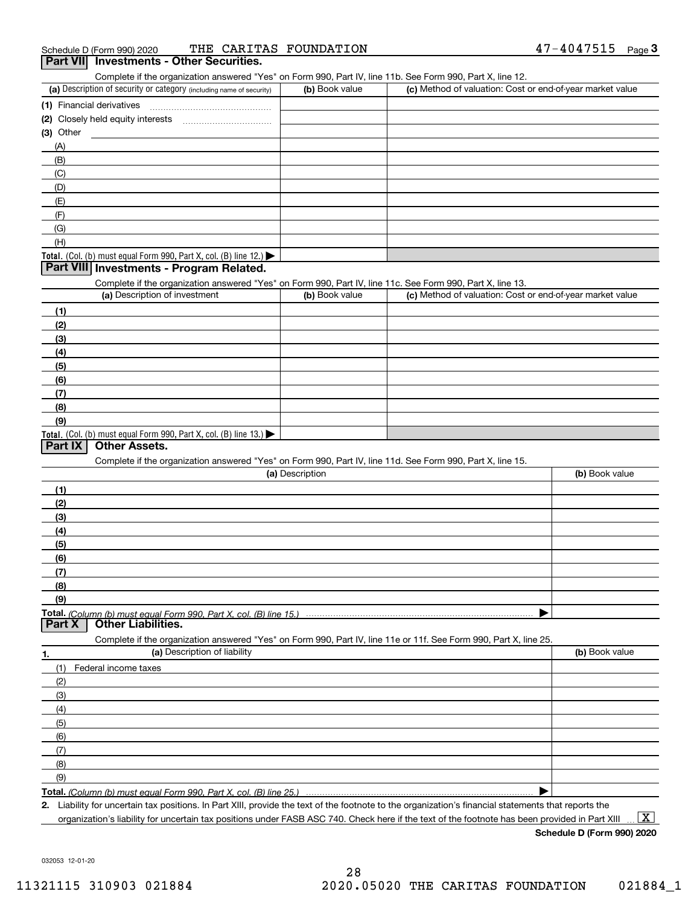Schedule D (Form 990) 2020 THE CARITAS FOUNDATION 47-4047515

## Part VII Investments - Other Securities.

Complete if the organization answered "Yes" on Form 990, Part IV, line 11b. See Form 990, Part X, line 12.

| (a) Description of security or category (including name of security) | (b) Book value | (c) Method of valuation: Cost or end-of-year market value |
|---|---|---|
| (1) Financial derivatives | | |
| (2) Closely held equity interests | | |
| (3) Other | | |
| (A) | | |
| (B) | | |
| (C) | | |
| (D) | | |
| (E) | | |
| (F) | | |
| (G) | | |
| (H) | | |
| **Total.** (Col. (b) must equal Form 990, Part X, col. (B) line 12.) ▶ | | |

## Part VIII Investments - Program Related.

Complete if the organization answered "Yes" on Form 990, Part IV, line 11c. See Form 990, Part X, line 13.

| (a) Description of investment | (b) Book value | (c) Method of valuation: Cost or end-of-year market value |
|---|---|---|
| (1) | | |
| (2) | | |
| (3) | | |
| (4) | | |
| (5) | | |
| (6) | | |
| (7) | | |
| (8) | | |
| (9) | | |
| **Total.** (Col. (b) must equal Form 990, Part X, col. (B) line 13.) ▶ | | |

## Part IX Other Assets.

Complete if the organization answered "Yes" on Form 990, Part IV, line 11d. See Form 990, Part X, line 15.

| (a) Description | (b) Book value |
|---|---|
| (1) | |
| (2) | |
| (3) | |
| (4) | |
| (5) | |
| (6) | |
| (7) | |
| (8) | |
| (9) | |
| **Total.** *(Column (b) must equal Form 990, Part X, col. (B) line 15.)* ▶ | |

## Part X Other Liabilities.

Complete if the organization answered "Yes" on Form 990, Part IV, line 11e or 11f. See Form 990, Part X, line 25.

| 1. (a) Description of liability | (b) Book value |
|---|---|
| (1) Federal income taxes | |
| (2) | |
| (3) | |
| (4) | |
| (5) | |
| (6) | |
| (7) | |
| (8) | |
| (9) | |
| **Total.** *(Column (b) must equal Form 990, Part X, col. (B) line 25.)* ▶ | |

**2.** Liability for uncertain tax positions. In Part XIII, provide the text of the footnote to the organization's financial statements that reports the organization's liability for uncertain tax positions under FASB ASC 740. Check here if the text of the footnote has been provided in Part XIII ... [X]

**Schedule D (Form 990) 2020**

032053 12-01-20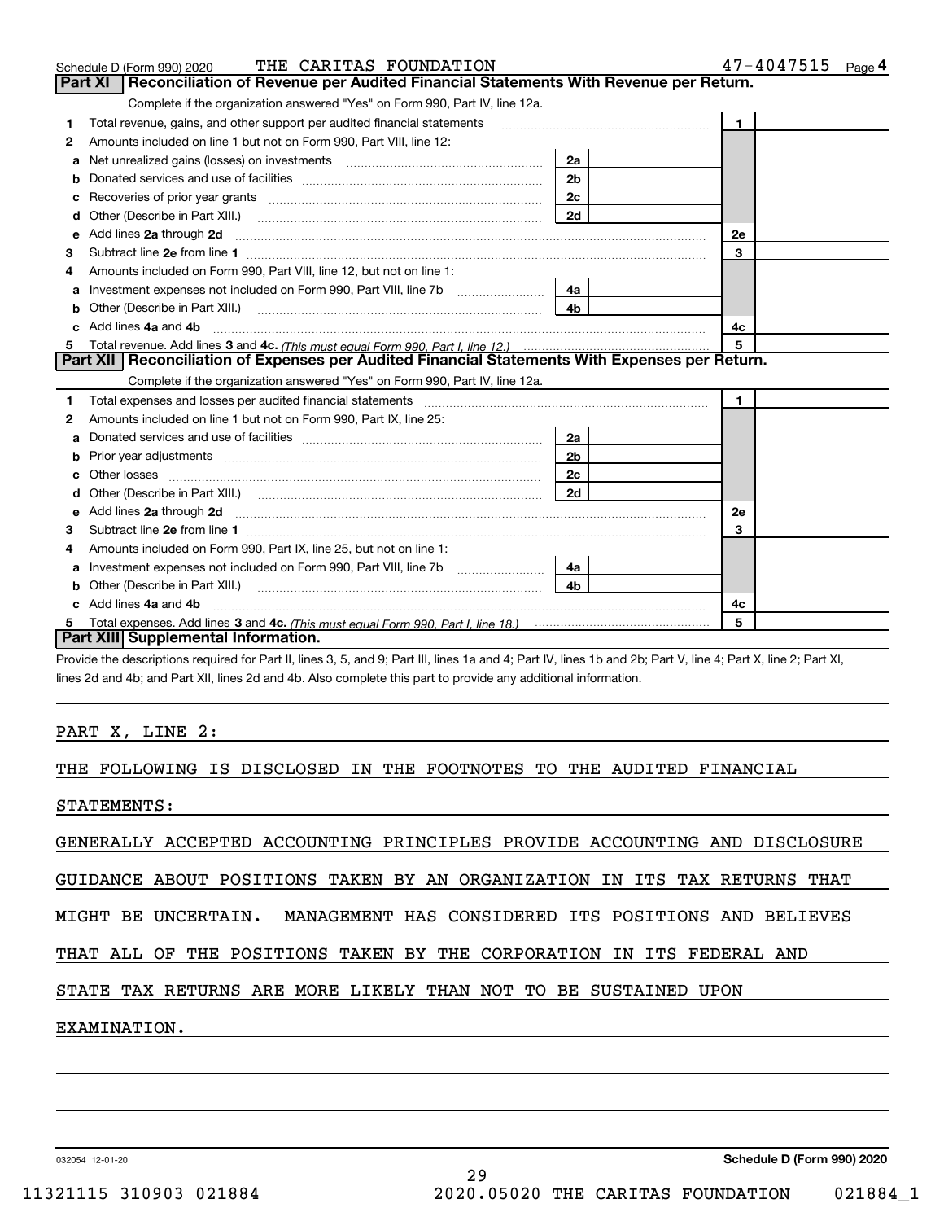Schedule D (Form 990) 2020 THE CARITAS FOUNDATION 47-4047515 Page 4

## Part XI Reconciliation of Revenue per Audited Financial Statements With Revenue per Return.

Complete if the organization answered "Yes" on Form 990, Part IV, line 12a.

| | | | | | |
|---|---|---|---|---|---|
| 1 | Total revenue, gains, and other support per audited financial statements | | | 1 | |
| 2 | Amounts included on line 1 but not on Form 990, Part VIII, line 12: | | | | |
| a | Net unrealized gains (losses) on investments | 2a | | | |
| b | Donated services and use of facilities | 2b | | | |
| c | Recoveries of prior year grants | 2c | | | |
| d | Other (Describe in Part XIII.) | 2d | | | |
| e | Add lines 2a through 2d | | | 2e | |
| 3 | Subtract line 2e from line 1 | | | 3 | |
| 4 | Amounts included on Form 990, Part VIII, line 12, but not on line 1: | | | | |
| a | Investment expenses not included on Form 990, Part VIII, line 7b | 4a | | | |
| b | Other (Describe in Part XIII.) | 4b | | | |
| c | Add lines 4a and 4b | | | 4c | |
| 5 | Total revenue. Add lines 3 and 4c. *(This must equal Form 990, Part I, line 12.)* | | | 5 | |

## Part XII Reconciliation of Expenses per Audited Financial Statements With Expenses per Return.

Complete if the organization answered "Yes" on Form 990, Part IV, line 12a.

| | | | | | |
|---|---|---|---|---|---|
| 1 | Total expenses and losses per audited financial statements | | | 1 | |
| 2 | Amounts included on line 1 but not on Form 990, Part IX, line 25: | | | | |
| a | Donated services and use of facilities | 2a | | | |
| b | Prior year adjustments | 2b | | | |
| c | Other losses | 2c | | | |
| d | Other (Describe in Part XIII.) | 2d | | | |
| e | Add lines 2a through 2d | | | 2e | |
| 3 | Subtract line 2e from line 1 | | | 3 | |
| 4 | Amounts included on Form 990, Part IX, line 25, but not on line 1: | | | | |
| a | Investment expenses not included on Form 990, Part VIII, line 7b | 4a | | | |
| b | Other (Describe in Part XIII.) | 4b | | | |
| c | Add lines 4a and 4b | | | 4c | |
| 5 | Total expenses. Add lines 3 and 4c. *(This must equal Form 990, Part I, line 18.)* | | | 5 | |

## Part XIII Supplemental Information.

Provide the descriptions required for Part II, lines 3, 5, and 9; Part III, lines 1a and 4; Part IV, lines 1b and 2b; Part V, line 4; Part X, line 2; Part XI, lines 2d and 4b; and Part XII, lines 2d and 4b. Also complete this part to provide any additional information.

PART X, LINE 2:

THE FOLLOWING IS DISCLOSED IN THE FOOTNOTES TO THE AUDITED FINANCIAL STATEMENTS:

GENERALLY ACCEPTED ACCOUNTING PRINCIPLES PROVIDE ACCOUNTING AND DISCLOSURE GUIDANCE ABOUT POSITIONS TAKEN BY AN ORGANIZATION IN ITS TAX RETURNS THAT MIGHT BE UNCERTAIN. MANAGEMENT HAS CONSIDERED ITS POSITIONS AND BELIEVES THAT ALL OF THE POSITIONS TAKEN BY THE CORPORATION IN ITS FEDERAL AND STATE TAX RETURNS ARE MORE LIKELY THAN NOT TO BE SUSTAINED UPON EXAMINATION.

032054 12-01-20 **Schedule D (Form 990) 2020**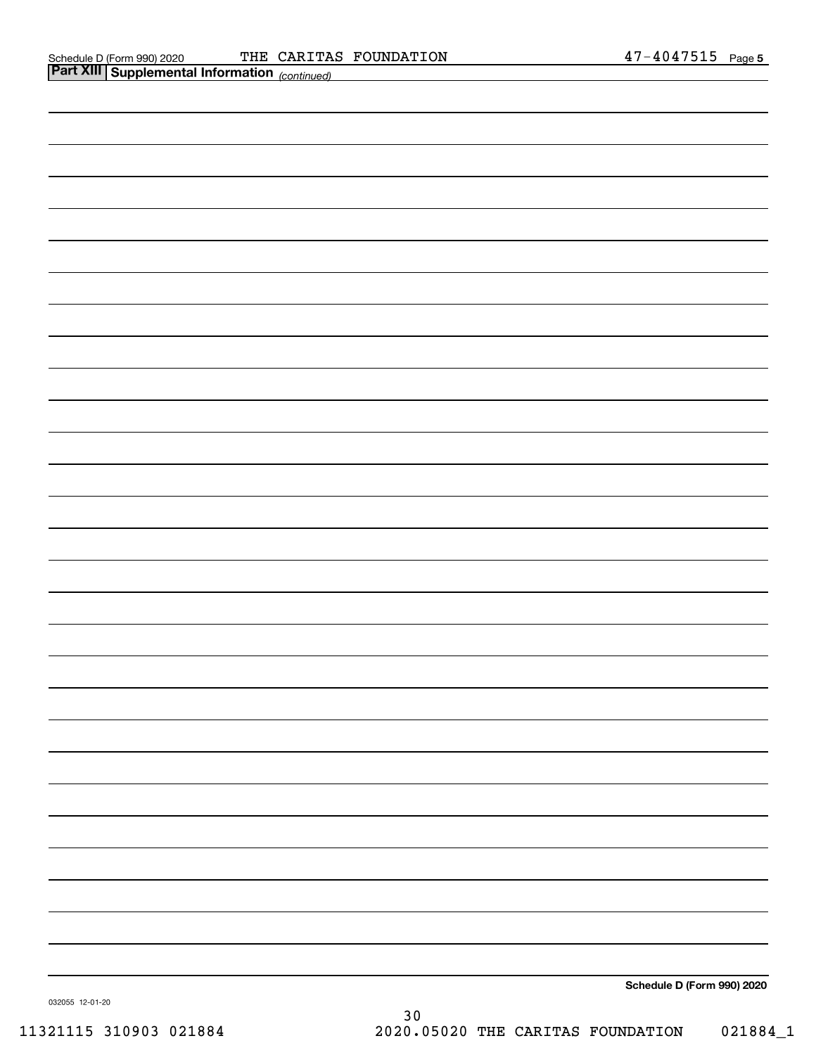Schedule D (Form 990) 2020 THE CARITAS FOUNDATION 47-4047515 Page 5

**Part XIII | Supplemental Information** *(continued)*

**Schedule D (Form 990) 2020**

032055 12-01-20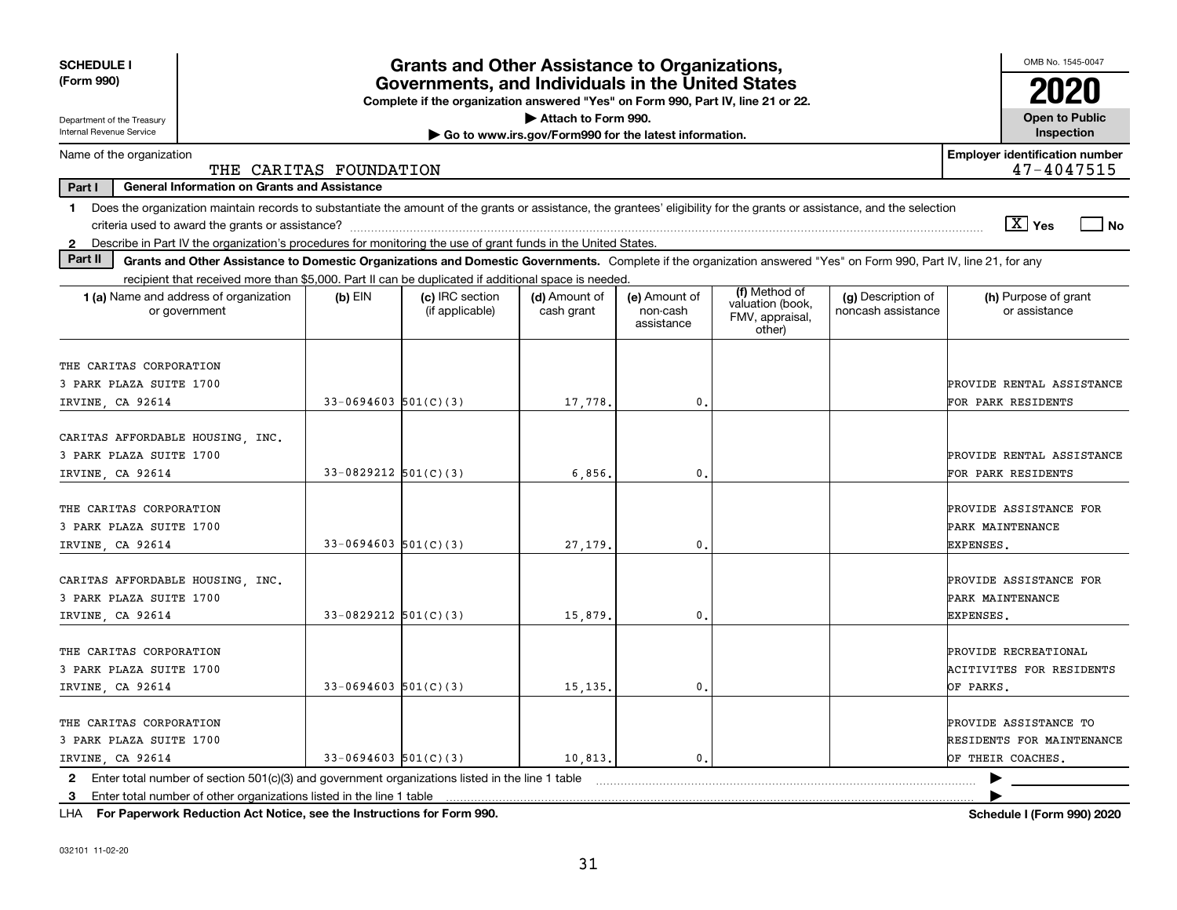**SCHEDULE I**
**(Form 990)**

Department of the Treasury
Internal Revenue Service

# Grants and Other Assistance to Organizations, Governments, and Individuals in the United States

**Complete if the organization answered "Yes" on Form 990, Part IV, line 21 or 22.**
**▶ Attach to Form 990.**
**▶ Go to www.irs.gov/Form990 for the latest information.**

OMB No. 1545-0047

**2020**

**Open to Public Inspection**

Name of the organization: THE CARITAS FOUNDATION

**Employer identification number** 47-4047515

**Part I — General Information on Grants and Assistance**

1 Does the organization maintain records to substantiate the amount of the grants or assistance, the grantees' eligibility for the grants or assistance, and the selection criteria used to award the grants or assistance? [X] Yes [ ] No

2 Describe in Part IV the organization's procedures for monitoring the use of grant funds in the United States.

**Part II — Grants and Other Assistance to Domestic Organizations and Domestic Governments.** Complete if the organization answered "Yes" on Form 990, Part IV, line 21, for any recipient that received more than $5,000. Part II can be duplicated if additional space is needed.

| 1 (a) Name and address of organization or government | (b) EIN | (c) IRC section (if applicable) | (d) Amount of cash grant | (e) Amount of non-cash assistance | (f) Method of valuation (book, FMV, appraisal, other) | (g) Description of noncash assistance | (h) Purpose of grant or assistance |
|---|---|---|---|---|---|---|---|
| THE CARITAS CORPORATION<br>3 PARK PLAZA SUITE 1700<br>IRVINE, CA 92614 | 33-0694603 | 501(C)(3) | 17,778. | 0. | | | PROVIDE RENTAL ASSISTANCE FOR PARK RESIDENTS |
| CARITAS AFFORDABLE HOUSING, INC.<br>3 PARK PLAZA SUITE 1700<br>IRVINE, CA 92614 | 33-0829212 | 501(C)(3) | 6,856. | 0. | | | PROVIDE RENTAL ASSISTANCE FOR PARK RESIDENTS |
| THE CARITAS CORPORATION<br>3 PARK PLAZA SUITE 1700<br>IRVINE, CA 92614 | 33-0694603 | 501(C)(3) | 27,179. | 0. | | | PROVIDE ASSISTANCE FOR PARK MAINTENANCE EXPENSES. |
| CARITAS AFFORDABLE HOUSING, INC.<br>3 PARK PLAZA SUITE 1700<br>IRVINE, CA 92614 | 33-0829212 | 501(C)(3) | 15,879. | 0. | | | PROVIDE ASSISTANCE FOR PARK MAINTENANCE EXPENSES. |
| THE CARITAS CORPORATION<br>3 PARK PLAZA SUITE 1700<br>IRVINE, CA 92614 | 33-0694603 | 501(C)(3) | 15,135. | 0. | | | PROVIDE RECREATIONAL ACITIVITES FOR RESIDENTS OF PARKS. |
| THE CARITAS CORPORATION<br>3 PARK PLAZA SUITE 1700<br>IRVINE, CA 92614 | 33-0694603 | 501(C)(3) | 10,813. | 0. | | | PROVIDE ASSISTANCE TO RESIDENTS FOR MAINTENANCE OF THEIR COACHES. |

2 Enter total number of section 501(c)(3) and government organizations listed in the line 1 table ▶

3 Enter total number of other organizations listed in the line 1 table ▶

LHA **For Paperwork Reduction Act Notice, see the Instructions for Form 990.** **Schedule I (Form 990) 2020**

032101 11-02-20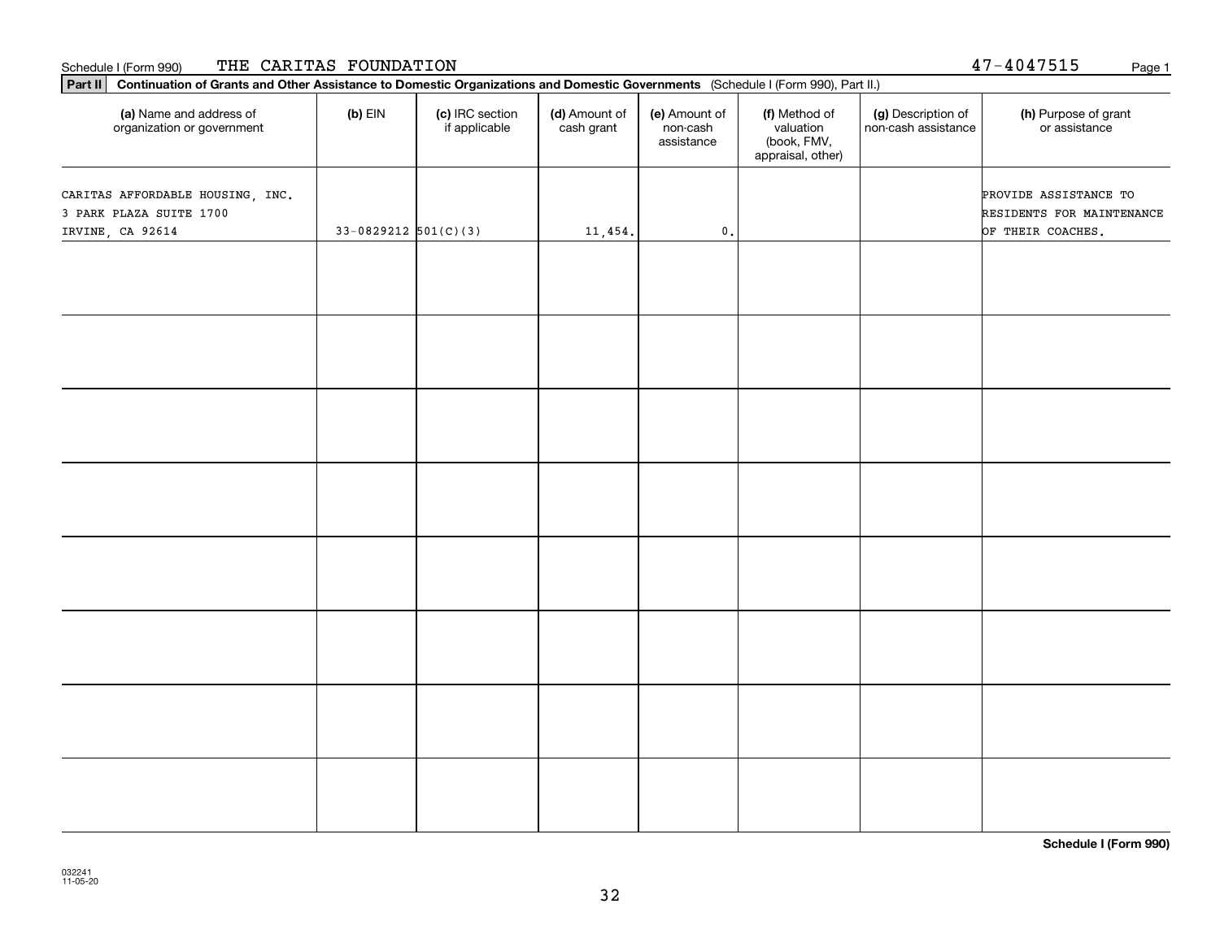Schedule I (Form 990) THE CARITAS FOUNDATION 47-4047515

**Part II** **Continuation of Grants and Other Assistance to Domestic Organizations and Domestic Governments** (Schedule I (Form 990), Part II.)

| (a) Name and address of organization or government | (b) EIN | (c) IRC section if applicable | (d) Amount of cash grant | (e) Amount of non-cash assistance | (f) Method of valuation (book, FMV, appraisal, other) | (g) Description of non-cash assistance | (h) Purpose of grant or assistance |
|---|---|---|---|---|---|---|---|
| CARITAS AFFORDABLE HOUSING, INC.<br>3 PARK PLAZA SUITE 1700<br>IRVINE, CA 92614 | 33-0829212 | 501(C)(3) | 11,454. | 0. | | | PROVIDE ASSISTANCE TO RESIDENTS FOR MAINTENANCE OF THEIR COACHES. |
| | | | | | | | |
| | | | | | | | |
| | | | | | | | |
| | | | | | | | |
| | | | | | | | |
| | | | | | | | |
| | | | | | | | |
| | | | | | | | |

**Schedule I (Form 990)**

032241
11-05-20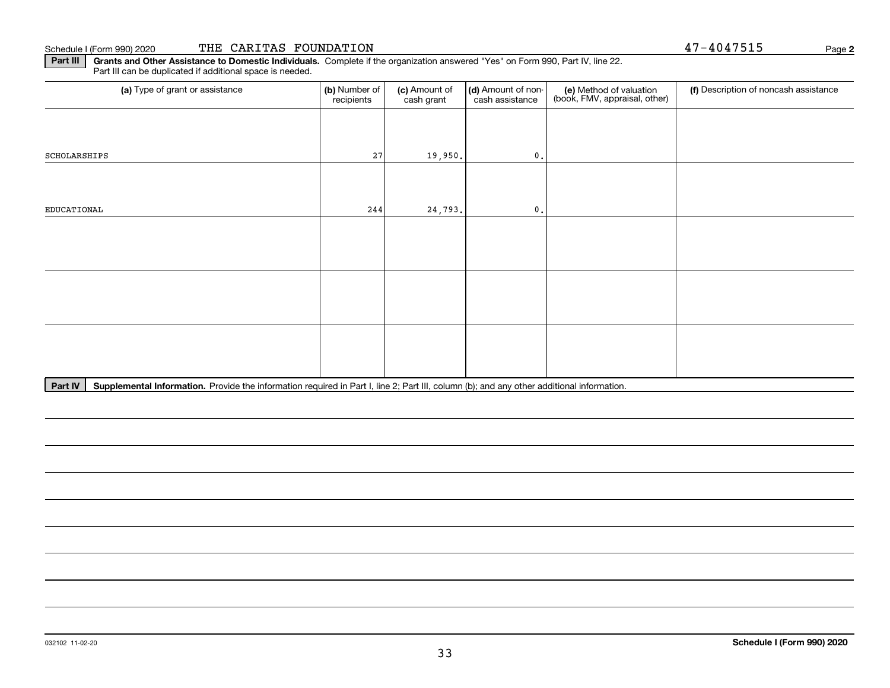Schedule I (Form 990) 2020 THE CARITAS FOUNDATION 47-4047515 Page **2**

**Part III** **Grants and Other Assistance to Domestic Individuals.** Complete if the organization answered "Yes" on Form 990, Part IV, line 22. Part III can be duplicated if additional space is needed.

| (a) Type of grant or assistance | (b) Number of recipients | (c) Amount of cash grant | (d) Amount of non-cash assistance | (e) Method of valuation (book, FMV, appraisal, other) | (f) Description of noncash assistance |
|---|---|---|---|---|---|
| SCHOLARSHIPS | 27 | 19,950. | 0. | | |
| EDUCATIONAL | 244 | 24,793. | 0. | | |
| | | | | | |
| | | | | | |
| | | | | | |

**Part IV** **Supplemental Information.** Provide the information required in Part I, line 2; Part III, column (b); and any other additional information.

032102 11-02-20 **Schedule I (Form 990) 2020**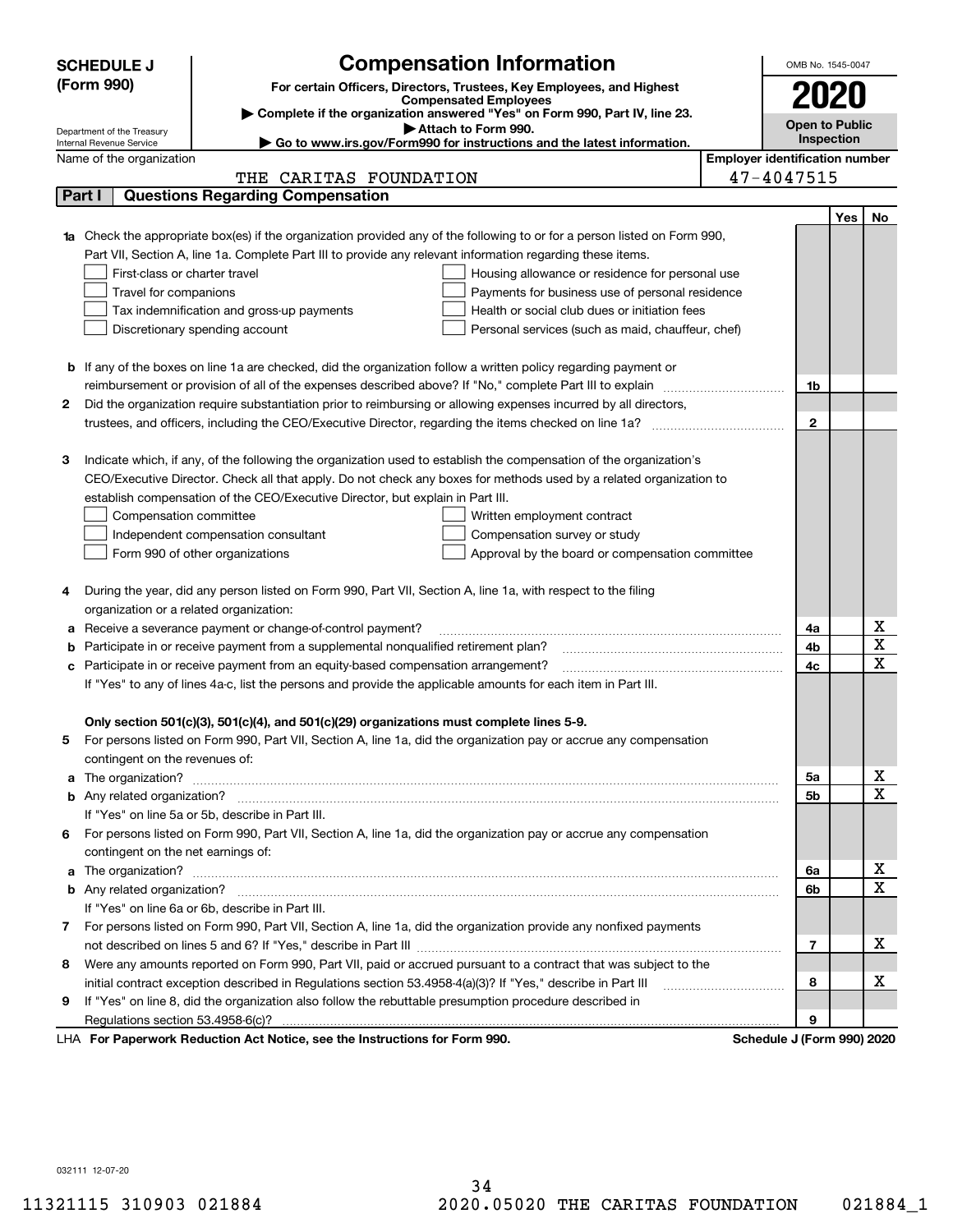**SCHEDULE J (Form 990)**

Department of the Treasury
Internal Revenue Service

# Compensation Information

**For certain Officers, Directors, Trustees, Key Employees, and Highest Compensated Employees**

▶ Complete if the organization answered "Yes" on Form 990, Part IV, line 23.

▶ Attach to Form 990.

▶ Go to www.irs.gov/Form990 for instructions and the latest information.

OMB No. 1545-0047

**2020**

**Open to Public Inspection**

Name of the organization: THE CARITAS FOUNDATION

Employer identification number: 47-4047515

## Part I — Questions Regarding Compensation

| | | | Yes | No |
|---|---|---|---|---|
| **1a** | Check the appropriate box(es) if the organization provided any of the following to or for a person listed on Form 990, Part VII, Section A, line 1a. Complete Part III to provide any relevant information regarding these items.<br>☐ First-class or charter travel ☐ Housing allowance or residence for personal use<br>☐ Travel for companions ☐ Payments for business use of personal residence<br>☐ Tax indemnification and gross-up payments ☐ Health or social club dues or initiation fees<br>☐ Discretionary spending account ☐ Personal services (such as maid, chauffeur, chef) | | | |
| **b** | If any of the boxes on line 1a are checked, did the organization follow a written policy regarding payment or reimbursement or provision of all of the expenses described above? If "No," complete Part III to explain | 1b | | |
| **2** | Did the organization require substantiation prior to reimbursing or allowing expenses incurred by all directors, trustees, and officers, including the CEO/Executive Director, regarding the items checked on line 1a? | 2 | | |
| **3** | Indicate which, if any, of the following the organization used to establish the compensation of the organization's CEO/Executive Director. Check all that apply. Do not check any boxes for methods used by a related organization to establish compensation of the CEO/Executive Director, but explain in Part III.<br>☐ Compensation committee ☐ Written employment contract<br>☐ Independent compensation consultant ☐ Compensation survey or study<br>☐ Form 990 of other organizations ☐ Approval by the board or compensation committee | | | |
| **4** | During the year, did any person listed on Form 990, Part VII, Section A, line 1a, with respect to the filing organization or a related organization: | | | |
| **a** | Receive a severance payment or change-of-control payment? | 4a | | X |
| **b** | Participate in or receive payment from a supplemental nonqualified retirement plan? | 4b | | X |
| **c** | Participate in or receive payment from an equity-based compensation arrangement? | 4c | | X |
| | If "Yes" to any of lines 4a-c, list the persons and provide the applicable amounts for each item in Part III. | | | |
| | **Only section 501(c)(3), 501(c)(4), and 501(c)(29) organizations must complete lines 5-9.** | | | |
| **5** | For persons listed on Form 990, Part VII, Section A, line 1a, did the organization pay or accrue any compensation contingent on the revenues of: | | | |
| **a** | The organization? | 5a | | X |
| **b** | Any related organization? | 5b | | X |
| | If "Yes" on line 5a or 5b, describe in Part III. | | | |
| **6** | For persons listed on Form 990, Part VII, Section A, line 1a, did the organization pay or accrue any compensation contingent on the net earnings of: | | | |
| **a** | The organization? | 6a | | X |
| **b** | Any related organization? | 6b | | X |
| | If "Yes" on line 6a or 6b, describe in Part III. | | | |
| **7** | For persons listed on Form 990, Part VII, Section A, line 1a, did the organization provide any nonfixed payments not described on lines 5 and 6? If "Yes," describe in Part III | 7 | | X |
| **8** | Were any amounts reported on Form 990, Part VII, paid or accrued pursuant to a contract that was subject to the initial contract exception described in Regulations section 53.4958-4(a)(3)? If "Yes," describe in Part III | 8 | | X |
| **9** | If "Yes" on line 8, did the organization also follow the rebuttable presumption procedure described in Regulations section 53.4958-6(c)? | 9 | | |

LHA **For Paperwork Reduction Act Notice, see the Instructions for Form 990.** **Schedule J (Form 990) 2020**

032111 12-07-20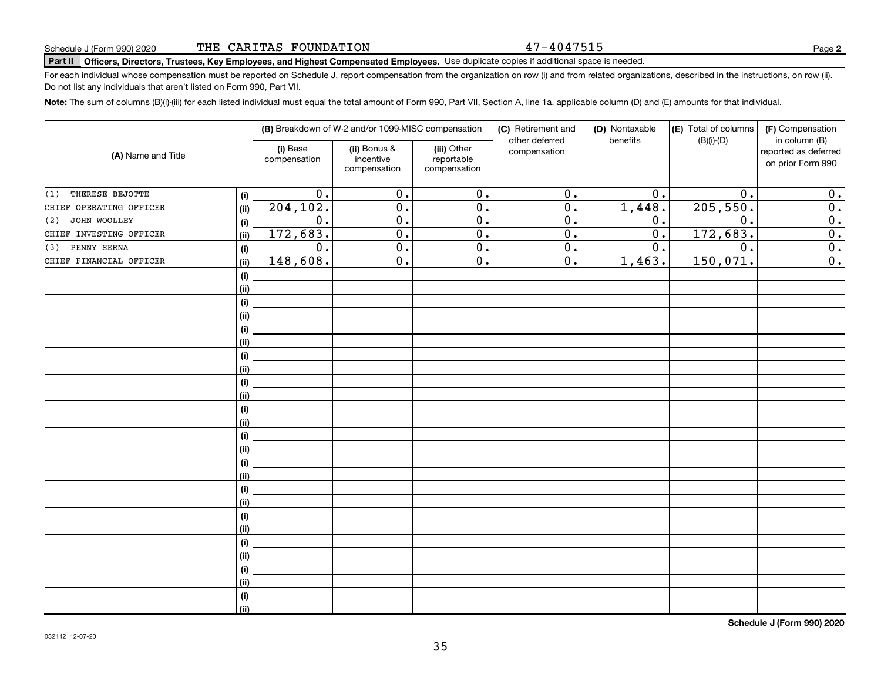Schedule J (Form 990) 2020 THE CARITAS FOUNDATION 47-4047515 Page **2**

**Part II** **Officers, Directors, Trustees, Key Employees, and Highest Compensated Employees.** Use duplicate copies if additional space is needed.

For each individual whose compensation must be reported on Schedule J, report compensation from the organization on row (i) and from related organizations, described in the instructions, on row (ii). Do not list any individuals that aren't listed on Form 990, Part VII.

**Note:** The sum of columns (B)(i)-(iii) for each listed individual must equal the total amount of Form 990, Part VII, Section A, line 1a, applicable column (D) and (E) amounts for that individual.

| (A) Name and Title | | (B) Breakdown of W-2 and/or 1099-MISC compensation | | | (C) Retirement and other deferred compensation | (D) Nontaxable benefits | (E) Total of columns (B)(i)-(D) | (F) Compensation in column (B) reported as deferred on prior Form 990 |
|---|---|---|---|---|---|---|---|---|
| | | (i) Base compensation | (ii) Bonus & incentive compensation | (iii) Other reportable compensation | | | | |
| (1) THERESE BEJOTTE | (i) | 0. | 0. | 0. | 0. | 0. | 0. | 0. |
| CHIEF OPERATING OFFICER | (ii) | 204,102. | 0. | 0. | 0. | 1,448. | 205,550. | 0. |
| (2) JOHN WOOLLEY | (i) | 0. | 0. | 0. | 0. | 0. | 0. | 0. |
| CHIEF INVESTING OFFICER | (ii) | 172,683. | 0. | 0. | 0. | 0. | 172,683. | 0. |
| (3) PENNY SERNA | (i) | 0. | 0. | 0. | 0. | 0. | 0. | 0. |
| CHIEF FINANCIAL OFFICER | (ii) | 148,608. | 0. | 0. | 0. | 1,463. | 150,071. | 0. |

**Schedule J (Form 990) 2020**

032112 12-07-20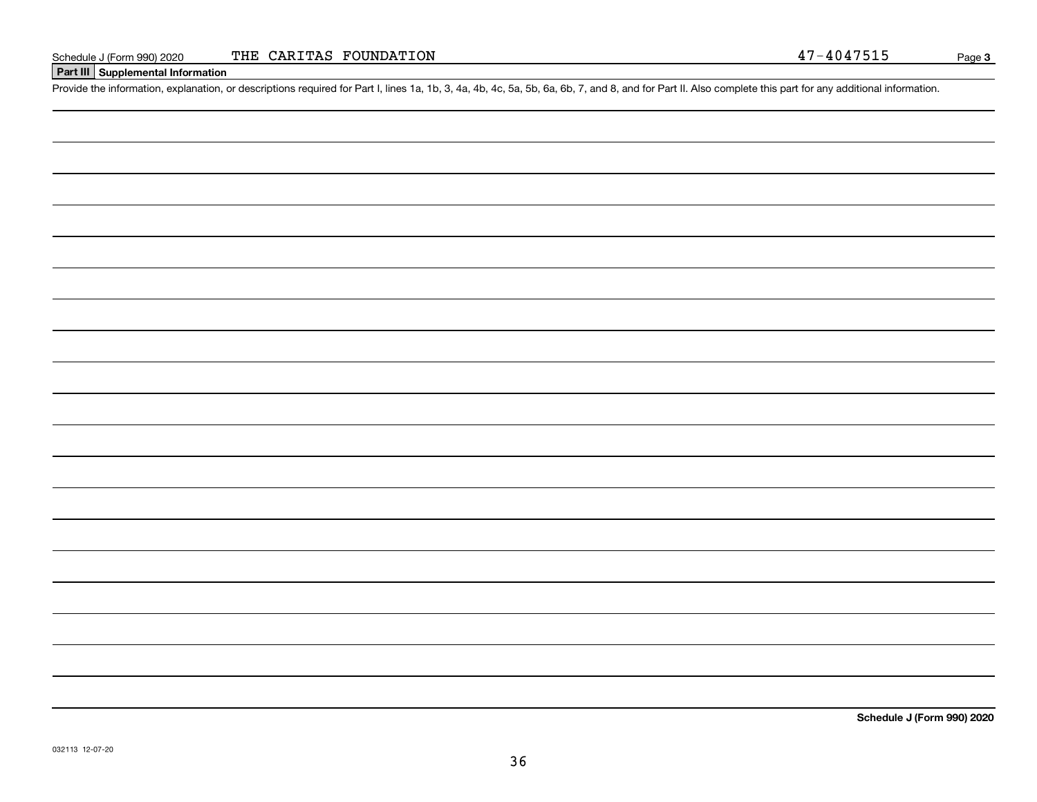Schedule J (Form 990) 2020 THE CARITAS FOUNDATION 47-4047515

## Part III Supplemental Information

Provide the information, explanation, or descriptions required for Part I, lines 1a, 1b, 3, 4a, 4b, 4c, 5a, 5b, 6a, 6b, 7, and 8, and for Part II. Also complete this part for any additional information.

**Schedule J (Form 990) 2020**

032113 12-07-20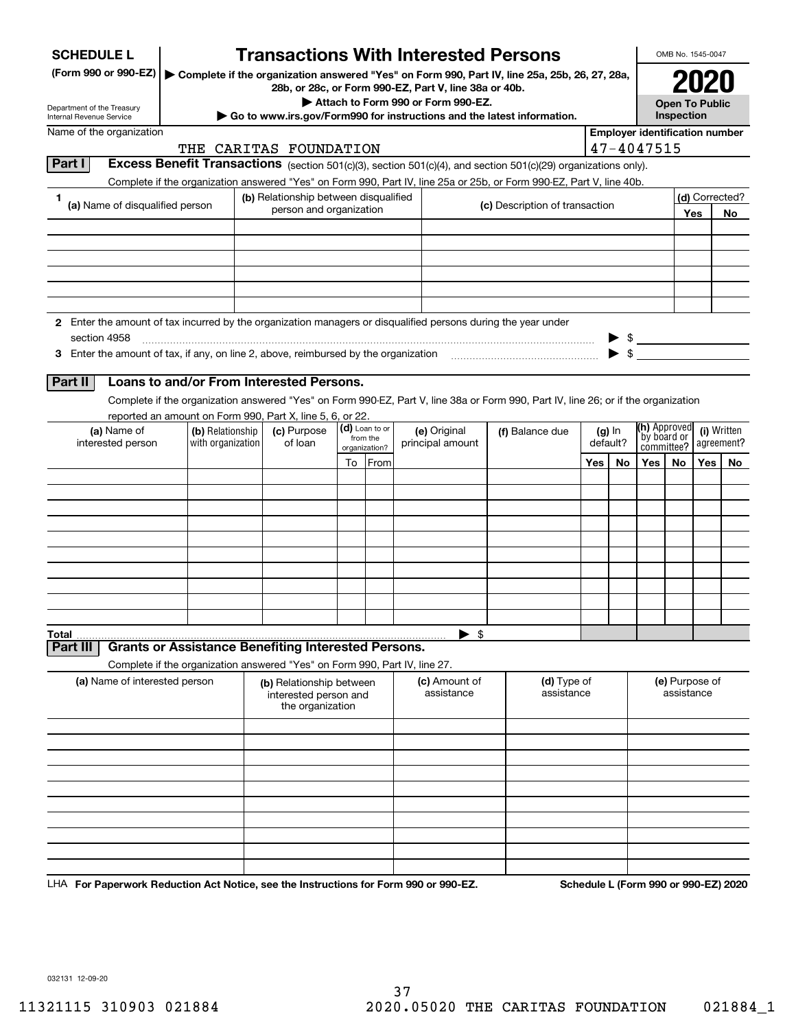**SCHEDULE L** (Form 990 or 990-EZ)

Department of the Treasury
Internal Revenue Service

# Transactions With Interested Persons

▶ Complete if the organization answered "Yes" on Form 990, Part IV, line 25a, 25b, 26, 27, 28a, 28b, or 28c, or Form 990-EZ, Part V, line 38a or 40b.

▶ Attach to Form 990 or Form 990-EZ.

▶ Go to www.irs.gov/Form990 for instructions and the latest information.

OMB No. 1545-0047

**2020**

**Open To Public Inspection**

Name of the organization: THE CARITAS FOUNDATION

Employer identification number: 47-4047515

## Part I Excess Benefit Transactions (section 501(c)(3), section 501(c)(4), and section 501(c)(29) organizations only).

Complete if the organization answered "Yes" on Form 990, Part IV, line 25a or 25b, or Form 990-EZ, Part V, line 40b.

| 1 (a) Name of disqualified person | (b) Relationship between disqualified person and organization | (c) Description of transaction | (d) Corrected? Yes | No |
|---|---|---|---|---|
| | | | | |
| | | | | |
| | | | | |
| | | | | |
| | | | | |
| | | | | |

**2** Enter the amount of tax incurred by the organization managers or disqualified persons during the year under section 4958 ▶ $

**3** Enter the amount of tax, if any, on line 2, above, reimbursed by the organization ▶ $

## Part II Loans to and/or From Interested Persons.

Complete if the organization answered "Yes" on Form 990-EZ, Part V, line 38a or Form 990, Part IV, line 26; or if the organization reported an amount on Form 990, Part X, line 5, 6, or 22.

| (a) Name of interested person | (b) Relationship with organization | (c) Purpose of loan | (d) Loan to or from the organization? To | From | (e) Original principal amount | (f) Balance due | (g) In default? Yes | No | (h) Approved by board or committee? Yes | No | (i) Written agreement? Yes | No |
|---|---|---|---|---|---|---|---|---|---|---|---|---|
| | | | | | | | | | | | | |
| | | | | | | | | | | | | |
| | | | | | | | | | | | | |
| | | | | | | | | | | | | |
| | | | | | | | | | | | | |
| | | | | | | | | | | | | |
| | | | | | | | | | | | | |
| | | | | | | | | | | | | |
| | | | | | | | | | | | | |
| | | | | | | | | | | | | |
| **Total** | | | | | ▶ $ | | | | | | | |

## Part III Grants or Assistance Benefiting Interested Persons.

Complete if the organization answered "Yes" on Form 990, Part IV, line 27.

| (a) Name of interested person | (b) Relationship between interested person and the organization | (c) Amount of assistance | (d) Type of assistance | (e) Purpose of assistance |
|---|---|---|---|---|
| | | | | |
| | | | | |
| | | | | |
| | | | | |
| | | | | |
| | | | | |
| | | | | |
| | | | | |
| | | | | |
| | | | | |

LHA **For Paperwork Reduction Act Notice, see the Instructions for Form 990 or 990-EZ.** **Schedule L (Form 990 or 990-EZ) 2020**

032131 12-09-20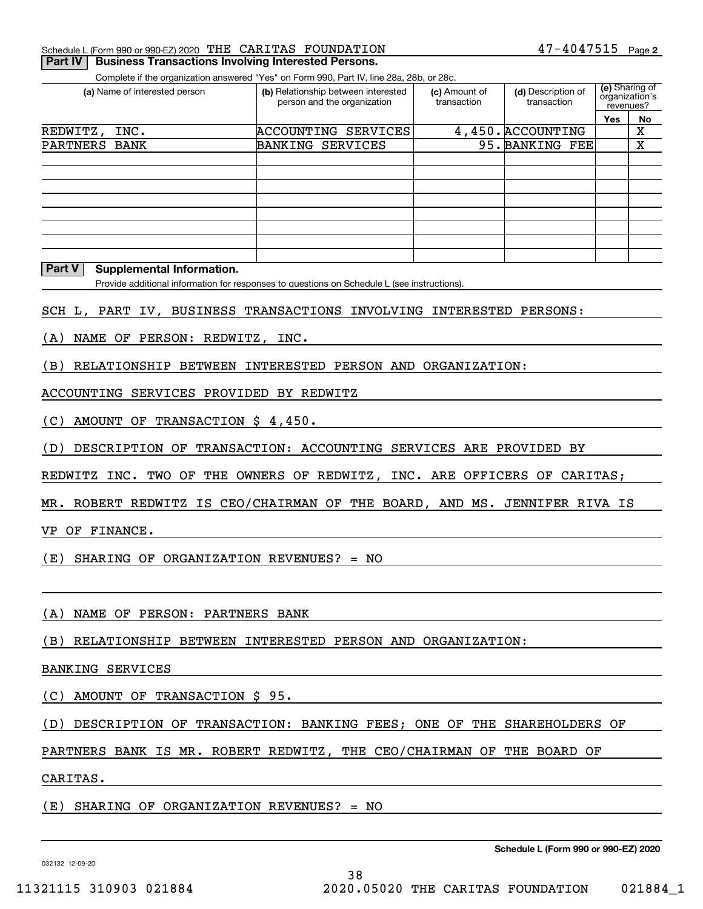Schedule L (Form 990 or 990-EZ) 2020 THE CARITAS FOUNDATION 47-4047515 Page 2

**Part IV | Business Transactions Involving Interested Persons.**

Complete if the organization answered "Yes" on Form 990, Part IV, line 28a, 28b, or 28c.

| (a) Name of interested person | (b) Relationship between interested person and the organization | (c) Amount of transaction | (d) Description of transaction | (e) Sharing of organization's revenues? Yes | No |
|---|---|---|---|---|---|
| REDWITZ, INC. | ACCOUNTING SERVICES | 4,450. | ACCOUNTING | | X |
| PARTNERS BANK | BANKING SERVICES | 95. | BANKING FEE | | X |
| | | | | | |
| | | | | | |
| | | | | | |
| | | | | | |
| | | | | | |
| | | | | | |
| | | | | | |
| | | | | | |

**Part V | Supplemental Information.**

Provide additional information for responses to questions on Schedule L (see instructions).

SCH L, PART IV, BUSINESS TRANSACTIONS INVOLVING INTERESTED PERSONS:

(A) NAME OF PERSON: REDWITZ, INC.

(B) RELATIONSHIP BETWEEN INTERESTED PERSON AND ORGANIZATION:

ACCOUNTING SERVICES PROVIDED BY REDWITZ

(C) AMOUNT OF TRANSACTION $ 4,450.

(D) DESCRIPTION OF TRANSACTION: ACCOUNTING SERVICES ARE PROVIDED BY REDWITZ INC. TWO OF THE OWNERS OF REDWITZ, INC. ARE OFFICERS OF CARITAS; MR. ROBERT REDWITZ IS CEO/CHAIRMAN OF THE BOARD, AND MS. JENNIFER RIVA IS VP OF FINANCE.

(E) SHARING OF ORGANIZATION REVENUES? = NO

(A) NAME OF PERSON: PARTNERS BANK

(B) RELATIONSHIP BETWEEN INTERESTED PERSON AND ORGANIZATION:

BANKING SERVICES

(C) AMOUNT OF TRANSACTION $ 95.

(D) DESCRIPTION OF TRANSACTION: BANKING FEES; ONE OF THE SHAREHOLDERS OF PARTNERS BANK IS MR. ROBERT REDWITZ, THE CEO/CHAIRMAN OF THE BOARD OF CARITAS.

(E) SHARING OF ORGANIZATION REVENUES? = NO

**Schedule L (Form 990 or 990-EZ) 2020**

032132 12-09-20

11321115 310903 021884 2020.05020 THE CARITAS FOUNDATION 021884_1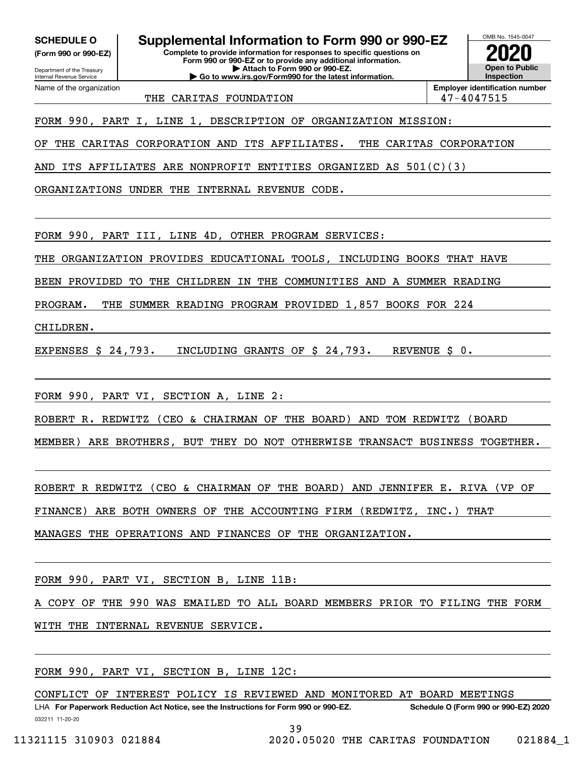**SCHEDULE O**
**(Form 990 or 990-EZ)**

Department of the Treasury
Internal Revenue Service

# Supplemental Information to Form 990 or 990-EZ

**Complete to provide information for responses to specific questions on Form 990 or 990-EZ or to provide any additional information.**
**▶ Attach to Form 990 or 990-EZ.**
**▶ Go to www.irs.gov/Form990 for the latest information.**

OMB No. 1545-0047
**2020**
**Open to Public Inspection**

| Name of the organization | Employer identification number |
|---|---|
| THE CARITAS FOUNDATION | 47-4047515 |

FORM 990, PART I, LINE 1, DESCRIPTION OF ORGANIZATION MISSION:

OF THE CARITAS CORPORATION AND ITS AFFILIATES. THE CARITAS CORPORATION AND ITS AFFILIATES ARE NONPROFIT ENTITIES ORGANIZED AS 501(C)(3) ORGANIZATIONS UNDER THE INTERNAL REVENUE CODE.

FORM 990, PART III, LINE 4D, OTHER PROGRAM SERVICES:

THE ORGANIZATION PROVIDES EDUCATIONAL TOOLS, INCLUDING BOOKS THAT HAVE BEEN PROVIDED TO THE CHILDREN IN THE COMMUNITIES AND A SUMMER READING PROGRAM. THE SUMMER READING PROGRAM PROVIDED 1,857 BOOKS FOR 224 CHILDREN.

EXPENSES $ 24,793. INCLUDING GRANTS OF $ 24,793. REVENUE $ 0.

FORM 990, PART VI, SECTION A, LINE 2:

ROBERT R. REDWITZ (CEO & CHAIRMAN OF THE BOARD) AND TOM REDWITZ (BOARD MEMBER) ARE BROTHERS, BUT THEY DO NOT OTHERWISE TRANSACT BUSINESS TOGETHER.

ROBERT R REDWITZ (CEO & CHAIRMAN OF THE BOARD) AND JENNIFER E. RIVA (VP OF FINANCE) ARE BOTH OWNERS OF THE ACCOUNTING FIRM (REDWITZ, INC.) THAT MANAGES THE OPERATIONS AND FINANCES OF THE ORGANIZATION.

FORM 990, PART VI, SECTION B, LINE 11B:

A COPY OF THE 990 WAS EMAILED TO ALL BOARD MEMBERS PRIOR TO FILING THE FORM WITH THE INTERNAL REVENUE SERVICE.

FORM 990, PART VI, SECTION B, LINE 12C:

CONFLICT OF INTEREST POLICY IS REVIEWED AND MONITORED AT BOARD MEETINGS

LHA **For Paperwork Reduction Act Notice, see the Instructions for Form 990 or 990-EZ.** **Schedule O (Form 990 or 990-EZ) 2020**

032211 11-20-20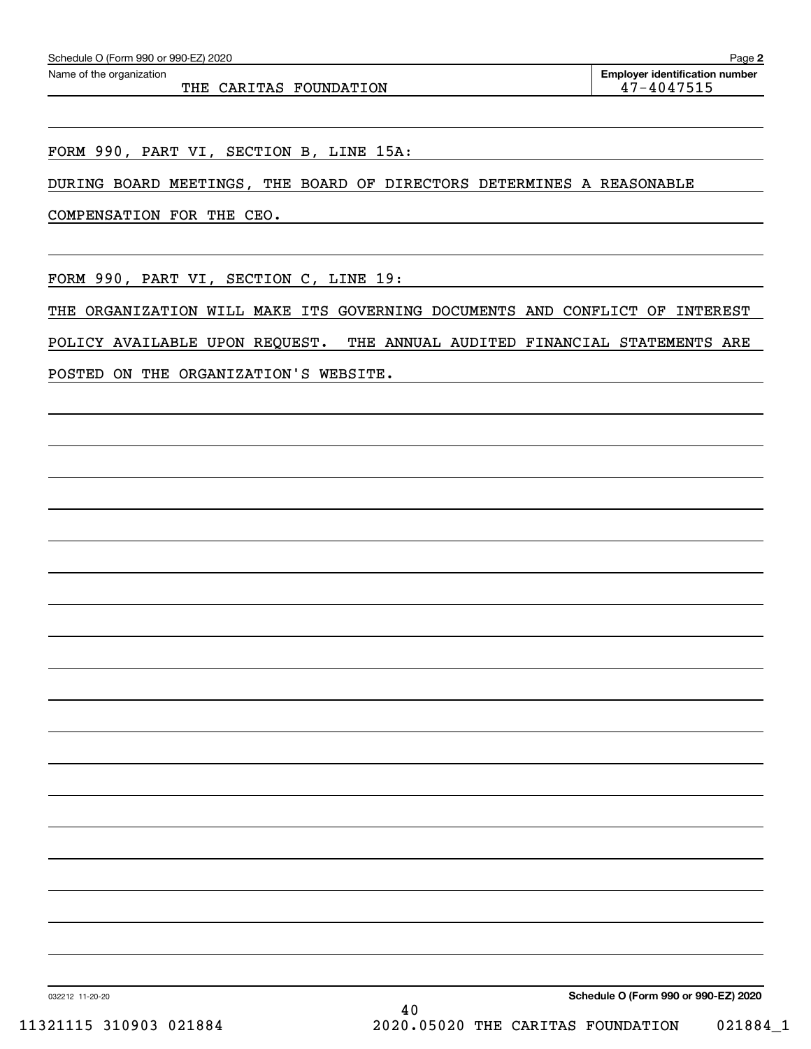Schedule O (Form 990 or 990-EZ) 2020

Name of the organization: THE CARITAS FOUNDATION

Employer identification number: 47-4047515

FORM 990, PART VI, SECTION B, LINE 15A:

DURING BOARD MEETINGS, THE BOARD OF DIRECTORS DETERMINES A REASONABLE COMPENSATION FOR THE CEO.

FORM 990, PART VI, SECTION C, LINE 19:

THE ORGANIZATION WILL MAKE ITS GOVERNING DOCUMENTS AND CONFLICT OF INTEREST POLICY AVAILABLE UPON REQUEST. THE ANNUAL AUDITED FINANCIAL STATEMENTS ARE POSTED ON THE ORGANIZATION'S WEBSITE.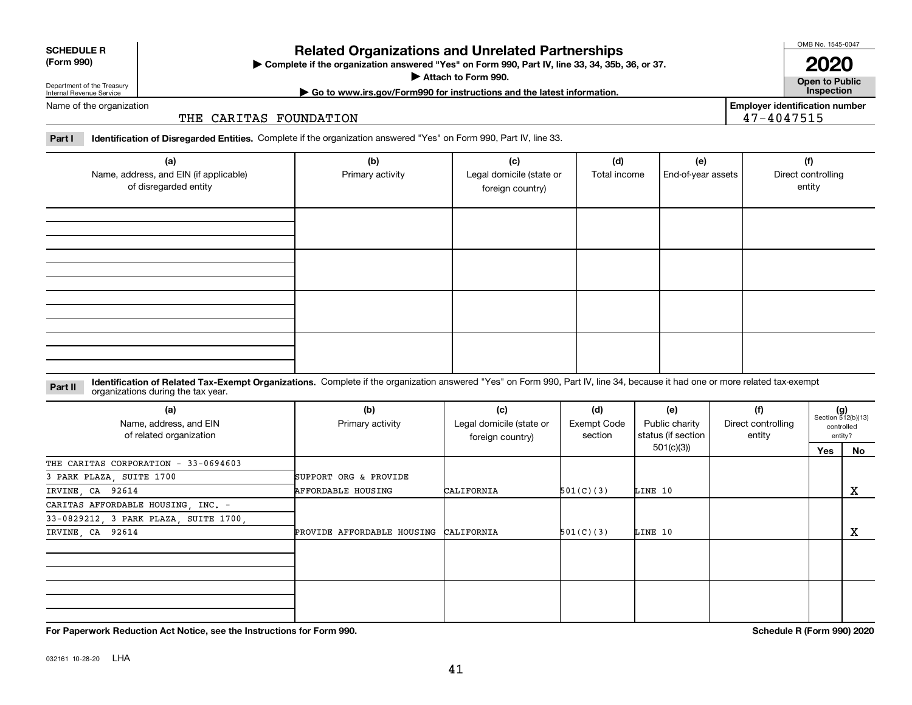**SCHEDULE R (Form 990)**

Department of the Treasury
Internal Revenue Service

# Related Organizations and Unrelated Partnerships

▶ Complete if the organization answered "Yes" on Form 990, Part IV, line 33, 34, 35b, 36, or 37.
▶ Attach to Form 990.
▶ Go to www.irs.gov/Form990 for instructions and the latest information.

OMB No. 1545-0047
**2020**
**Open to Public Inspection**

Name of the organization: THE CARITAS FOUNDATION

Employer identification number: 47-4047515

**Part I** **Identification of Disregarded Entities.** Complete if the organization answered "Yes" on Form 990, Part IV, line 33.

| (a) Name, address, and EIN (if applicable) of disregarded entity | (b) Primary activity | (c) Legal domicile (state or foreign country) | (d) Total income | (e) End-of-year assets | (f) Direct controlling entity |
|---|---|---|---|---|---|
| | | | | | |
| | | | | | |
| | | | | | |
| | | | | | |

**Part II** **Identification of Related Tax-Exempt Organizations.** Complete if the organization answered "Yes" on Form 990, Part IV, line 34, because it had one or more related tax-exempt organizations during the tax year.

| (a) Name, address, and EIN of related organization | (b) Primary activity | (c) Legal domicile (state or foreign country) | (d) Exempt Code section | (e) Public charity status (if section 501(c)(3)) | (f) Direct controlling entity | (g) Section 512(b)(13) controlled entity? Yes | No |
|---|---|---|---|---|---|---|---|
| THE CARITAS CORPORATION - 33-0694603<br>3 PARK PLAZA, SUITE 1700<br>IRVINE, CA 92614 | SUPPORT ORG & PROVIDE AFFORDABLE HOUSING | CALIFORNIA | 501(C)(3) | LINE 10 | | | X |
| CARITAS AFFORDABLE HOUSING, INC. - 33-0829212, 3 PARK PLAZA, SUITE 1700, IRVINE, CA 92614 | PROVIDE AFFORDABLE HOUSING | CALIFORNIA | 501(C)(3) | LINE 10 | | | X |
| | | | | | | | |
| | | | | | | | |

**For Paperwork Reduction Act Notice, see the Instructions for Form 990.**

**Schedule R (Form 990) 2020**

032161 10-28-20 LHA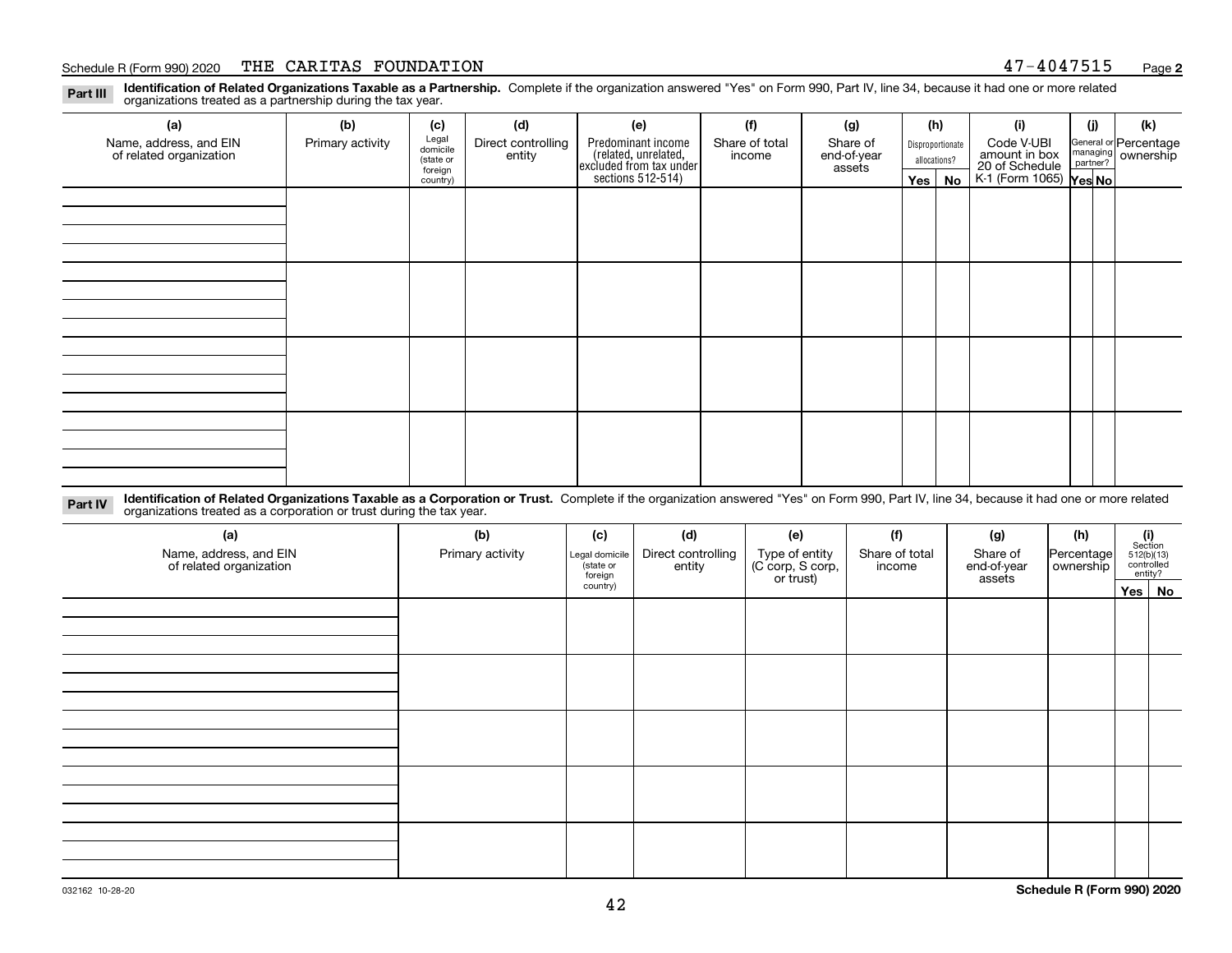**Part III Identification of Related Organizations Taxable as a Partnership.** Complete if the organization answered "Yes" on Form 990, Part IV, line 34, because it had one or more related organizations treated as a partnership during the tax year.

| (a) Name, address, and EIN of related organization | (b) Primary activity | (c) Legal domicile (state or foreign country) | (d) Direct controlling entity | (e) Predominant income (related, unrelated, excluded from tax under sections 512-514) | (f) Share of total income | (g) Share of end-of-year assets | (h) Disproportionate allocations? Yes | (h) No | (i) Code V-UBI amount in box 20 of Schedule K-1 (Form 1065) | (j) General or managing partner? Yes | (j) No | (k) Percentage ownership |
|---|---|---|---|---|---|---|---|---|---|---|---|---|
| | | | | | | | | | | | | |
| | | | | | | | | | | | | |
| | | | | | | | | | | | | |
| | | | | | | | | | | | | |

**Part IV Identification of Related Organizations Taxable as a Corporation or Trust.** Complete if the organization answered "Yes" on Form 990, Part IV, line 34, because it had one or more related organizations treated as a corporation or trust during the tax year.

| (a) Name, address, and EIN of related organization | (b) Primary activity | (c) Legal domicile (state or foreign country) | (d) Direct controlling entity | (e) Type of entity (C corp, S corp, or trust) | (f) Share of total income | (g) Share of end-of-year assets | (h) Percentage ownership | (i) Section 512(b)(13) controlled entity? Yes | (i) No |
|---|---|---|---|---|---|---|---|---|---|
| | | | | | | | | | |
| | | | | | | | | | |
| | | | | | | | | | |
| | | | | | | | | | |
| | | | | | | | | | |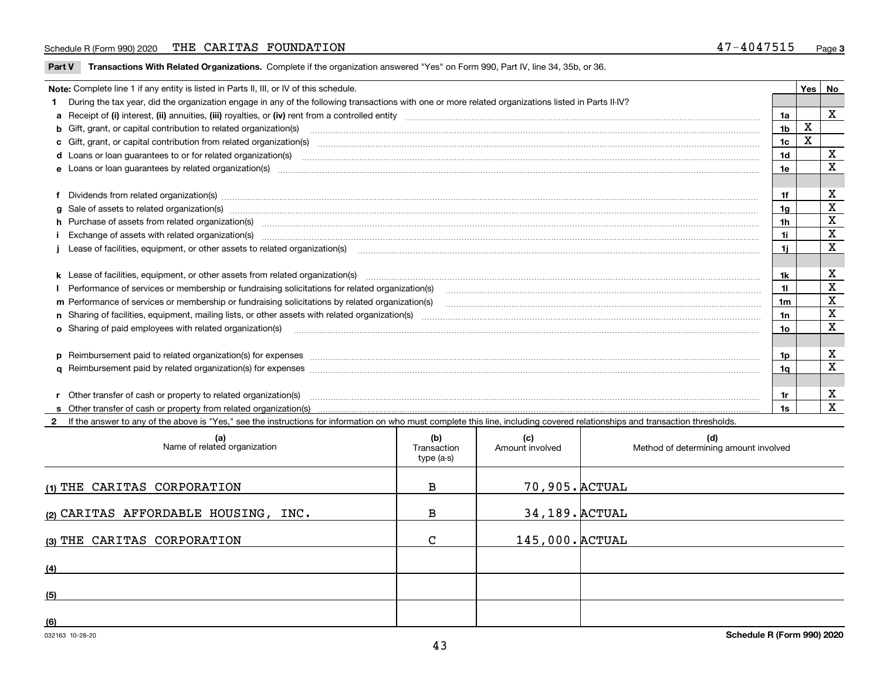Schedule R (Form 990) 2020 THE CARITAS FOUNDATION 47-4047515

## Part V Transactions With Related Organizations. Complete if the organization answered "Yes" on Form 990, Part IV, line 34, 35b, or 36.

| Note: Complete line 1 if any entity is listed in Parts II, III, or IV of this schedule. | | Yes | No |
|---|---|---|---|
| **1** During the tax year, did the organization engage in any of the following transactions with one or more related organizations listed in Parts II-IV? | | | |
| **a** Receipt of **(i)** interest, **(ii)** annuities, **(iii)** royalties, or **(iv)** rent from a controlled entity | 1a | | X |
| **b** Gift, grant, or capital contribution to related organization(s) | 1b | X | |
| **c** Gift, grant, or capital contribution from related organization(s) | 1c | X | |
| **d** Loans or loan guarantees to or for related organization(s) | 1d | | X |
| **e** Loans or loan guarantees by related organization(s) | 1e | | X |
| **f** Dividends from related organization(s) | 1f | | X |
| **g** Sale of assets to related organization(s) | 1g | | X |
| **h** Purchase of assets from related organization(s) | 1h | | X |
| **i** Exchange of assets with related organization(s) | 1i | | X |
| **j** Lease of facilities, equipment, or other assets to related organization(s) | 1j | | X |
| **k** Lease of facilities, equipment, or other assets from related organization(s) | 1k | | X |
| **l** Performance of services or membership or fundraising solicitations for related organization(s) | 1l | | X |
| **m** Performance of services or membership or fundraising solicitations by related organization(s) | 1m | | X |
| **n** Sharing of facilities, equipment, mailing lists, or other assets with related organization(s) | 1n | | X |
| **o** Sharing of paid employees with related organization(s) | 1o | | X |
| **p** Reimbursement paid to related organization(s) for expenses | 1p | | X |
| **q** Reimbursement paid by related organization(s) for expenses | 1q | | X |
| **r** Other transfer of cash or property to related organization(s) | 1r | | X |
| **s** Other transfer of cash or property from related organization(s) | 1s | | X |

**2** If the answer to any of the above is "Yes," see the instructions for information on who must complete this line, including covered relationships and transaction thresholds.

| (a) Name of related organization | (b) Transaction type (a-s) | (c) Amount involved | (d) Method of determining amount involved |
|---|---|---|---|
| (1) THE CARITAS CORPORATION | B | 70,905. | ACTUAL |
| (2) CARITAS AFFORDABLE HOUSING, INC. | B | 34,189. | ACTUAL |
| (3) THE CARITAS CORPORATION | C | 145,000. | ACTUAL |
| (4) | | | |
| (5) | | | |
| (6) | | | |

032163 10-28-20 Schedule R (Form 990) 2020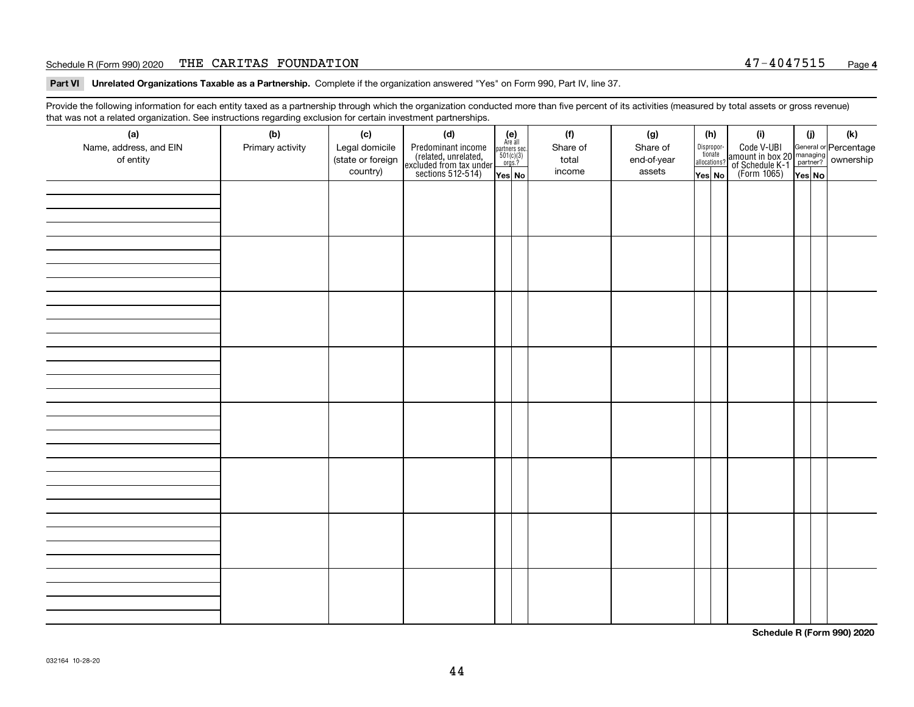Schedule R (Form 990) 2020 THE CARITAS FOUNDATION 47-4047515

**Part VI Unrelated Organizations Taxable as a Partnership.** Complete if the organization answered "Yes" on Form 990, Part IV, line 37.

Provide the following information for each entity taxed as a partnership through which the organization conducted more than five percent of its activities (measured by total assets or gross revenue) that was not a related organization. See instructions regarding exclusion for certain investment partnerships.

| (a) Name, address, and EIN of entity | (b) Primary activity | (c) Legal domicile (state or foreign country) | (d) Predominant income (related, unrelated, excluded from tax under sections 512-514) | (e) Are all partners sec. 501(c)(3) orgs.? Yes | (e) No | (f) Share of total income | (g) Share of end-of-year assets | (h) Disproportionate allocations? Yes | (h) No | (i) Code V-UBI amount in box 20 of Schedule K-1 (Form 1065) | (j) General or managing partner? Yes | (j) No | (k) Percentage ownership |
|---|---|---|---|---|---|---|---|---|---|---|---|---|---|
| | | | | | | | | | | | | | |
| | | | | | | | | | | | | | |
| | | | | | | | | | | | | | |
| | | | | | | | | | | | | | |
| | | | | | | | | | | | | | |
| | | | | | | | | | | | | | |
| | | | | | | | | | | | | | |
| | | | | | | | | | | | | | |

**Schedule R (Form 990) 2020**

032164 10-28-20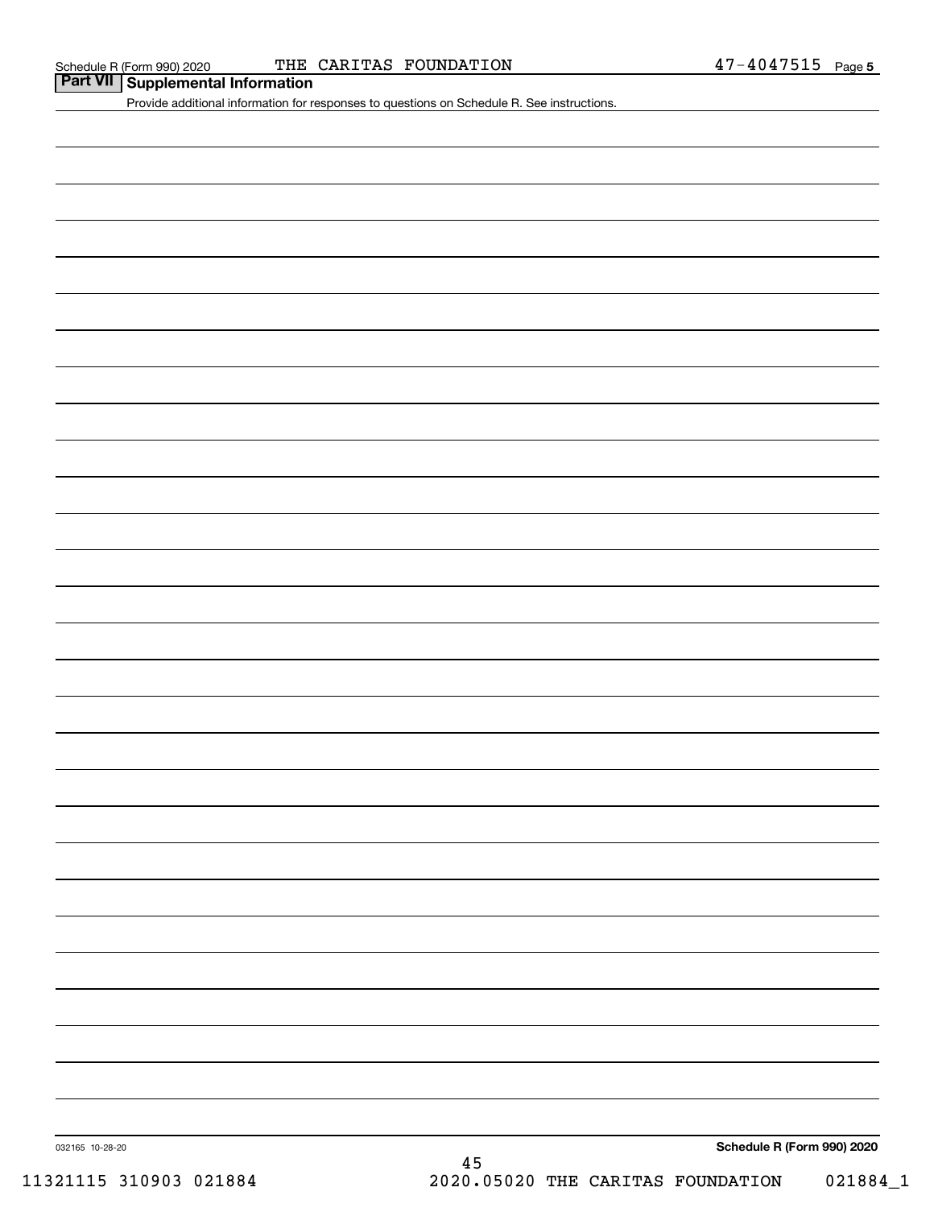## Part VII Supplemental Information

Provide additional information for responses to questions on Schedule R. See instructions.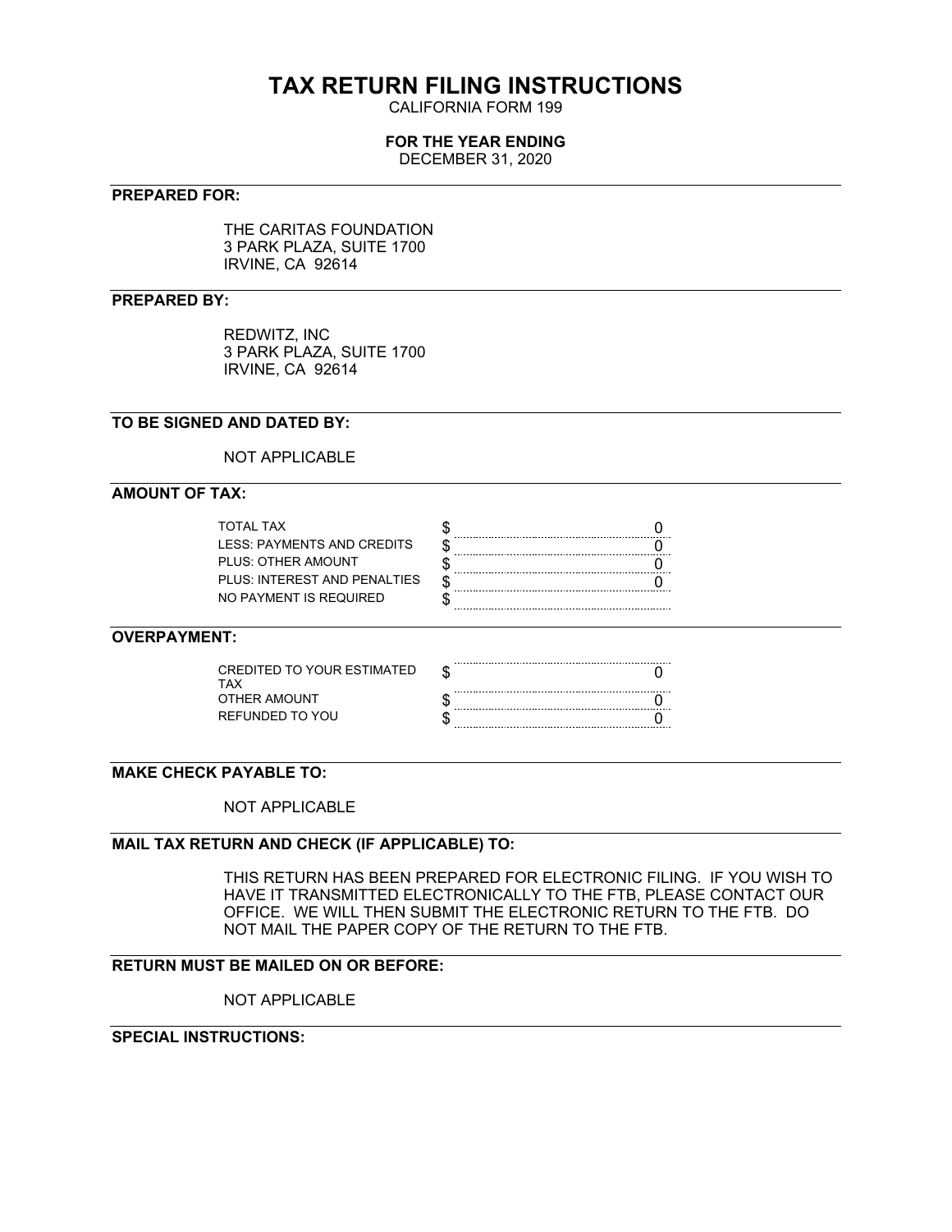# TAX RETURN FILING INSTRUCTIONS

CALIFORNIA FORM 199

**FOR THE YEAR ENDING**

DECEMBER 31, 2020

---

**PREPARED FOR:**

THE CARITAS FOUNDATION
3 PARK PLAZA, SUITE 1700
IRVINE, CA 92614

---

**PREPARED BY:**

REDWITZ, INC
3 PARK PLAZA, SUITE 1700
IRVINE, CA 92614

---

**TO BE SIGNED AND DATED BY:**

NOT APPLICABLE

---

**AMOUNT OF TAX:**

| | | |
|---|---|---|
| TOTAL TAX | $ | 0 |
| LESS: PAYMENTS AND CREDITS | $ | 0 |
| PLUS: OTHER AMOUNT | $ | 0 |
| PLUS: INTEREST AND PENALTIES | $ | 0 |
| NO PAYMENT IS REQUIRED | $ | |

---

**OVERPAYMENT:**

| | | |
|---|---|---|
| CREDITED TO YOUR ESTIMATED TAX | $ | 0 |
| OTHER AMOUNT | $ | 0 |
| REFUNDED TO YOU | $ | 0 |

---

**MAKE CHECK PAYABLE TO:**

NOT APPLICABLE

---

**MAIL TAX RETURN AND CHECK (IF APPLICABLE) TO:**

THIS RETURN HAS BEEN PREPARED FOR ELECTRONIC FILING. IF YOU WISH TO HAVE IT TRANSMITTED ELECTRONICALLY TO THE FTB, PLEASE CONTACT OUR OFFICE. WE WILL THEN SUBMIT THE ELECTRONIC RETURN TO THE FTB. DO NOT MAIL THE PAPER COPY OF THE RETURN TO THE FTB.

---

**RETURN MUST BE MAILED ON OR BEFORE:**

NOT APPLICABLE

---

**SPECIAL INSTRUCTIONS:**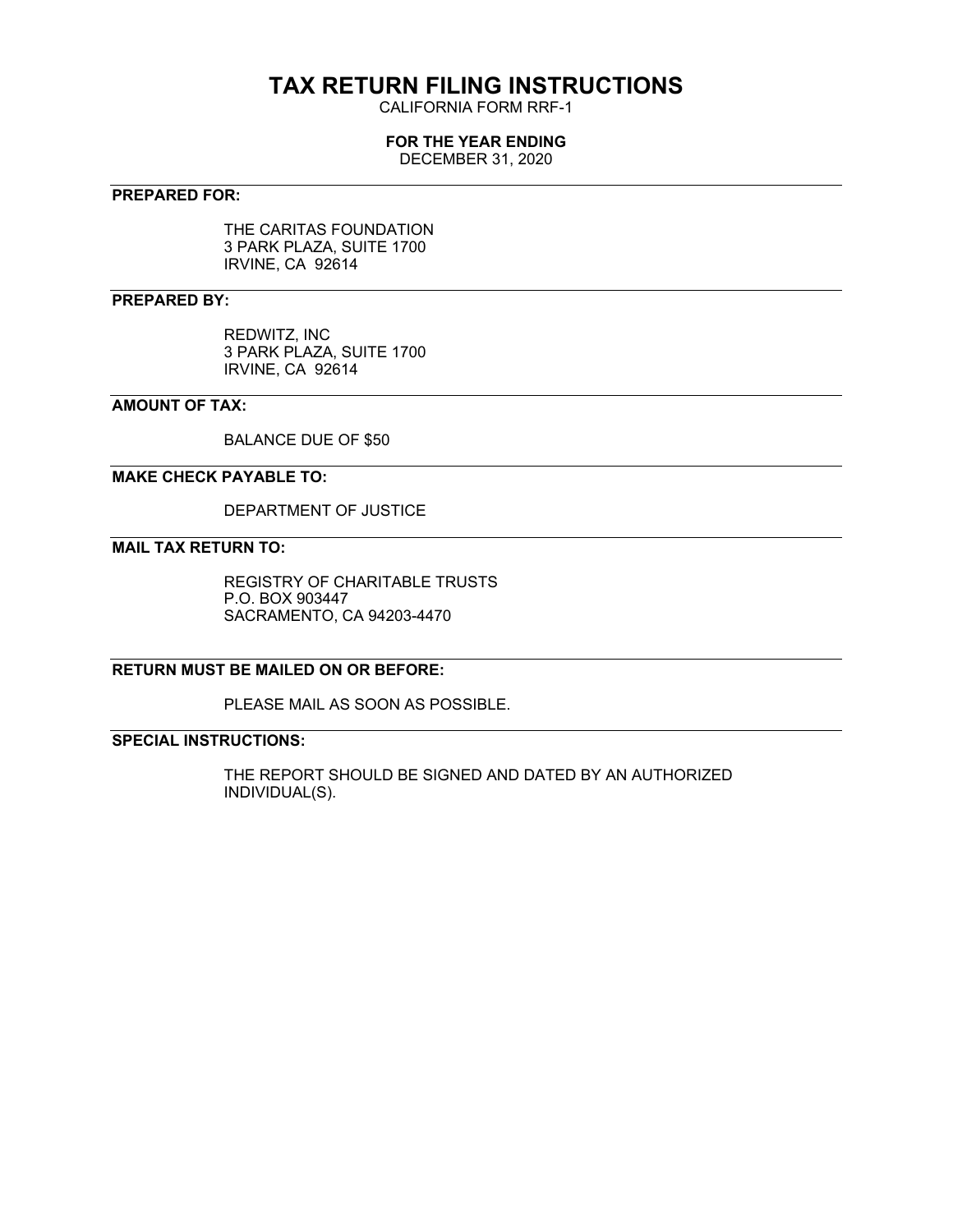# TAX RETURN FILING INSTRUCTIONS

CALIFORNIA FORM RRF-1

**FOR THE YEAR ENDING**

DECEMBER 31, 2020

**PREPARED FOR:**

THE CARITAS FOUNDATION
3 PARK PLAZA, SUITE 1700
IRVINE, CA 92614

**PREPARED BY:**

REDWITZ, INC
3 PARK PLAZA, SUITE 1700
IRVINE, CA 92614

**AMOUNT OF TAX:**

BALANCE DUE OF $50

**MAKE CHECK PAYABLE TO:**

DEPARTMENT OF JUSTICE

**MAIL TAX RETURN TO:**

REGISTRY OF CHARITABLE TRUSTS
P.O. BOX 903447
SACRAMENTO, CA 94203-4470

**RETURN MUST BE MAILED ON OR BEFORE:**

PLEASE MAIL AS SOON AS POSSIBLE.

**SPECIAL INSTRUCTIONS:**

THE REPORT SHOULD BE SIGNED AND DATED BY AN AUTHORIZED INDIVIDUAL(S).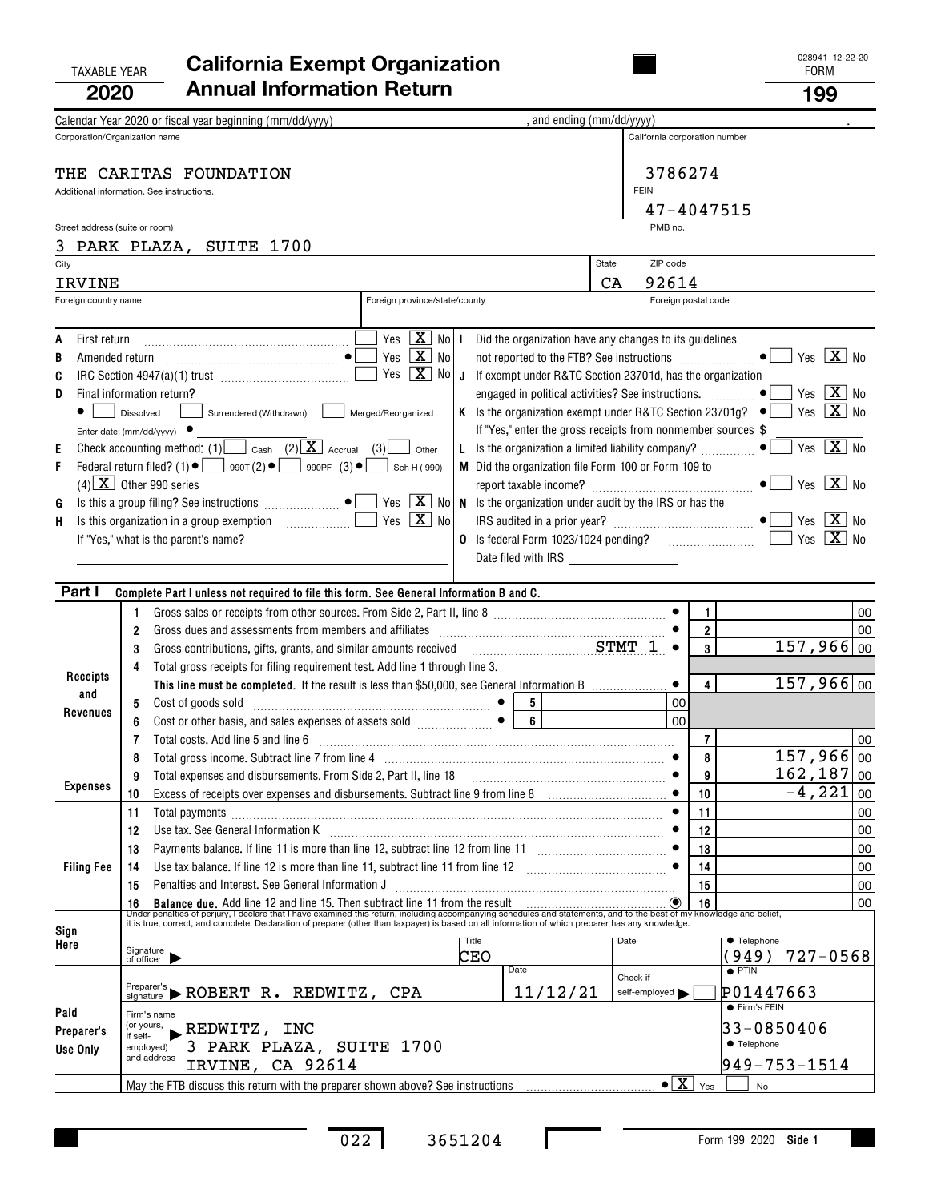TAXABLE YEAR **2020**

# California Exempt Organization Annual Information Return

FORM **199**

028941 12-22-20

Calendar Year 2020 or fiscal year beginning (mm/dd/yyyy) , and ending (mm/dd/yyyy) .

| Corporation/Organization name | California corporation number |
|---|---|
| THE CARITAS FOUNDATION | 3786274 |
| Additional information. See instructions. | FEIN 47-4047515 |
| Street address (suite or room) 3 PARK PLAZA, SUITE 1700 | PMB no. |

| City | State | ZIP code |
|---|---|---|
| IRVINE | CA | 92614 |

| Foreign country name | Foreign province/state/county | Foreign postal code |
|---|---|---|
| | | |

A First return ... Yes [ ] No [X]

B Amended return ... ● Yes [ ] No [X]

C IRC Section 4947(a)(1) trust ... Yes [ ] No [X]

D Final information return?
● [ ] Dissolved [ ] Surrendered (Withdrawn) [ ] Merged/Reorganized
Enter date: (mm/dd/yyyy) ●

E Check accounting method: (1) [ ] Cash (2) [X] Accrual (3) [ ] Other

F Federal return filed? (1) ● [ ] 990T (2) ● [ ] 990PF (3) ● [ ] Sch H (990) (4) [X] Other 990 series

G Is this a group filing? See instructions ... ● Yes [ ] No [X]

H Is this organization in a group exemption ... Yes [ ] No [X]
If "Yes," what is the parent's name?

I Did the organization have any changes to its guidelines not reported to the FTB? See instructions ... ● Yes [ ] No [X]

J If exempt under R&TC Section 23701d, has the organization engaged in political activities? See instructions. ... ● Yes [ ] No [X]

K Is the organization exempt under R&TC Section 23701g? ● Yes [ ] No [X]
If "Yes," enter the gross receipts from nonmember sources $

L Is the organization a limited liability company? ... ● Yes [ ] No [X]

M Did the organization file Form 100 or Form 109 to report taxable income? ... ● Yes [ ] No [X]

N Is the organization under audit by the IRS or has the IRS audited in a prior year? ... ● Yes [ ] No [X]

O Is federal Form 1023/1024 pending? ... Yes [ ] No [X]
Date filed with IRS

## Part I Complete Part I unless not required to file this form. See General Information B and C.

| Section | Line | Description | | Amount |
|---|---|---|---|---|
| Receipts and Revenues | 1 | Gross sales or receipts from other sources. From Side 2, Part II, line 8 | 1 | 00 |
| | 2 | Gross dues and assessments from members and affiliates | 2 | 00 |
| | 3 | Gross contributions, gifts, grants, and similar amounts received STMT 1 | 3 | 157,966 00 |
| | 4 | Total gross receipts for filing requirement test. Add line 1 through line 3. **This line must be completed.** If the result is less than $50,000, see General Information B | 4 | 157,966 00 |
| | 5 | Cost of goods sold | 5 | 00 |
| | 6 | Cost or other basis, and sales expenses of assets sold | 6 | 00 |
| | 7 | Total costs. Add line 5 and line 6 | 7 | 00 |
| | 8 | Total gross income. Subtract line 7 from line 4 | 8 | 157,966 00 |
| Expenses | 9 | Total expenses and disbursements. From Side 2, Part II, line 18 | 9 | 162,187 00 |
| | 10 | Excess of receipts over expenses and disbursements. Subtract line 9 from line 8 | 10 | -4,221 00 |
| Filing Fee | 11 | Total payments | 11 | 00 |
| | 12 | Use tax. See General Information K | 12 | 00 |
| | 13 | Payments balance. If line 11 is more than line 12, subtract line 12 from line 11 | 13 | 00 |
| | 14 | Use tax balance. If line 12 is more than line 11, subtract line 11 from line 12 | 14 | 00 |
| | 15 | Penalties and Interest. See General Information J | 15 | 00 |
| | 16 | **Balance due.** Add line 12 and line 15. Then subtract line 11 from the result | 16 | 00 |

Under penalties of perjury, I declare that I have examined this return, including accompanying schedules and statements, and to the best of my knowledge and belief, it is true, correct, and complete. Declaration of preparer (other than taxpayer) is based on all information of which preparer has any knowledge.

**Sign Here**
Signature of officer | Title: CEO | Date | Telephone: (949) 727-0568

**Paid Preparer's Use Only**
Preparer's signature: ROBERT R. REDWITZ, CPA | Date: 11/12/21 | Check if self-employed [ ] | PTIN: P01447663
Firm's name (or yours, if self-employed) and address: REDWITZ, INC, 3 PARK PLAZA, SUITE 1700, IRVINE, CA 92614 | Firm's FEIN: 33-0850406 | Telephone: 949-753-1514

May the FTB discuss this return with the preparer shown above? See instructions ... ● [X] Yes [ ] No

022 3651204 Form 199 2020 Side 1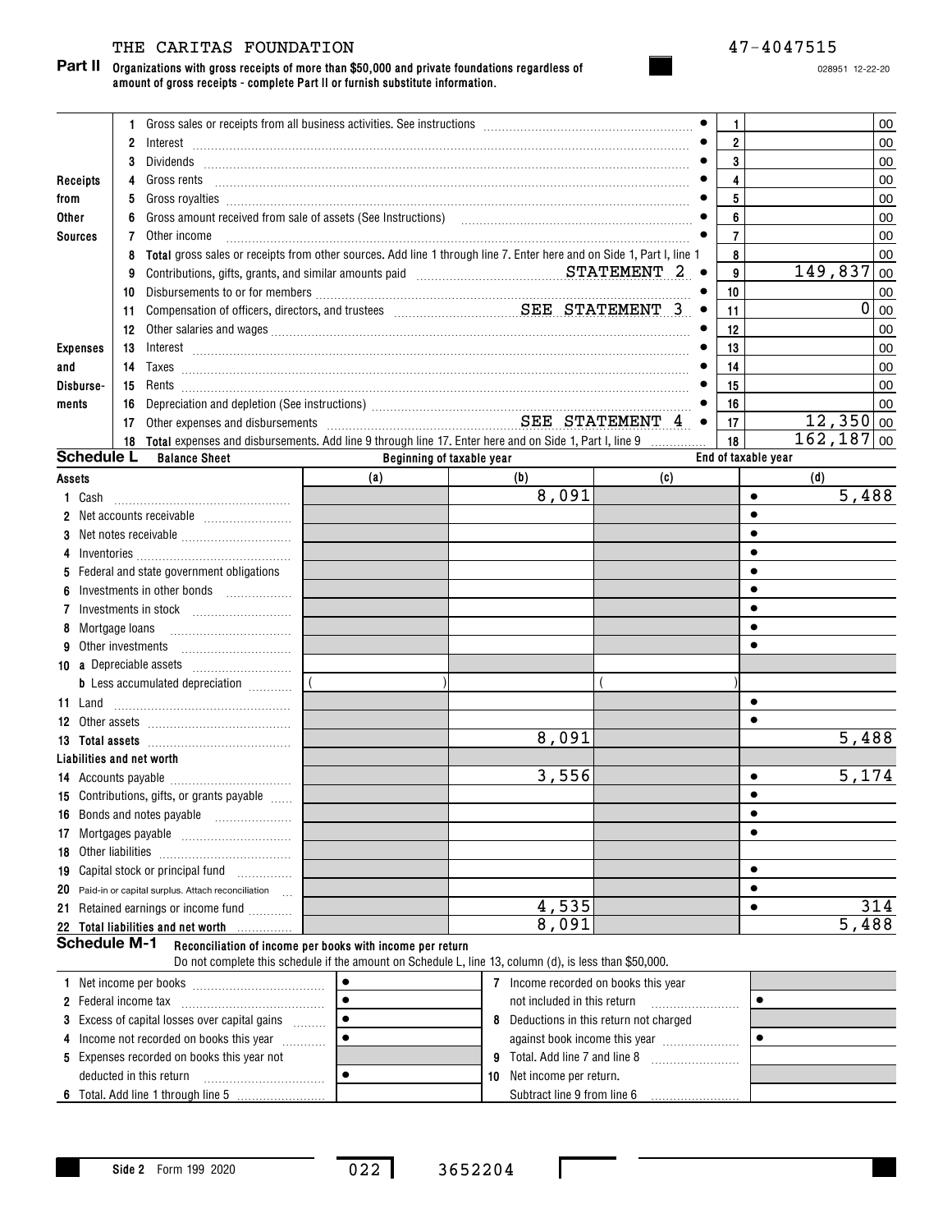THE CARITAS FOUNDATION 47-4047515

**Part II Organizations with gross receipts of more than $50,000 and private foundations regardless of amount of gross receipts - complete Part II or furnish substitute information.**

028951 12-22-20

| | | | Line | Amount |
|---|---|---|---|---|
| **Receipts from Other Sources** | 1 | Gross sales or receipts from all business activities. See instructions | 1 | 00 |
| | 2 | Interest | 2 | 00 |
| | 3 | Dividends | 3 | 00 |
| | 4 | Gross rents | 4 | 00 |
| | 5 | Gross royalties | 5 | 00 |
| | 6 | Gross amount received from sale of assets (See Instructions) | 6 | 00 |
| | 7 | Other income | 7 | 00 |
| | 8 | **Total** gross sales or receipts from other sources. Add line 1 through line 7. Enter here and on Side 1, Part I, line 1 | 8 | 00 |
| **Expenses and Disbursements** | 9 | Contributions, gifts, grants, and similar amounts paid STATEMENT 2 | 9 | 149,837 00 |
| | 10 | Disbursements to or for members | 10 | 00 |
| | 11 | Compensation of officers, directors, and trustees SEE STATEMENT 3 | 11 | 0 00 |
| | 12 | Other salaries and wages | 12 | 00 |
| | 13 | Interest | 13 | 00 |
| | 14 | Taxes | 14 | 00 |
| | 15 | Rents | 15 | 00 |
| | 16 | Depreciation and depletion (See instructions) | 16 | 00 |
| | 17 | Other expenses and disbursements SEE STATEMENT 4 | 17 | 12,350 00 |
| | 18 | **Total** expenses and disbursements. Add line 9 through line 17. Enter here and on Side 1, Part I, line 9 | 18 | 162,187 00 |

**Schedule L Balance Sheet**

| Assets | Beginning of taxable year (a) | (b) | End of taxable year (c) | (d) |
|---|---|---|---|---|
| 1 Cash | | 8,091 | | 5,488 |
| 2 Net accounts receivable | | | | |
| 3 Net notes receivable | | | | |
| 4 Inventories | | | | |
| 5 Federal and state government obligations | | | | |
| 6 Investments in other bonds | | | | |
| 7 Investments in stock | | | | |
| 8 Mortgage loans | | | | |
| 9 Other investments | | | | |
| 10 a Depreciable assets | | | | |
| b Less accumulated depreciation | ( ) | | ( ) | |
| 11 Land | | | | |
| 12 Other assets | | | | |
| 13 **Total assets** | | 8,091 | | 5,488 |
| **Liabilities and net worth** | | | | |
| 14 Accounts payable | | 3,556 | | 5,174 |
| 15 Contributions, gifts, or grants payable | | | | |
| 16 Bonds and notes payable | | | | |
| 17 Mortgages payable | | | | |
| 18 Other liabilities | | | | |
| 19 Capital stock or principal fund | | | | |
| 20 Paid-in or capital surplus. Attach reconciliation | | | | |
| 21 Retained earnings or income fund | | 4,535 | | 314 |
| 22 **Total liabilities and net worth** | | 8,091 | | 5,488 |

**Schedule M-1 Reconciliation of income per books with income per return**

Do not complete this schedule if the amount on Schedule L, line 13, column (d), is less than $50,000.

| | | | |
|---|---|---|---|
| 1 Net income per books | | 7 Income recorded on books this year not included in this return | |
| 2 Federal income tax | | 8 Deductions in this return not charged against book income this year | |
| 3 Excess of capital losses over capital gains | | 9 Total. Add line 7 and line 8 | |
| 4 Income not recorded on books this year | | 10 Net income per return. Subtract line 9 from line 6 | |
| 5 Expenses recorded on books this year not deducted in this return | | | |
| 6 Total. Add line 1 through line 5 | | | |

Side 2 Form 199 2020

022 3652204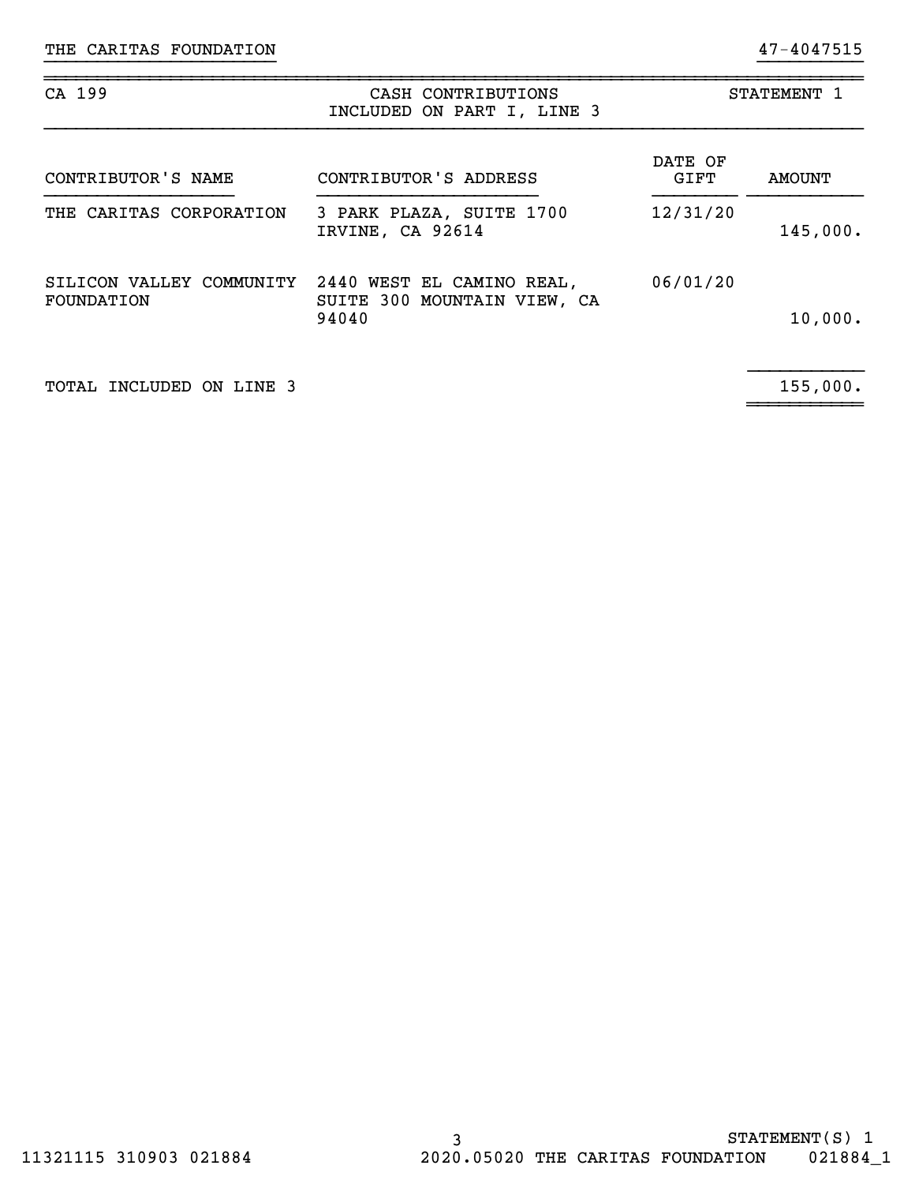THE CARITAS FOUNDATION 47-4047515

| CA 199 | CASH CONTRIBUTIONS INCLUDED ON PART I, LINE 3 | | STATEMENT 1 |
|---|---|---|---|
| CONTRIBUTOR'S NAME | CONTRIBUTOR'S ADDRESS | DATE OF GIFT | AMOUNT |
| THE CARITAS CORPORATION | 3 PARK PLAZA, SUITE 1700 IRVINE, CA 92614 | 12/31/20 | 145,000. |
| SILICON VALLEY COMMUNITY FOUNDATION | 2440 WEST EL CAMINO REAL, SUITE 300 MOUNTAIN VIEW, CA 94040 | 06/01/20 | 10,000. |
| TOTAL INCLUDED ON LINE 3 | | | 155,000. |

STATEMENT(S) 1

11321115 310903 021884 2020.05020 THE CARITAS FOUNDATION 021884_1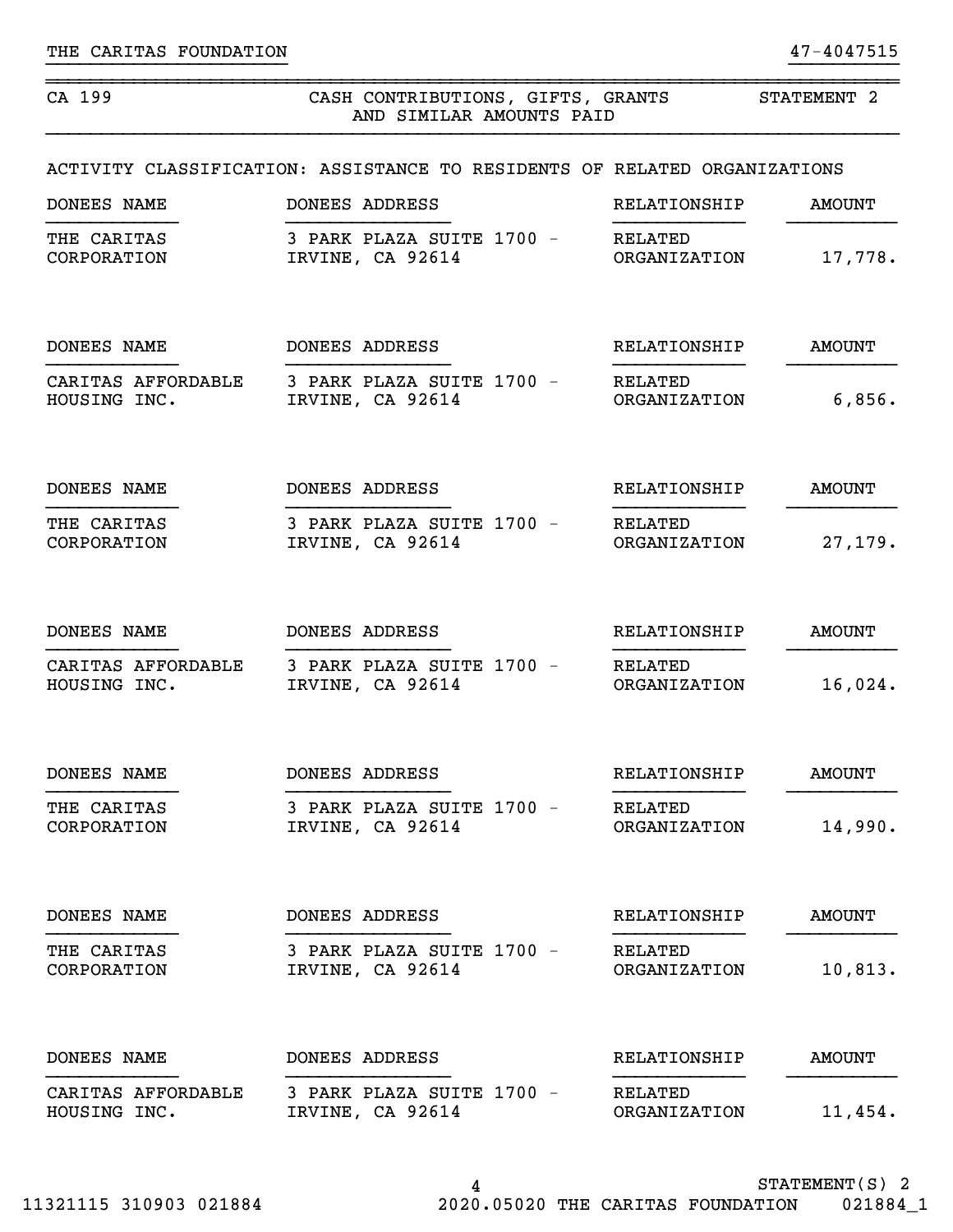THE CARITAS FOUNDATION 47-4047515

CA 199 — CASH CONTRIBUTIONS, GIFTS, GRANTS AND SIMILAR AMOUNTS PAID — STATEMENT 2

ACTIVITY CLASSIFICATION: ASSISTANCE TO RESIDENTS OF RELATED ORGANIZATIONS

| DONEES NAME | DONEES ADDRESS | RELATIONSHIP | AMOUNT |
|---|---|---|---|
| THE CARITAS CORPORATION | 3 PARK PLAZA SUITE 1700 - IRVINE, CA 92614 | RELATED ORGANIZATION | 17,778. |
| CARITAS AFFORDABLE HOUSING INC. | 3 PARK PLAZA SUITE 1700 - IRVINE, CA 92614 | RELATED ORGANIZATION | 6,856. |
| THE CARITAS CORPORATION | 3 PARK PLAZA SUITE 1700 - IRVINE, CA 92614 | RELATED ORGANIZATION | 27,179. |
| CARITAS AFFORDABLE HOUSING INC. | 3 PARK PLAZA SUITE 1700 - IRVINE, CA 92614 | RELATED ORGANIZATION | 16,024. |
| THE CARITAS CORPORATION | 3 PARK PLAZA SUITE 1700 - IRVINE, CA 92614 | RELATED ORGANIZATION | 14,990. |
| THE CARITAS CORPORATION | 3 PARK PLAZA SUITE 1700 - IRVINE, CA 92614 | RELATED ORGANIZATION | 10,813. |
| CARITAS AFFORDABLE HOUSING INC. | 3 PARK PLAZA SUITE 1700 - IRVINE, CA 92614 | RELATED ORGANIZATION | 11,454. |

STATEMENT(S) 2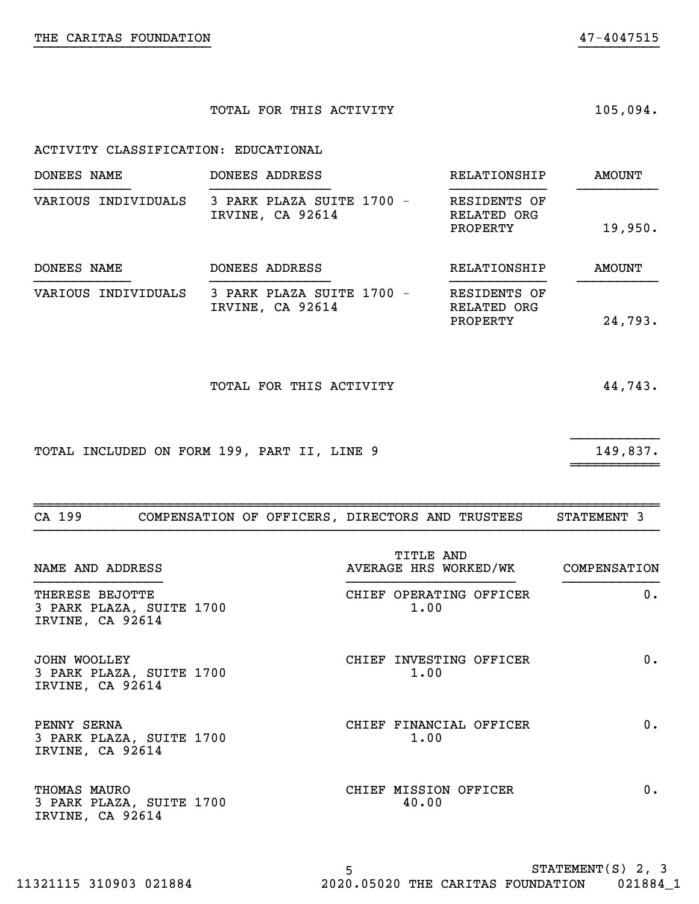TOTAL FOR THIS ACTIVITY 105,094.

ACTIVITY CLASSIFICATION: EDUCATIONAL

| DONEES NAME | DONEES ADDRESS | RELATIONSHIP | AMOUNT |
|---|---|---|---|
| VARIOUS INDIVIDUALS | 3 PARK PLAZA SUITE 1700 - IRVINE, CA 92614 | RESIDENTS OF RELATED ORG PROPERTY | 19,950. |

| DONEES NAME | DONEES ADDRESS | RELATIONSHIP | AMOUNT |
|---|---|---|---|
| VARIOUS INDIVIDUALS | 3 PARK PLAZA SUITE 1700 - IRVINE, CA 92614 | RESIDENTS OF RELATED ORG PROPERTY | 24,793. |

TOTAL FOR THIS ACTIVITY 44,743.

TOTAL INCLUDED ON FORM 199, PART II, LINE 9 149,837.

## CA 199 COMPENSATION OF OFFICERS, DIRECTORS AND TRUSTEES STATEMENT 3

| NAME AND ADDRESS | TITLE AND AVERAGE HRS WORKED/WK | COMPENSATION |
|---|---|---|
| THERESE BEJOTTE<br>3 PARK PLAZA, SUITE 1700<br>IRVINE, CA 92614 | CHIEF OPERATING OFFICER<br>1.00 | 0. |
| JOHN WOOLLEY<br>3 PARK PLAZA, SUITE 1700<br>IRVINE, CA 92614 | CHIEF INVESTING OFFICER<br>1.00 | 0. |
| PENNY SERNA<br>3 PARK PLAZA, SUITE 1700<br>IRVINE, CA 92614 | CHIEF FINANCIAL OFFICER<br>1.00 | 0. |
| THOMAS MAURO<br>3 PARK PLAZA, SUITE 1700<br>IRVINE, CA 92614 | CHIEF MISSION OFFICER<br>40.00 | 0. |

STATEMENT(S) 2, 3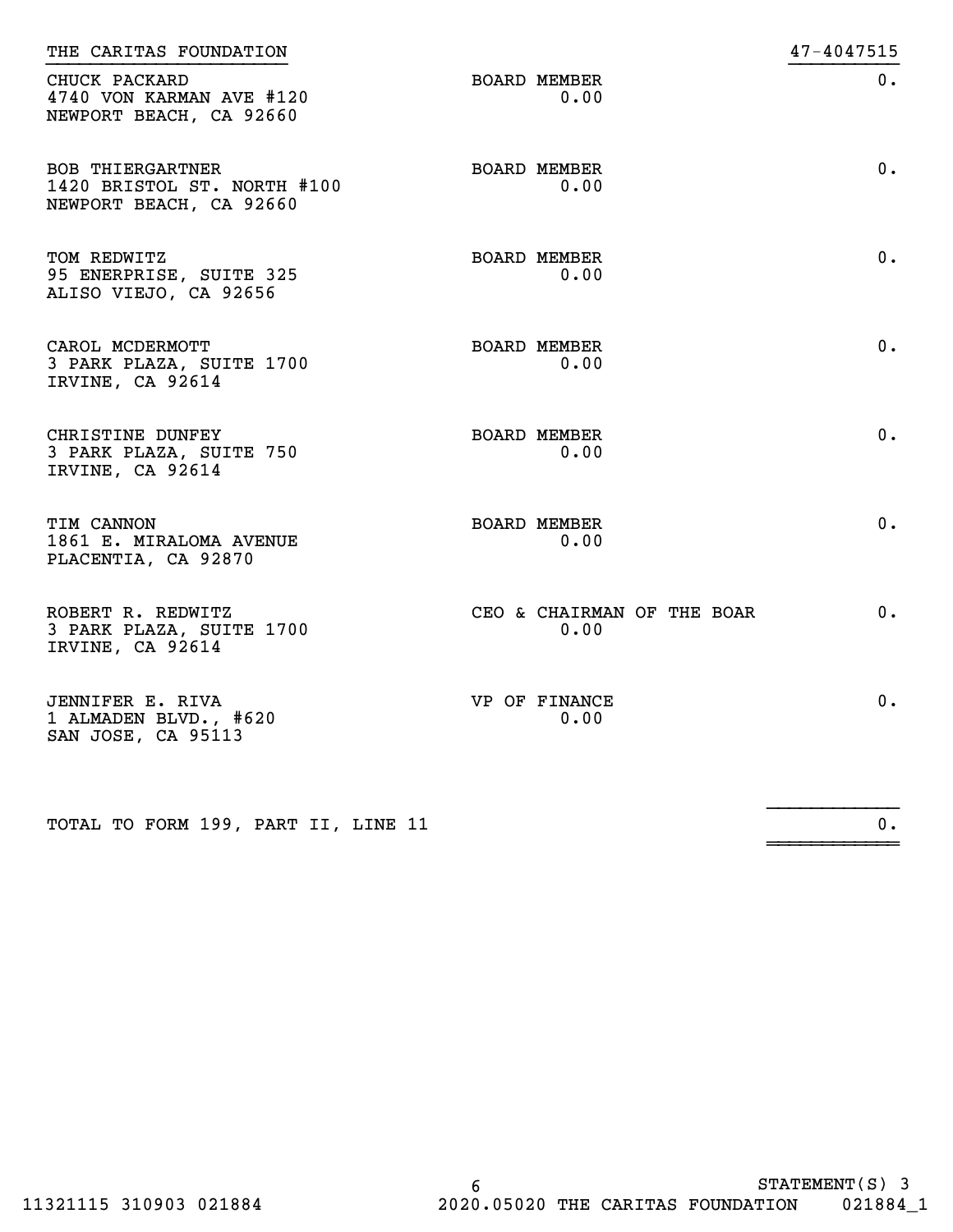THE CARITAS FOUNDATION 47-4047515

| Name and Address | Title / Hours | Compensation |
|---|---|---|
| CHUCK PACKARD<br>4740 VON KARMAN AVE #120<br>NEWPORT BEACH, CA 92660 | BOARD MEMBER<br>0.00 | 0. |
| BOB THIERGARTNER<br>1420 BRISTOL ST. NORTH #100<br>NEWPORT BEACH, CA 92660 | BOARD MEMBER<br>0.00 | 0. |
| TOM REDWITZ<br>95 ENERPRISE, SUITE 325<br>ALISO VIEJO, CA 92656 | BOARD MEMBER<br>0.00 | 0. |
| CAROL MCDERMOTT<br>3 PARK PLAZA, SUITE 1700<br>IRVINE, CA 92614 | BOARD MEMBER<br>0.00 | 0. |
| CHRISTINE DUNFEY<br>3 PARK PLAZA, SUITE 750<br>IRVINE, CA 92614 | BOARD MEMBER<br>0.00 | 0. |
| TIM CANNON<br>1861 E. MIRALOMA AVENUE<br>PLACENTIA, CA 92870 | BOARD MEMBER<br>0.00 | 0. |
| ROBERT R. REDWITZ<br>3 PARK PLAZA, SUITE 1700<br>IRVINE, CA 92614 | CEO & CHAIRMAN OF THE BOAR<br>0.00 | 0. |
| JENNIFER E. RIVA<br>1 ALMADEN BLVD., #620<br>SAN JOSE, CA 95113 | VP OF FINANCE<br>0.00 | 0. |
| TOTAL TO FORM 199, PART II, LINE 11 | | 0. |

STATEMENT(S) 3

11321115 310903 021884 2020.05020 THE CARITAS FOUNDATION 021884_1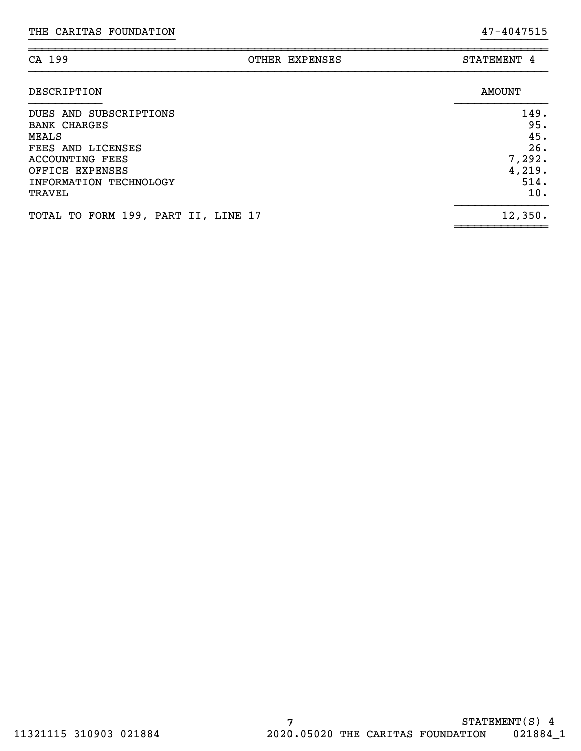THE CARITAS FOUNDATION 47-4047515

| CA 199 | OTHER EXPENSES | STATEMENT 4 |
|---|---|---|

| DESCRIPTION | AMOUNT |
|---|---|
| DUES AND SUBSCRIPTIONS | 149. |
| BANK CHARGES | 95. |
| MEALS | 45. |
| FEES AND LICENSES | 26. |
| ACCOUNTING FEES | 7,292. |
| OFFICE EXPENSES | 4,219. |
| INFORMATION TECHNOLOGY | 514. |
| TRAVEL | 10. |
| TOTAL TO FORM 199, PART II, LINE 17 | 12,350. |

STATEMENT(S) 4

11321115 310903 021884 2020.05020 THE CARITAS FOUNDATION 021884_1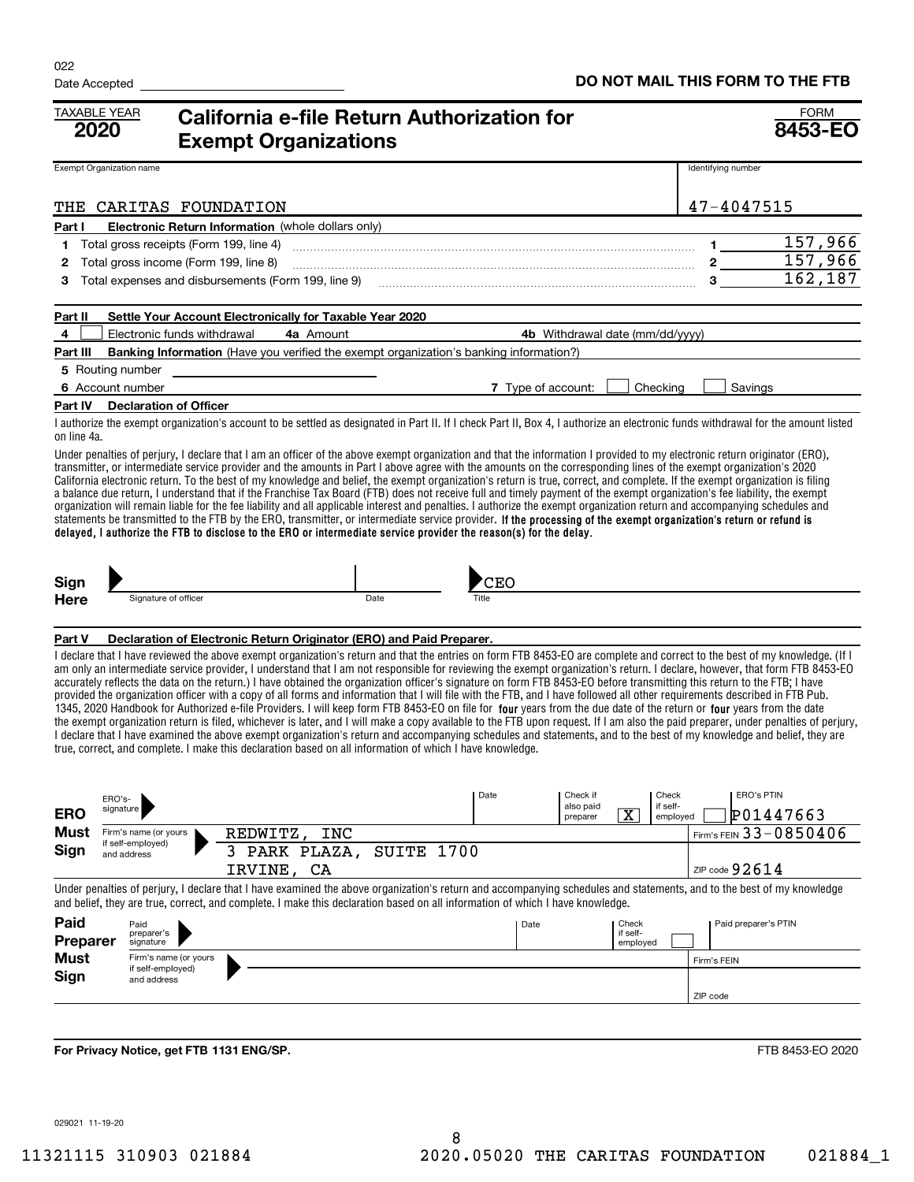022

Date Accepted

**DO NOT MAIL THIS FORM TO THE FTB**

TAXABLE YEAR **2020**

# California e-file Return Authorization for Exempt Organizations

FORM **8453-EO**

| Exempt Organization name | Identifying number |
|---|---|
| THE CARITAS FOUNDATION | 47-4047515 |

**Part I Electronic Return Information** (whole dollars only)

| | | | |
|---|---|---|---|
| 1 | Total gross receipts (Form 199, line 4) | 1 | 157,966 |
| 2 | Total gross income (Form 199, line 8) | 2 | 157,966 |
| 3 | Total expenses and disbursements (Form 199, line 9) | 3 | 162,187 |

**Part II Settle Your Account Electronically for Taxable Year 2020**

4 ☐ Electronic funds withdrawal    **4a** Amount    **4b** Withdrawal date (mm/dd/yyyy)

**Part III Banking Information** (Have you verified the exempt organization's banking information?)

5 Routing number

6 Account number    **7** Type of account: ☐ Checking ☐ Savings

**Part IV Declaration of Officer**

I authorize the exempt organization's account to be settled as designated in Part II. If I check Part II, Box 4, I authorize an electronic funds withdrawal for the amount listed on line 4a.

Under penalties of perjury, I declare that I am an officer of the above exempt organization and that the information I provided to my electronic return originator (ERO), transmitter, or intermediate service provider and the amounts in Part I above agree with the amounts on the corresponding lines of the exempt organization's 2020 California electronic return. To the best of my knowledge and belief, the exempt organization's return is true, correct, and complete. If the exempt organization is filing a balance due return, I understand that if the Franchise Tax Board (FTB) does not receive full and timely payment of the exempt organization's fee liability, the exempt organization will remain liable for the fee liability and all applicable interest and penalties. I authorize the exempt organization return and accompanying schedules and statements be transmitted to the FTB by the ERO, transmitter, or intermediate service provider. **If the processing of the exempt organization's return or refund is delayed, I authorize the FTB to disclose to the ERO or intermediate service provider the reason(s) for the delay.**

**Sign Here**    Signature of officer    Date    Title: CEO

**Part V Declaration of Electronic Return Originator (ERO) and Paid Preparer.**

I declare that I have reviewed the above exempt organization's return and that the entries on form FTB 8453-EO are complete and correct to the best of my knowledge. (If I am only an intermediate service provider, I understand that I am not responsible for reviewing the exempt organization's return. I declare, however, that form FTB 8453-EO accurately reflects the data on the return.) I have obtained the organization officer's signature on form FTB 8453-EO before transmitting this return to the FTB; I have provided the organization officer with a copy of all forms and information that I will file with the FTB, and I have followed all other requirements described in FTB Pub. 1345, 2020 Handbook for Authorized e-file Providers. I will keep form FTB 8453-EO on file for four years from the due date of the return or four years from the date the exempt organization return is filed, whichever is later, and I will make a copy available to the FTB upon request. If I am also the paid preparer, under penalties of perjury, I declare that I have examined the above exempt organization's return and accompanying schedules and statements, and to the best of my knowledge and belief, they are true, correct, and complete. I make this declaration based on all information of which I have knowledge.

**ERO Must Sign**

| | | |
|---|---|---|
| ERO's signature | Date | Check if also paid preparer ☒ / Check if self-employed ☐ / ERO's PTIN P01447663 |
| Firm's name (or yours if self-employed) and address | REDWITZ, INC<br>3 PARK PLAZA, SUITE 1700<br>IRVINE, CA | Firm's FEIN 33-0850406<br>ZIP code 92614 |

Under penalties of perjury, I declare that I have examined the above exempt organization's return and accompanying schedules and statements, and to the best of my knowledge and belief, they are true, correct, and complete. I make this declaration based on all information of which I have knowledge.

**Paid Preparer Must Sign**

| | | |
|---|---|---|
| Paid preparer's signature | Date | Check if self-employed ☐ / Paid preparer's PTIN |
| Firm's name (or yours if self-employed) and address | | Firm's FEIN<br>ZIP code |

**For Privacy Notice, get FTB 1131 ENG/SP.**    FTB 8453-EO 2020

029021 11-19-20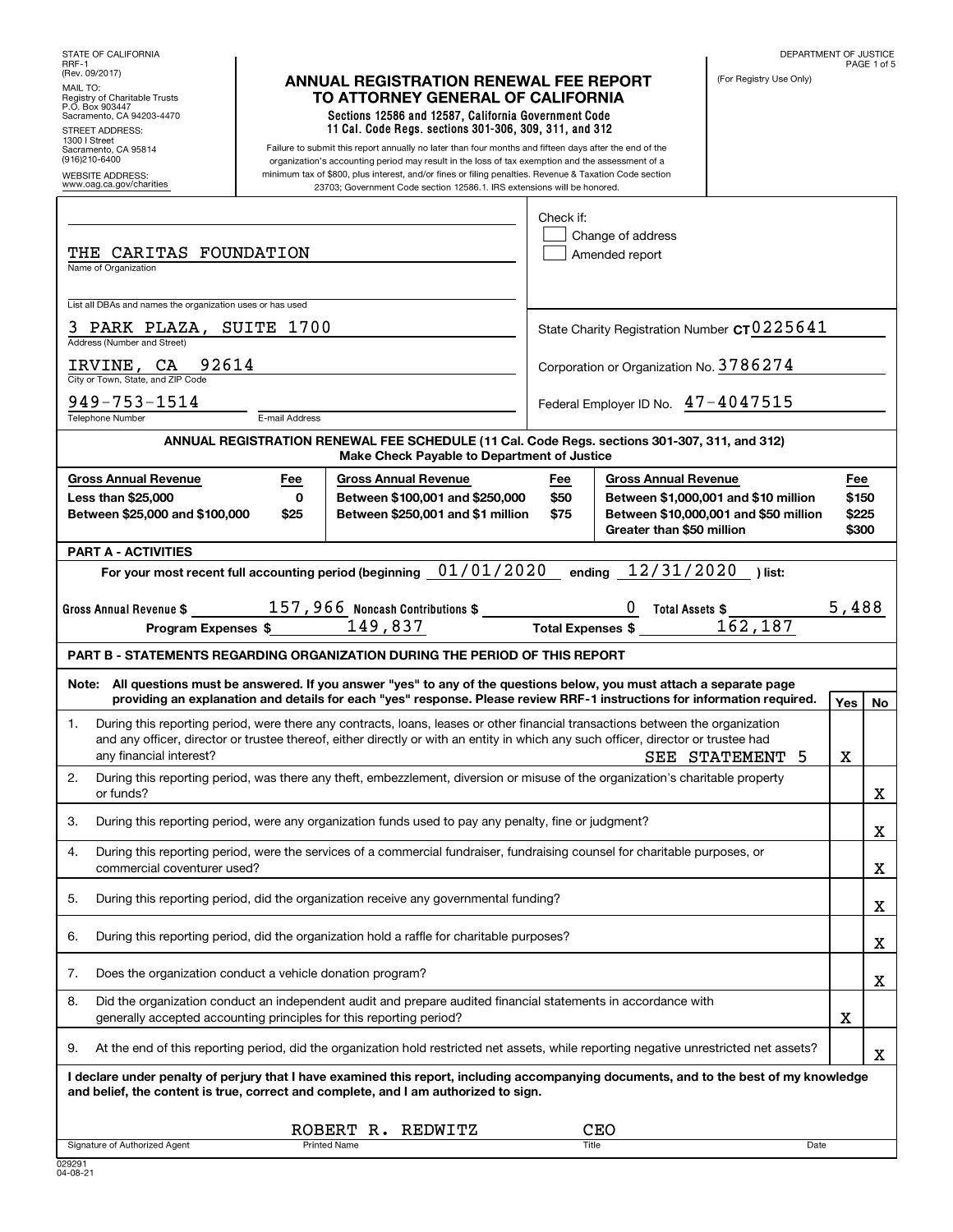STATE OF CALIFORNIA
RRF-1
(Rev. 09/2017)

MAIL TO:
Registry of Charitable Trusts
P.O. Box 903447
Sacramento, CA 94203-4470

STREET ADDRESS:
1300 I Street
Sacramento, CA 95814
(916)210-6400

WEBSITE ADDRESS:
www.oag.ca.gov/charities

# ANNUAL REGISTRATION RENEWAL FEE REPORT TO ATTORNEY GENERAL OF CALIFORNIA

**Sections 12586 and 12587, California Government Code**
**11 Cal. Code Regs. sections 301-306, 309, 311, and 312**

Failure to submit this report annually no later than four months and fifteen days after the end of the organization's accounting period may result in the loss of tax exemption and the assessment of a minimum tax of $800, plus interest, and/or fines or filing penalties. Revenue & Taxation Code section 23703; Government Code section 12586.1. IRS extensions will be honored.

DEPARTMENT OF JUSTICE

(For Registry Use Only)

Name of Organization: THE CARITAS FOUNDATION

List all DBAs and names the organization uses or has used:

Address (Number and Street): 3 PARK PLAZA, SUITE 1700

City or Town, State, and ZIP Code: IRVINE, CA 92614

Telephone Number: 949-753-1514

E-mail Address:

Check if:
- [ ] Change of address
- [ ] Amended report

State Charity Registration Number CT0225641

Corporation or Organization No. 3786274

Federal Employer ID No. 47-4047515

**ANNUAL REGISTRATION RENEWAL FEE SCHEDULE (11 Cal. Code Regs. sections 301-307, 311, and 312)**
**Make Check Payable to Department of Justice**

| Gross Annual Revenue | Fee | Gross Annual Revenue | Fee | Gross Annual Revenue | Fee |
|---|---|---|---|---|---|
| Less than $25,000 | 0 | Between $100,001 and $250,000 | $50 | Between $1,000,001 and $10 million | $150 |
| Between $25,000 and $100,000 | $25 | Between $250,001 and $1 million | $75 | Between $10,000,001 and $50 million | $225 |
| | | | | Greater than $50 million | $300 |

## PART A - ACTIVITIES

For your most recent full accounting period (beginning 01/01/2020 ending 12/31/2020 ) list:

Gross Annual Revenue $ 157,966 Noncash Contributions $ 0 Total Assets $ 5,488

Program Expenses $ 149,837 Total Expenses $ 162,187

## PART B - STATEMENTS REGARDING ORGANIZATION DURING THE PERIOD OF THIS REPORT

**Note: All questions must be answered. If you answer "yes" to any of the questions below, you must attach a separate page providing an explanation and details for each "yes" response. Please review RRF-1 instructions for information required.**

| | Question | Yes | No |
|---|---|---|---|
| 1. | During this reporting period, were there any contracts, loans, leases or other financial transactions between the organization and any officer, director or trustee thereof, either directly or with an entity in which any such officer, director or trustee had any financial interest? SEE STATEMENT 5 | X | |
| 2. | During this reporting period, was there any theft, embezzlement, diversion or misuse of the organization's charitable property or funds? | | X |
| 3. | During this reporting period, were any organization funds used to pay any penalty, fine or judgment? | | X |
| 4. | During this reporting period, were the services of a commercial fundraiser, fundraising counsel for charitable purposes, or commercial coventurer used? | | X |
| 5. | During this reporting period, did the organization receive any governmental funding? | | X |
| 6. | During this reporting period, did the organization hold a raffle for charitable purposes? | | X |
| 7. | Does the organization conduct a vehicle donation program? | | X |
| 8. | Did the organization conduct an independent audit and prepare audited financial statements in accordance with generally accepted accounting principles for this reporting period? | X | |
| 9. | At the end of this reporting period, did the organization hold restricted net assets, while reporting negative unrestricted net assets? | | X |

**I declare under penalty of perjury that I have examined this report, including accompanying documents, and to the best of my knowledge and belief, the content is true, correct and complete, and I am authorized to sign.**

| Signature of Authorized Agent | Printed Name | Title | Date |
|---|---|---|---|
| | ROBERT R. REDWITZ | CEO | |

029291
04-08-21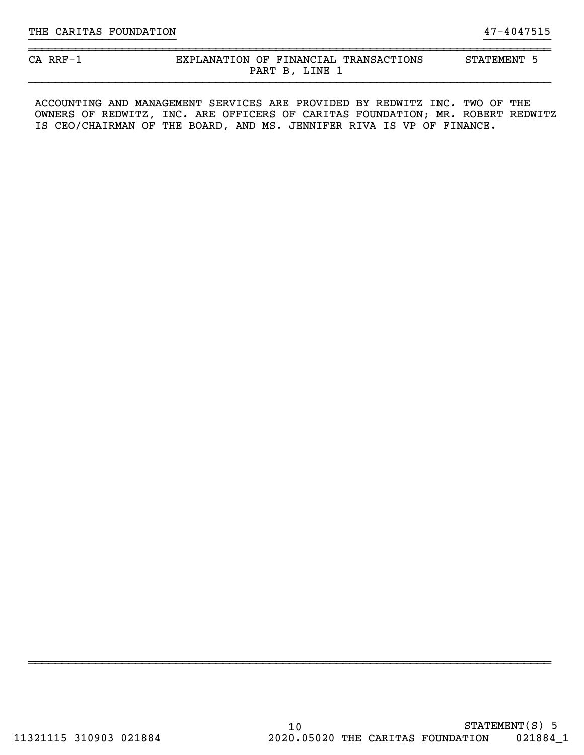| CA RRF-1 | EXPLANATION OF FINANCIAL TRANSACTIONS PART B, LINE 1 | STATEMENT 5 |
| --- | --- | --- |

ACCOUNTING AND MANAGEMENT SERVICES ARE PROVIDED BY REDWITZ INC. TWO OF THE OWNERS OF REDWITZ, INC. ARE OFFICERS OF CARITAS FOUNDATION; MR. ROBERT REDWITZ IS CEO/CHAIRMAN OF THE BOARD, AND MS. JENNIFER RIVA IS VP OF FINANCE.

STATEMENT(S) 5